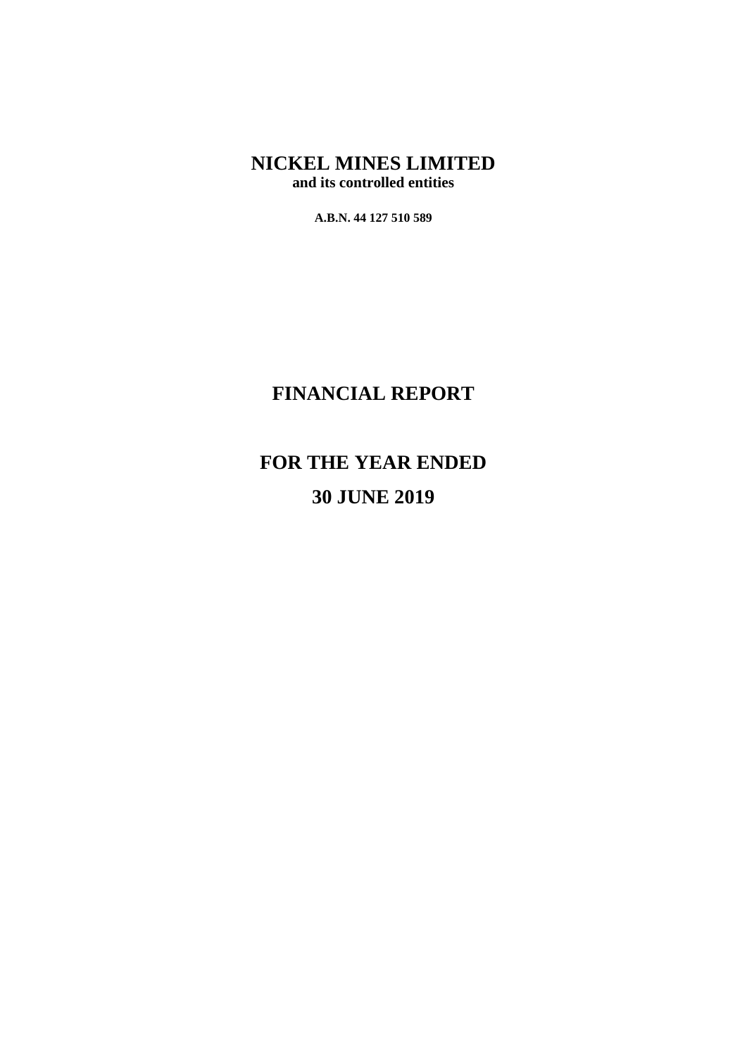# NICKEL MINES LIMITED

**and its controlled entities**

**A.B.N. 44 127 510 589**

# FINANCIAL REPORT

# FOR THE YEAR ENDED

# 30 JUNE 2019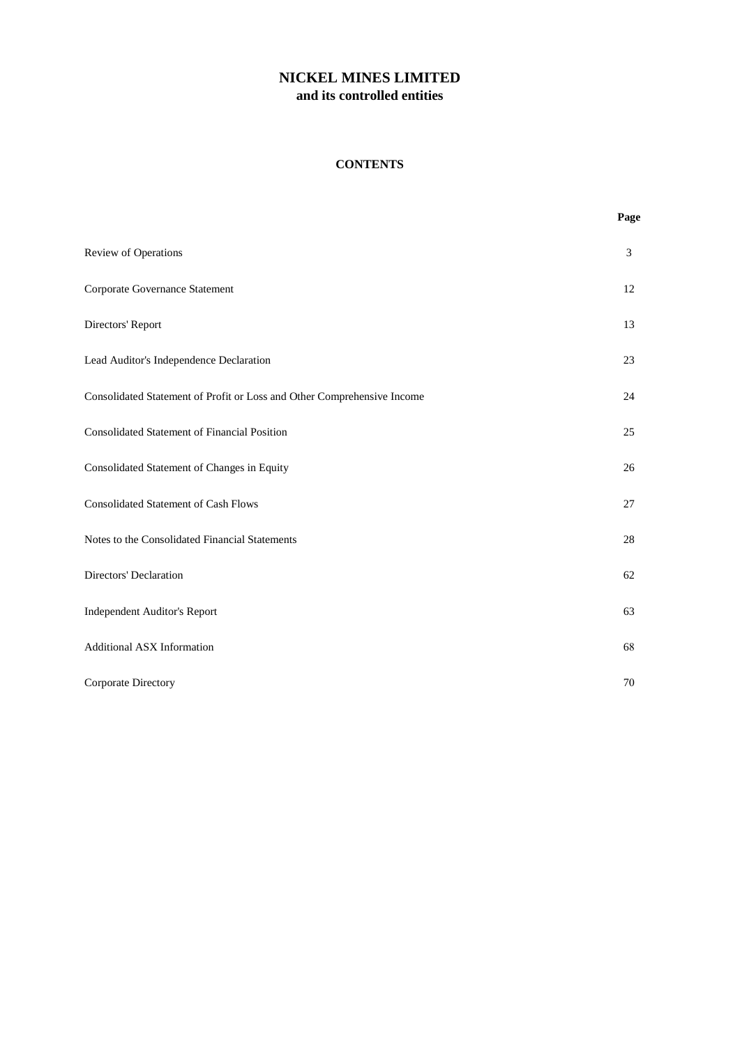# NICKEL MINES LIMITED
**and its controlled entities**

## CONTENTS

| | Page |
|---|---|
| Review of Operations | 3 |
| Corporate Governance Statement | 12 |
| Directors' Report | 13 |
| Lead Auditor's Independence Declaration | 23 |
| Consolidated Statement of Profit or Loss and Other Comprehensive Income | 24 |
| Consolidated Statement of Financial Position | 25 |
| Consolidated Statement of Changes in Equity | 26 |
| Consolidated Statement of Cash Flows | 27 |
| Notes to the Consolidated Financial Statements | 28 |
| Directors' Declaration | 62 |
| Independent Auditor's Report | 63 |
| Additional ASX Information | 68 |
| Corporate Directory | 70 |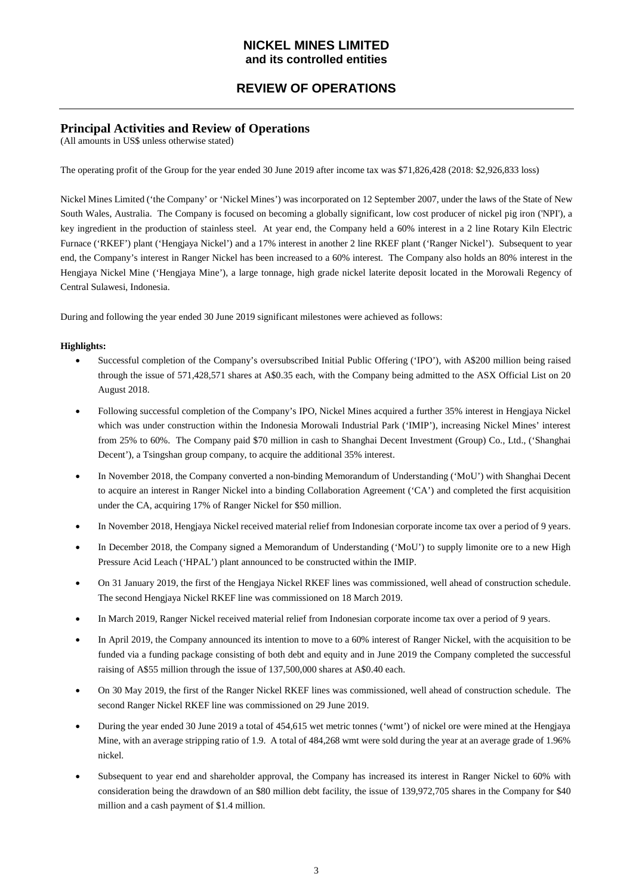## Principal Activities and Review of Operations

(All amounts in US$ unless otherwise stated)

The operating profit of the Group for the year ended 30 June 2019 after income tax was $71,826,428 (2018: $2,926,833 loss)

Nickel Mines Limited ('the Company' or 'Nickel Mines') was incorporated on 12 September 2007, under the laws of the State of New South Wales, Australia. The Company is focused on becoming a globally significant, low cost producer of nickel pig iron ('NPI'), a key ingredient in the production of stainless steel. At year end, the Company held a 60% interest in a 2 line Rotary Kiln Electric Furnace ('RKEF') plant ('Hengjaya Nickel') and a 17% interest in another 2 line RKEF plant ('Ranger Nickel'). Subsequent to year end, the Company's interest in Ranger Nickel has been increased to a 60% interest. The Company also holds an 80% interest in the Hengjaya Nickel Mine ('Hengjaya Mine'), a large tonnage, high grade nickel laterite deposit located in the Morowali Regency of Central Sulawesi, Indonesia.

During and following the year ended 30 June 2019 significant milestones were achieved as follows:

**Highlights:**

- Successful completion of the Company's oversubscribed Initial Public Offering ('IPO'), with A$200 million being raised through the issue of 571,428,571 shares at A$0.35 each, with the Company being admitted to the ASX Official List on 20 August 2018.
- Following successful completion of the Company's IPO, Nickel Mines acquired a further 35% interest in Hengjaya Nickel which was under construction within the Indonesia Morowali Industrial Park ('IMIP'), increasing Nickel Mines' interest from 25% to 60%. The Company paid $70 million in cash to Shanghai Decent Investment (Group) Co., Ltd., ('Shanghai Decent'), a Tsingshan group company, to acquire the additional 35% interest.
- In November 2018, the Company converted a non-binding Memorandum of Understanding ('MoU') with Shanghai Decent to acquire an interest in Ranger Nickel into a binding Collaboration Agreement ('CA') and completed the first acquisition under the CA, acquiring 17% of Ranger Nickel for $50 million.
- In November 2018, Hengjaya Nickel received material relief from Indonesian corporate income tax over a period of 9 years.
- In December 2018, the Company signed a Memorandum of Understanding ('MoU') to supply limonite ore to a new High Pressure Acid Leach ('HPAL') plant announced to be constructed within the IMIP.
- On 31 January 2019, the first of the Hengjaya Nickel RKEF lines was commissioned, well ahead of construction schedule. The second Hengjaya Nickel RKEF line was commissioned on 18 March 2019.
- In March 2019, Ranger Nickel received material relief from Indonesian corporate income tax over a period of 9 years.
- In April 2019, the Company announced its intention to move to a 60% interest of Ranger Nickel, with the acquisition to be funded via a funding package consisting of both debt and equity and in June 2019 the Company completed the successful raising of A$55 million through the issue of 137,500,000 shares at A$0.40 each.
- On 30 May 2019, the first of the Ranger Nickel RKEF lines was commissioned, well ahead of construction schedule. The second Ranger Nickel RKEF line was commissioned on 29 June 2019.
- During the year ended 30 June 2019 a total of 454,615 wet metric tonnes ('wmt') of nickel ore were mined at the Hengjaya Mine, with an average stripping ratio of 1.9. A total of 484,268 wmt were sold during the year at an average grade of 1.96% nickel.
- Subsequent to year end and shareholder approval, the Company has increased its interest in Ranger Nickel to 60% with consideration being the drawdown of an $80 million debt facility, the issue of 139,972,705 shares in the Company for $40 million and a cash payment of $1.4 million.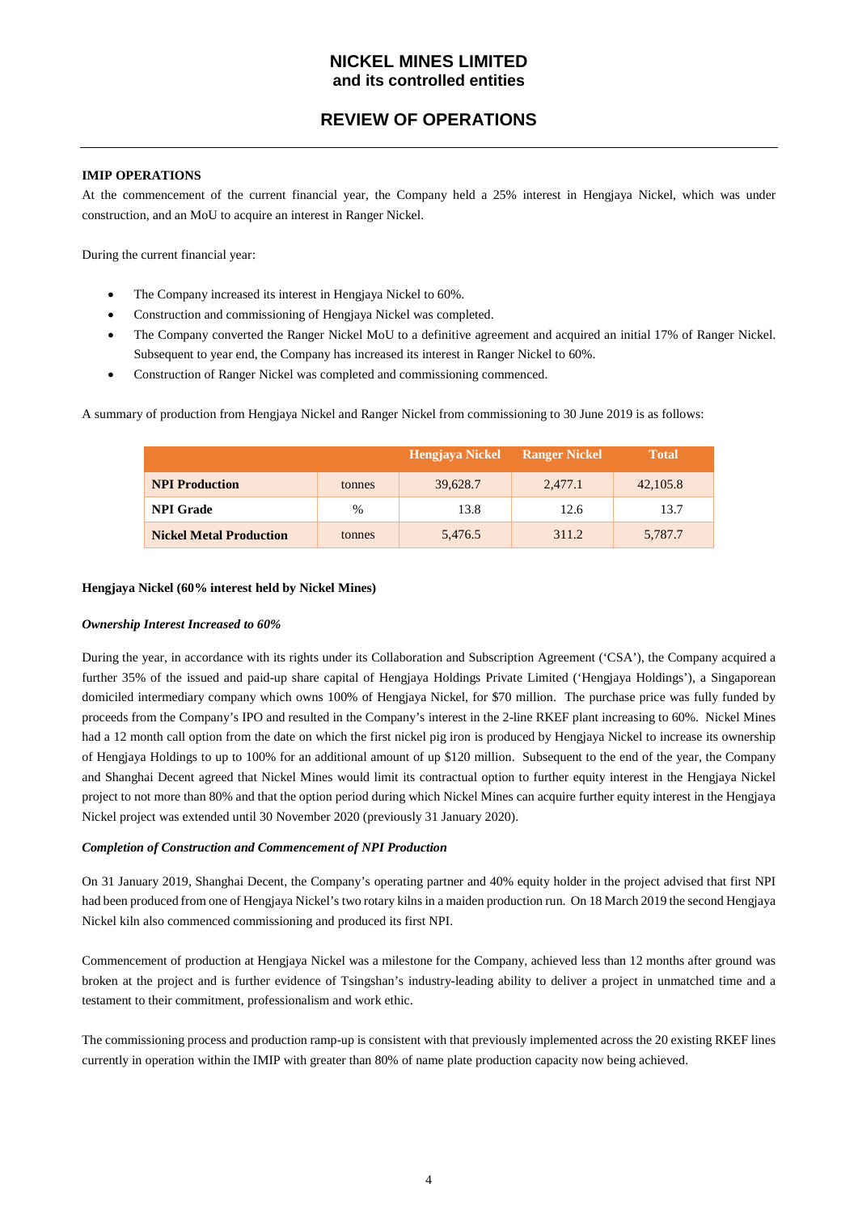## IMIP OPERATIONS

At the commencement of the current financial year, the Company held a 25% interest in Hengjaya Nickel, which was under construction, and an MoU to acquire an interest in Ranger Nickel.

During the current financial year:

- The Company increased its interest in Hengjaya Nickel to 60%.
- Construction and commissioning of Hengjaya Nickel was completed.
- The Company converted the Ranger Nickel MoU to a definitive agreement and acquired an initial 17% of Ranger Nickel. Subsequent to year end, the Company has increased its interest in Ranger Nickel to 60%.
- Construction of Ranger Nickel was completed and commissioning commenced.

A summary of production from Hengjaya Nickel and Ranger Nickel from commissioning to 30 June 2019 is as follows:

| | | Hengjaya Nickel | Ranger Nickel | Total |
|---|---|---|---|---|
| **NPI Production** | tonnes | 39,628.7 | 2,477.1 | 42,105.8 |
| **NPI Grade** | % | 13.8 | 12.6 | 13.7 |
| **Nickel Metal Production** | tonnes | 5,476.5 | 311.2 | 5,787.7 |

**Hengjaya Nickel (60% interest held by Nickel Mines)**

***Ownership Interest Increased to 60%***

During the year, in accordance with its rights under its Collaboration and Subscription Agreement ('CSA'), the Company acquired a further 35% of the issued and paid-up share capital of Hengjaya Holdings Private Limited ('Hengjaya Holdings'), a Singaporean domiciled intermediary company which owns 100% of Hengjaya Nickel, for $70 million. The purchase price was fully funded by proceeds from the Company's IPO and resulted in the Company's interest in the 2-line RKEF plant increasing to 60%. Nickel Mines had a 12 month call option from the date on which the first nickel pig iron is produced by Hengjaya Nickel to increase its ownership of Hengjaya Holdings to up to 100% for an additional amount of up $120 million. Subsequent to the end of the year, the Company and Shanghai Decent agreed that Nickel Mines would limit its contractual option to further equity interest in the Hengjaya Nickel project to not more than 80% and that the option period during which Nickel Mines can acquire further equity interest in the Hengjaya Nickel project was extended until 30 November 2020 (previously 31 January 2020).

***Completion of Construction and Commencement of NPI Production***

On 31 January 2019, Shanghai Decent, the Company's operating partner and 40% equity holder in the project advised that first NPI had been produced from one of Hengjaya Nickel's two rotary kilns in a maiden production run. On 18 March 2019 the second Hengjaya Nickel kiln also commenced commissioning and produced its first NPI.

Commencement of production at Hengjaya Nickel was a milestone for the Company, achieved less than 12 months after ground was broken at the project and is further evidence of Tsingshan's industry-leading ability to deliver a project in unmatched time and a testament to their commitment, professionalism and work ethic.

The commissioning process and production ramp-up is consistent with that previously implemented across the 20 existing RKEF lines currently in operation within the IMIP with greater than 80% of name plate production capacity now being achieved.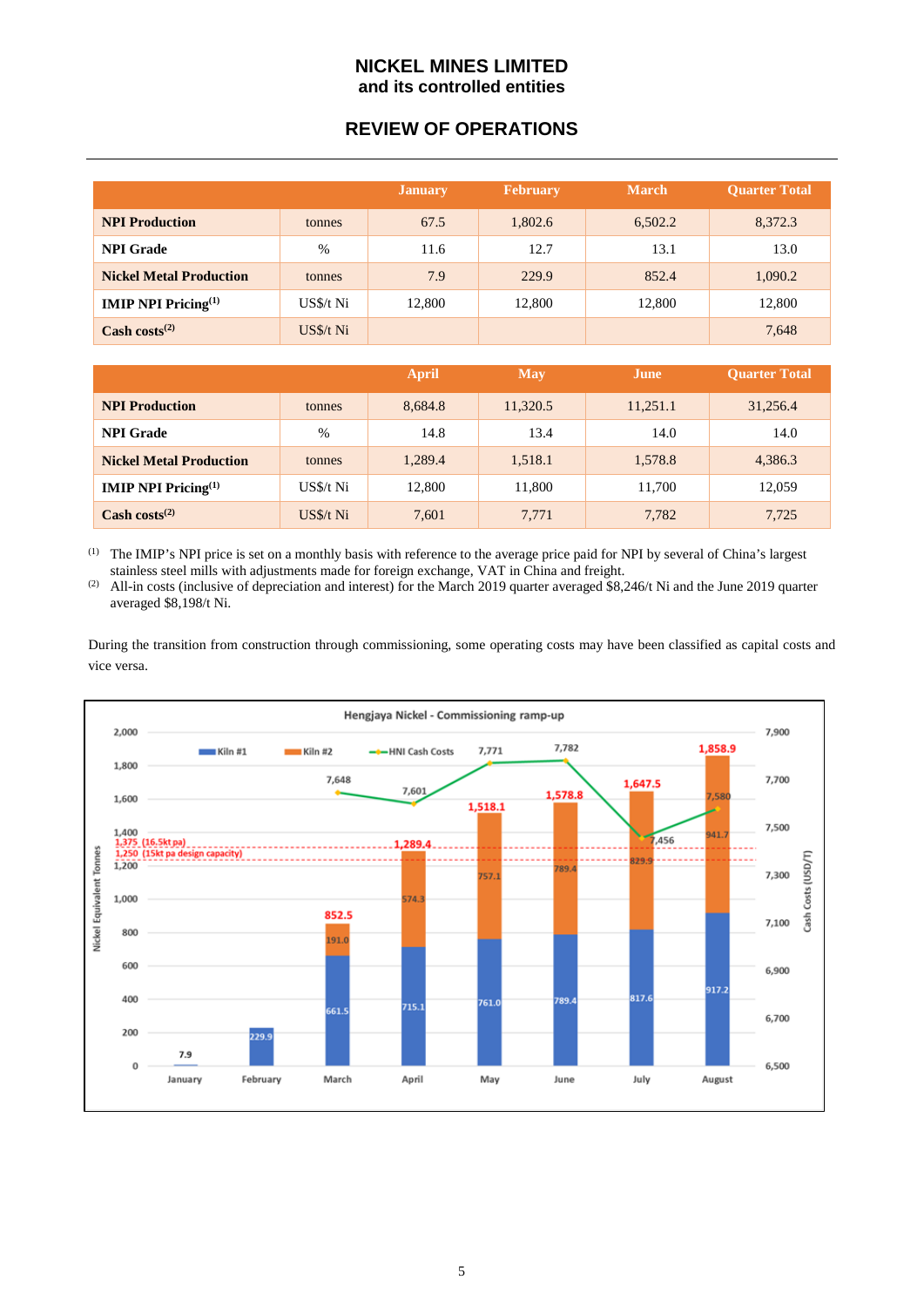| | | January | February | March | Quarter Total |
|---|---|---|---|---|---|
| **NPI Production** | tonnes | 67.5 | 1,802.6 | 6,502.2 | 8,372.3 |
| **NPI Grade** | % | 11.6 | 12.7 | 13.1 | 13.0 |
| **Nickel Metal Production** | tonnes | 7.9 | 229.9 | 852.4 | 1,090.2 |
| **IMIP NPI Pricing[1]** | US$/t Ni | 12,800 | 12,800 | 12,800 | 12,800 |
| **Cash costs[2]** | US$/t Ni | | | | 7,648 |

| | | April | May | June | Quarter Total |
|---|---|---|---|---|---|
| **NPI Production** | tonnes | 8,684.8 | 11,320.5 | 11,251.1 | 31,256.4 |
| **NPI Grade** | % | 14.8 | 13.4 | 14.0 | 14.0 |
| **Nickel Metal Production** | tonnes | 1,289.4 | 1,518.1 | 1,578.8 | 4,386.3 |
| **IMIP NPI Pricing[1]** | US$/t Ni | 12,800 | 11,800 | 11,700 | 12,059 |
| **Cash costs[2]** | US$/t Ni | 7,601 | 7,771 | 7,782 | 7,725 |

(1) The IMIP's NPI price is set on a monthly basis with reference to the average price paid for NPI by several of China's largest stainless steel mills with adjustments made for foreign exchange, VAT in China and freight.

(2) All-in costs (inclusive of depreciation and interest) for the March 2019 quarter averaged $8,246/t Ni and the June 2019 quarter averaged $8,198/t Ni.

During the transition from construction through commissioning, some operating costs may have been classified as capital costs and vice versa.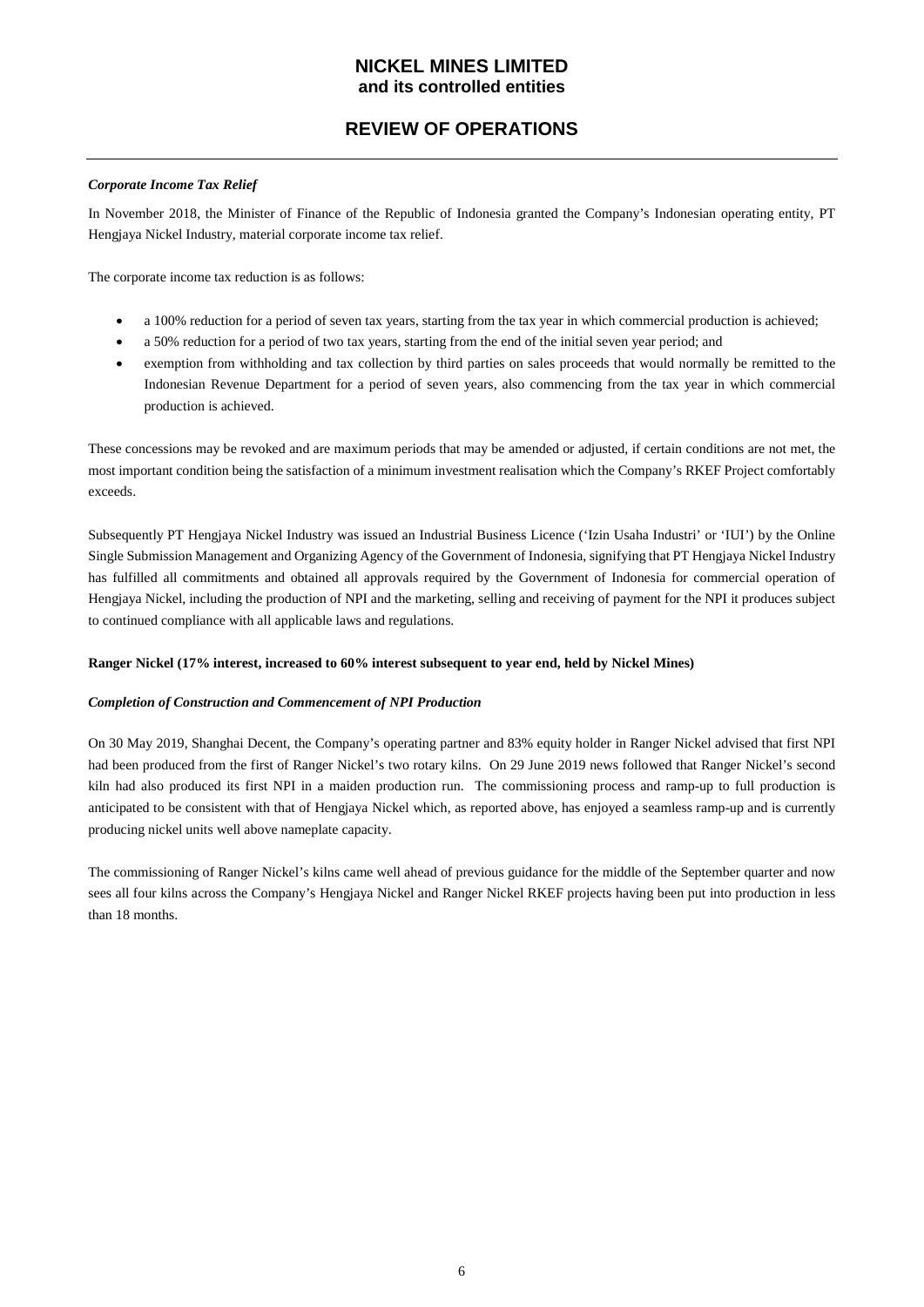### *Corporate Income Tax Relief*

In November 2018, the Minister of Finance of the Republic of Indonesia granted the Company's Indonesian operating entity, PT Hengjaya Nickel Industry, material corporate income tax relief.

The corporate income tax reduction is as follows:

- a 100% reduction for a period of seven tax years, starting from the tax year in which commercial production is achieved;
- a 50% reduction for a period of two tax years, starting from the end of the initial seven year period; and
- exemption from withholding and tax collection by third parties on sales proceeds that would normally be remitted to the Indonesian Revenue Department for a period of seven years, also commencing from the tax year in which commercial production is achieved.

These concessions may be revoked and are maximum periods that may be amended or adjusted, if certain conditions are not met, the most important condition being the satisfaction of a minimum investment realisation which the Company's RKEF Project comfortably exceeds.

Subsequently PT Hengjaya Nickel Industry was issued an Industrial Business Licence ('Izin Usaha Industri' or 'IUI') by the Online Single Submission Management and Organizing Agency of the Government of Indonesia, signifying that PT Hengjaya Nickel Industry has fulfilled all commitments and obtained all approvals required by the Government of Indonesia for commercial operation of Hengjaya Nickel, including the production of NPI and the marketing, selling and receiving of payment for the NPI it produces subject to continued compliance with all applicable laws and regulations.

**Ranger Nickel (17% interest, increased to 60% interest subsequent to year end, held by Nickel Mines)**

### *Completion of Construction and Commencement of NPI Production*

On 30 May 2019, Shanghai Decent, the Company's operating partner and 83% equity holder in Ranger Nickel advised that first NPI had been produced from the first of Ranger Nickel's two rotary kilns. On 29 June 2019 news followed that Ranger Nickel's second kiln had also produced its first NPI in a maiden production run. The commissioning process and ramp-up to full production is anticipated to be consistent with that of Hengjaya Nickel which, as reported above, has enjoyed a seamless ramp-up and is currently producing nickel units well above nameplate capacity.

The commissioning of Ranger Nickel's kilns came well ahead of previous guidance for the middle of the September quarter and now sees all four kilns across the Company's Hengjaya Nickel and Ranger Nickel RKEF projects having been put into production in less than 18 months.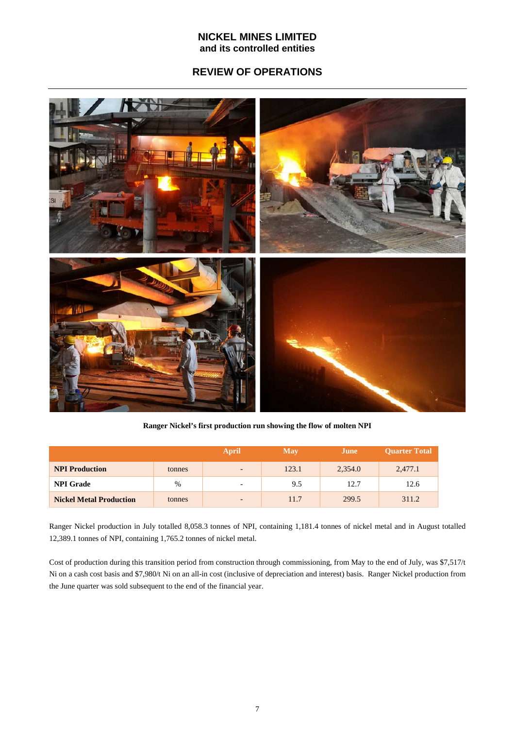# NICKEL MINES LIMITED
## and its controlled entities

## REVIEW OF OPERATIONS

**Ranger Nickel's first production run showing the flow of molten NPI**

| | | April | May | June | Quarter Total |
|---|---|---|---|---|---|
| **NPI Production** | tonnes | - | 123.1 | 2,354.0 | 2,477.1 |
| **NPI Grade** | % | - | 9.5 | 12.7 | 12.6 |
| **Nickel Metal Production** | tonnes | - | 11.7 | 299.5 | 311.2 |

Ranger Nickel production in July totalled 8,058.3 tonnes of NPI, containing 1,181.4 tonnes of nickel metal and in August totalled 12,389.1 tonnes of NPI, containing 1,765.2 tonnes of nickel metal.

Cost of production during this transition period from construction through commissioning, from May to the end of July, was $7,517/t Ni on a cash cost basis and $7,980/t Ni on an all-in cost (inclusive of depreciation and interest) basis. Ranger Nickel production from the June quarter was sold subsequent to the end of the financial year.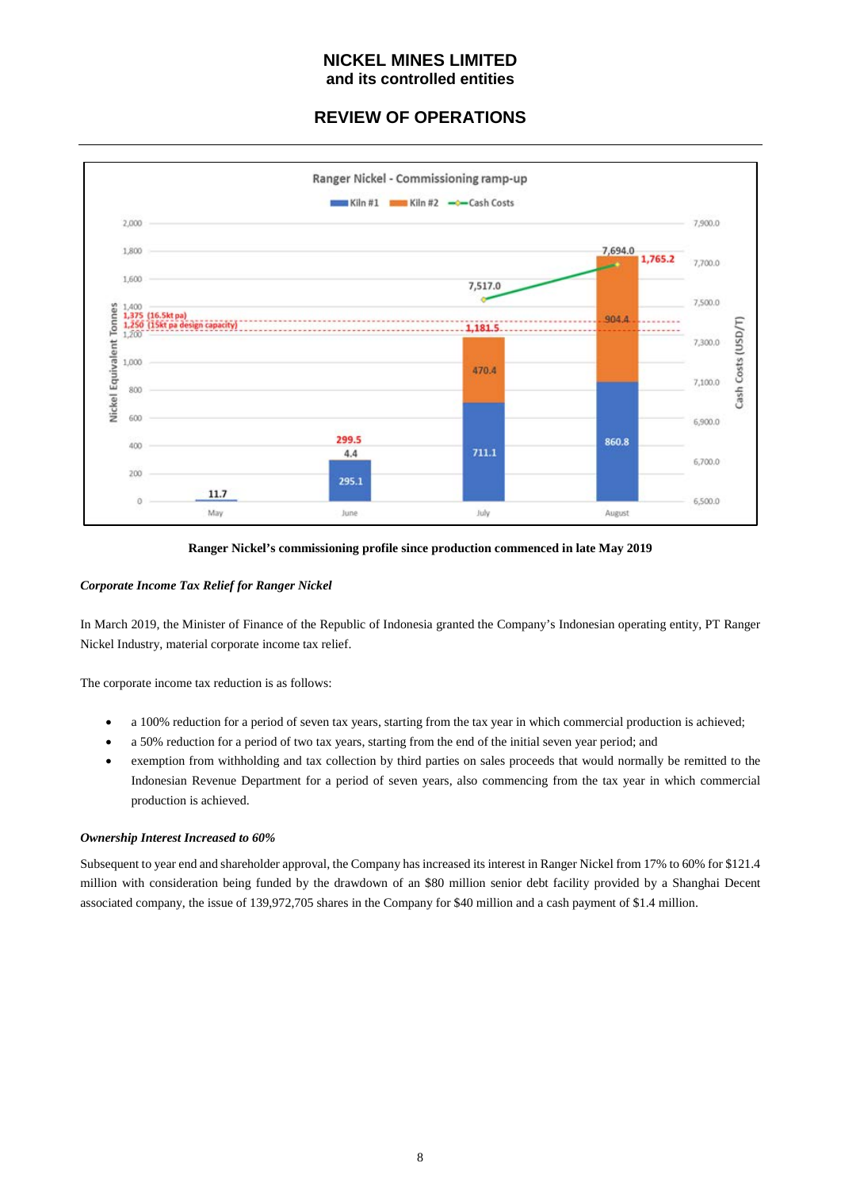Ranger Nickel's commissioning profile since production commenced in late May 2019

***Corporate Income Tax Relief for Ranger Nickel***

In March 2019, the Minister of Finance of the Republic of Indonesia granted the Company's Indonesian operating entity, PT Ranger Nickel Industry, material corporate income tax relief.

The corporate income tax reduction is as follows:

- a 100% reduction for a period of seven tax years, starting from the tax year in which commercial production is achieved;
- a 50% reduction for a period of two tax years, starting from the end of the initial seven year period; and
- exemption from withholding and tax collection by third parties on sales proceeds that would normally be remitted to the Indonesian Revenue Department for a period of seven years, also commencing from the tax year in which commercial production is achieved.

***Ownership Interest Increased to 60%***

Subsequent to year end and shareholder approval, the Company has increased its interest in Ranger Nickel from 17% to 60% for $121.4 million with consideration being funded by the drawdown of an $80 million senior debt facility provided by a Shanghai Decent associated company, the issue of 139,972,705 shares in the Company for $40 million and a cash payment of $1.4 million.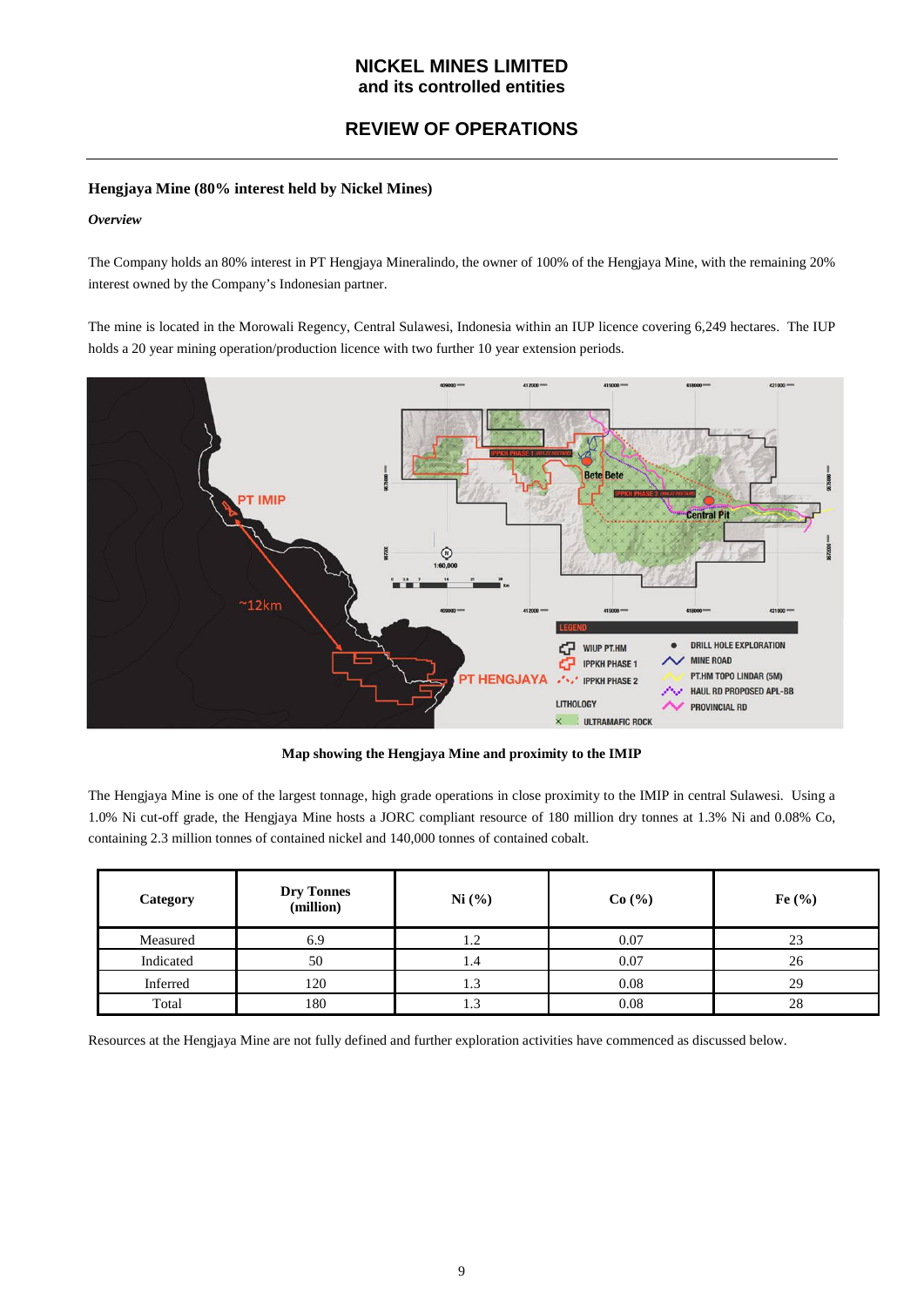## Hengjaya Mine (80% interest held by Nickel Mines)

***Overview***

The Company holds an 80% interest in PT Hengjaya Mineralindo, the owner of 100% of the Hengjaya Mine, with the remaining 20% interest owned by the Company's Indonesian partner.

The mine is located in the Morowali Regency, Central Sulawesi, Indonesia within an IUP licence covering 6,249 hectares. The IUP holds a 20 year mining operation/production licence with two further 10 year extension periods.

**Map showing the Hengjaya Mine and proximity to the IMIP**

The Hengjaya Mine is one of the largest tonnage, high grade operations in close proximity to the IMIP in central Sulawesi. Using a 1.0% Ni cut-off grade, the Hengjaya Mine hosts a JORC compliant resource of 180 million dry tonnes at 1.3% Ni and 0.08% Co, containing 2.3 million tonnes of contained nickel and 140,000 tonnes of contained cobalt.

| Category | Dry Tonnes (million) | Ni (%) | Co (%) | Fe (%) |
|---|---|---|---|---|
| Measured | 6.9 | 1.2 | 0.07 | 23 |
| Indicated | 50 | 1.4 | 0.07 | 26 |
| Inferred | 120 | 1.3 | 0.08 | 29 |
| Total | 180 | 1.3 | 0.08 | 28 |

Resources at the Hengjaya Mine are not fully defined and further exploration activities have commenced as discussed below.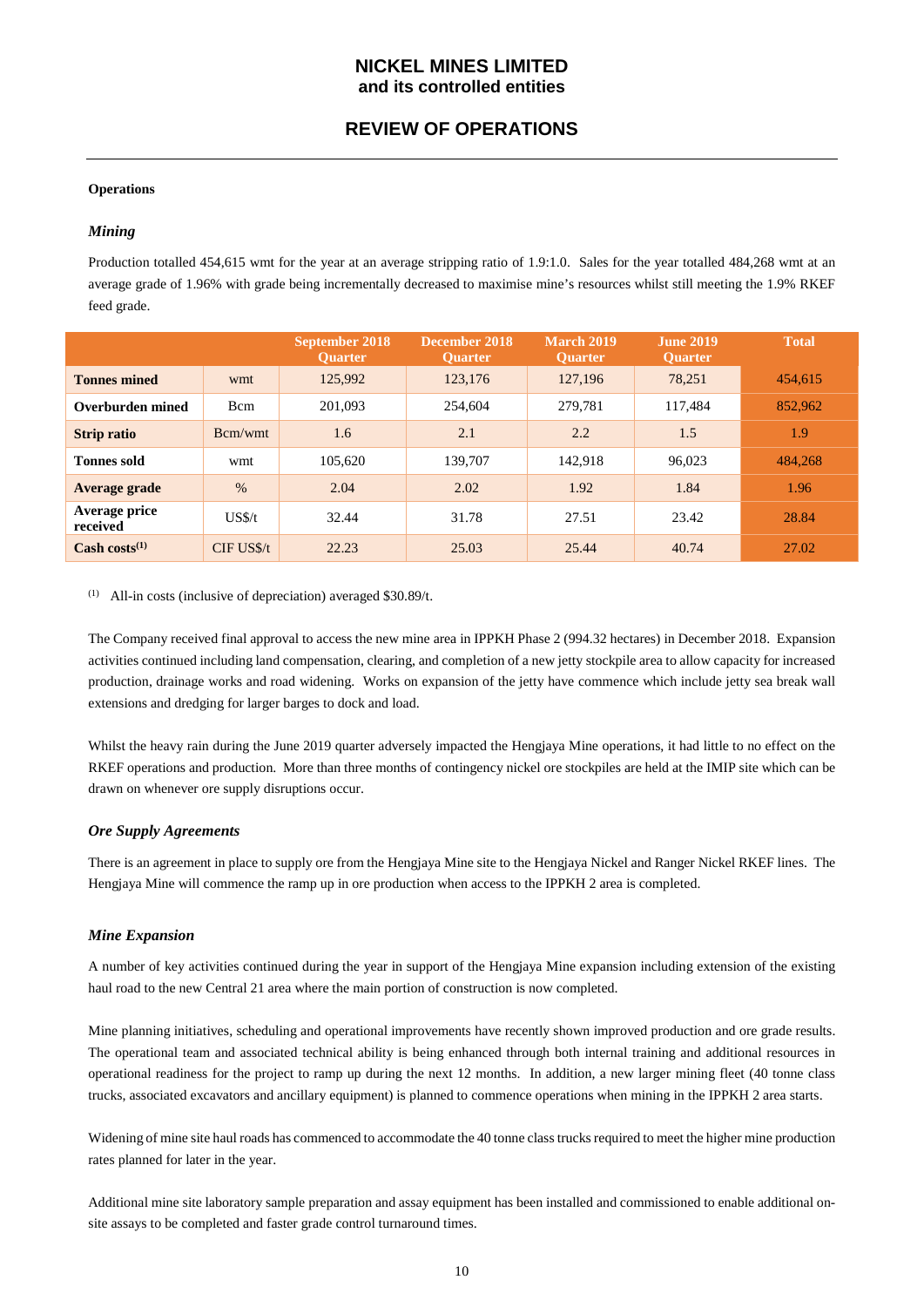# NICKEL MINES LIMITED
## and its controlled entities

## REVIEW OF OPERATIONS

**Operations**

***Mining***

Production totalled 454,615 wmt for the year at an average stripping ratio of 1.9:1.0. Sales for the year totalled 484,268 wmt at an average grade of 1.96% with grade being incrementally decreased to maximise mine's resources whilst still meeting the 1.9% RKEF feed grade.

| | | September 2018 Quarter | December 2018 Quarter | March 2019 Quarter | June 2019 Quarter | Total |
|---|---|---|---|---|---|---|
| **Tonnes mined** | wmt | 125,992 | 123,176 | 127,196 | 78,251 | 454,615 |
| **Overburden mined** | Bcm | 201,093 | 254,604 | 279,781 | 117,484 | 852,962 |
| **Strip ratio** | Bcm/wmt | 1.6 | 2.1 | 2.2 | 1.5 | 1.9 |
| **Tonnes sold** | wmt | 105,620 | 139,707 | 142,918 | 96,023 | 484,268 |
| **Average grade** | % | 2.04 | 2.02 | 1.92 | 1.84 | 1.96 |
| **Average price received** | US$/t | 32.44 | 31.78 | 27.51 | 23.42 | 28.84 |
| **Cash costs(1)** | CIF US$/t | 22.23 | 25.03 | 25.44 | 40.74 | 27.02 |

(1) All-in costs (inclusive of depreciation) averaged $30.89/t.

The Company received final approval to access the new mine area in IPPKH Phase 2 (994.32 hectares) in December 2018. Expansion activities continued including land compensation, clearing, and completion of a new jetty stockpile area to allow capacity for increased production, drainage works and road widening. Works on expansion of the jetty have commence which include jetty sea break wall extensions and dredging for larger barges to dock and load.

Whilst the heavy rain during the June 2019 quarter adversely impacted the Hengjaya Mine operations, it had little to no effect on the RKEF operations and production. More than three months of contingency nickel ore stockpiles are held at the IMIP site which can be drawn on whenever ore supply disruptions occur.

***Ore Supply Agreements***

There is an agreement in place to supply ore from the Hengjaya Mine site to the Hengjaya Nickel and Ranger Nickel RKEF lines. The Hengjaya Mine will commence the ramp up in ore production when access to the IPPKH 2 area is completed.

***Mine Expansion***

A number of key activities continued during the year in support of the Hengjaya Mine expansion including extension of the existing haul road to the new Central 21 area where the main portion of construction is now completed.

Mine planning initiatives, scheduling and operational improvements have recently shown improved production and ore grade results. The operational team and associated technical ability is being enhanced through both internal training and additional resources in operational readiness for the project to ramp up during the next 12 months. In addition, a new larger mining fleet (40 tonne class trucks, associated excavators and ancillary equipment) is planned to commence operations when mining in the IPPKH 2 area starts.

Widening of mine site haul roads has commenced to accommodate the 40 tonne class trucks required to meet the higher mine production rates planned for later in the year.

Additional mine site laboratory sample preparation and assay equipment has been installed and commissioned to enable additional on-site assays to be completed and faster grade control turnaround times.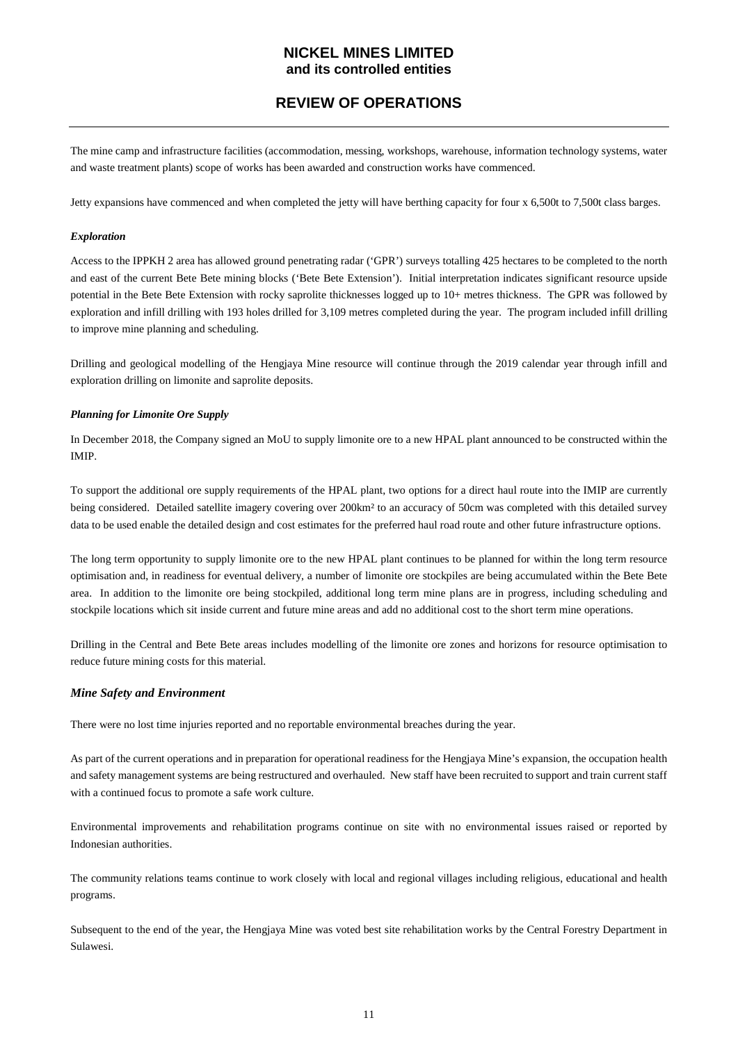The mine camp and infrastructure facilities (accommodation, messing, workshops, warehouse, information technology systems, water and waste treatment plants) scope of works has been awarded and construction works have commenced.

Jetty expansions have commenced and when completed the jetty will have berthing capacity for four x 6,500t to 7,500t class barges.

***Exploration***

Access to the IPPKH 2 area has allowed ground penetrating radar ('GPR') surveys totalling 425 hectares to be completed to the north and east of the current Bete Bete mining blocks ('Bete Bete Extension'). Initial interpretation indicates significant resource upside potential in the Bete Bete Extension with rocky saprolite thicknesses logged up to 10+ metres thickness. The GPR was followed by exploration and infill drilling with 193 holes drilled for 3,109 metres completed during the year. The program included infill drilling to improve mine planning and scheduling.

Drilling and geological modelling of the Hengjaya Mine resource will continue through the 2019 calendar year through infill and exploration drilling on limonite and saprolite deposits.

***Planning for Limonite Ore Supply***

In December 2018, the Company signed an MoU to supply limonite ore to a new HPAL plant announced to be constructed within the IMIP.

To support the additional ore supply requirements of the HPAL plant, two options for a direct haul route into the IMIP are currently being considered. Detailed satellite imagery covering over 200km² to an accuracy of 50cm was completed with this detailed survey data to be used enable the detailed design and cost estimates for the preferred haul road route and other future infrastructure options.

The long term opportunity to supply limonite ore to the new HPAL plant continues to be planned for within the long term resource optimisation and, in readiness for eventual delivery, a number of limonite ore stockpiles are being accumulated within the Bete Bete area. In addition to the limonite ore being stockpiled, additional long term mine plans are in progress, including scheduling and stockpile locations which sit inside current and future mine areas and add no additional cost to the short term mine operations.

Drilling in the Central and Bete Bete areas includes modelling of the limonite ore zones and horizons for resource optimisation to reduce future mining costs for this material.

### *Mine Safety and Environment*

There were no lost time injuries reported and no reportable environmental breaches during the year.

As part of the current operations and in preparation for operational readiness for the Hengjaya Mine's expansion, the occupation health and safety management systems are being restructured and overhauled. New staff have been recruited to support and train current staff with a continued focus to promote a safe work culture.

Environmental improvements and rehabilitation programs continue on site with no environmental issues raised or reported by Indonesian authorities.

The community relations teams continue to work closely with local and regional villages including religious, educational and health programs.

Subsequent to the end of the year, the Hengjaya Mine was voted best site rehabilitation works by the Central Forestry Department in Sulawesi.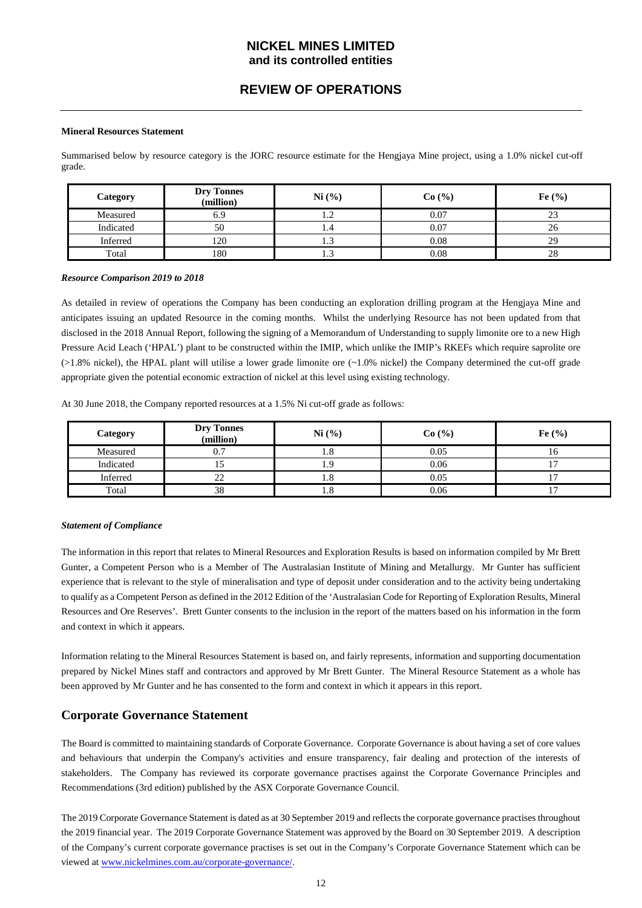**Mineral Resources Statement**

Summarised below by resource category is the JORC resource estimate for the Hengjaya Mine project, using a 1.0% nickel cut-off grade.

| Category | Dry Tonnes (million) | Ni (%) | Co (%) | Fe (%) |
|---|---|---|---|---|
| Measured | 6.9 | 1.2 | 0.07 | 23 |
| Indicated | 50 | 1.4 | 0.07 | 26 |
| Inferred | 120 | 1.3 | 0.08 | 29 |
| Total | 180 | 1.3 | 0.08 | 28 |

***Resource Comparison 2019 to 2018***

As detailed in review of operations the Company has been conducting an exploration drilling program at the Hengjaya Mine and anticipates issuing an updated Resource in the coming months. Whilst the underlying Resource has not been updated from that disclosed in the 2018 Annual Report, following the signing of a Memorandum of Understanding to supply limonite ore to a new High Pressure Acid Leach ('HPAL') plant to be constructed within the IMIP, which unlike the IMIP's RKEFs which require saprolite ore (>1.8% nickel), the HPAL plant will utilise a lower grade limonite ore (~1.0% nickel) the Company determined the cut-off grade appropriate given the potential economic extraction of nickel at this level using existing technology.

At 30 June 2018, the Company reported resources at a 1.5% Ni cut-off grade as follows:

| Category | Dry Tonnes (million) | Ni (%) | Co (%) | Fe (%) |
|---|---|---|---|---|
| Measured | 0.7 | 1.8 | 0.05 | 16 |
| Indicated | 15 | 1.9 | 0.06 | 17 |
| Inferred | 22 | 1.8 | 0.05 | 17 |
| Total | 38 | 1.8 | 0.06 | 17 |

***Statement of Compliance***

The information in this report that relates to Mineral Resources and Exploration Results is based on information compiled by Mr Brett Gunter, a Competent Person who is a Member of The Australasian Institute of Mining and Metallurgy. Mr Gunter has sufficient experience that is relevant to the style of mineralisation and type of deposit under consideration and to the activity being undertaking to qualify as a Competent Person as defined in the 2012 Edition of the 'Australasian Code for Reporting of Exploration Results, Mineral Resources and Ore Reserves'. Brett Gunter consents to the inclusion in the report of the matters based on his information in the form and context in which it appears.

Information relating to the Mineral Resources Statement is based on, and fairly represents, information and supporting documentation prepared by Nickel Mines staff and contractors and approved by Mr Brett Gunter. The Mineral Resource Statement as a whole has been approved by Mr Gunter and he has consented to the form and context in which it appears in this report.

## Corporate Governance Statement

The Board is committed to maintaining standards of Corporate Governance. Corporate Governance is about having a set of core values and behaviours that underpin the Company's activities and ensure transparency, fair dealing and protection of the interests of stakeholders. The Company has reviewed its corporate governance practises against the Corporate Governance Principles and Recommendations (3rd edition) published by the ASX Corporate Governance Council.

The 2019 Corporate Governance Statement is dated as at 30 September 2019 and reflects the corporate governance practises throughout the 2019 financial year. The 2019 Corporate Governance Statement was approved by the Board on 30 September 2019. A description of the Company's current corporate governance practises is set out in the Company's Corporate Governance Statement which can be viewed at www.nickelmines.com.au/corporate-governance/.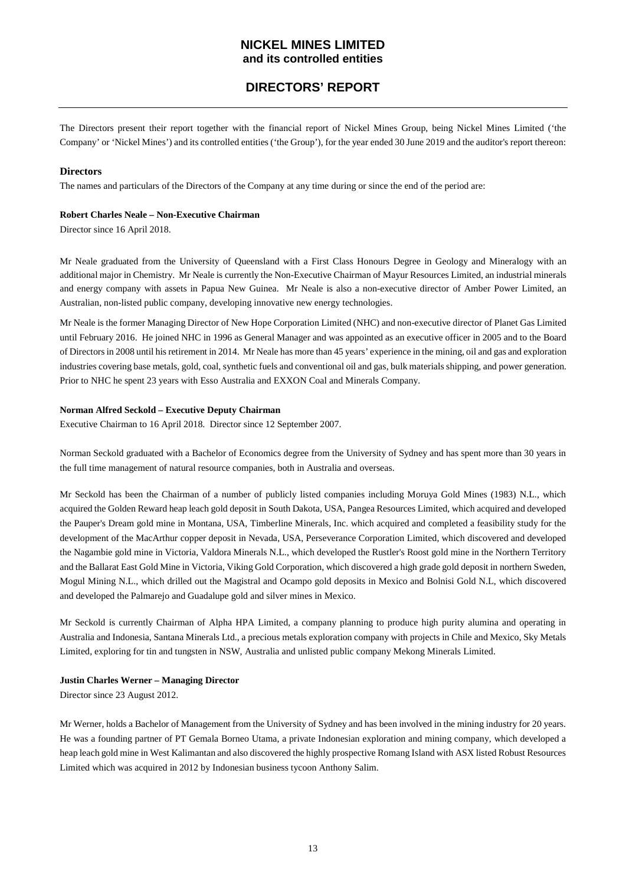# NICKEL MINES LIMITED
## and its controlled entities

## DIRECTORS' REPORT

The Directors present their report together with the financial report of Nickel Mines Group, being Nickel Mines Limited ('the Company' or 'Nickel Mines') and its controlled entities ('the Group'), for the year ended 30 June 2019 and the auditor's report thereon:

### Directors

The names and particulars of the Directors of the Company at any time during or since the end of the period are:

**Robert Charles Neale – Non-Executive Chairman**

Director since 16 April 2018.

Mr Neale graduated from the University of Queensland with a First Class Honours Degree in Geology and Mineralogy with an additional major in Chemistry. Mr Neale is currently the Non-Executive Chairman of Mayur Resources Limited, an industrial minerals and energy company with assets in Papua New Guinea. Mr Neale is also a non-executive director of Amber Power Limited, an Australian, non-listed public company, developing innovative new energy technologies.

Mr Neale is the former Managing Director of New Hope Corporation Limited (NHC) and non-executive director of Planet Gas Limited until February 2016. He joined NHC in 1996 as General Manager and was appointed as an executive officer in 2005 and to the Board of Directors in 2008 until his retirement in 2014. Mr Neale has more than 45 years' experience in the mining, oil and gas and exploration industries covering base metals, gold, coal, synthetic fuels and conventional oil and gas, bulk materials shipping, and power generation. Prior to NHC he spent 23 years with Esso Australia and EXXON Coal and Minerals Company.

**Norman Alfred Seckold – Executive Deputy Chairman**

Executive Chairman to 16 April 2018. Director since 12 September 2007.

Norman Seckold graduated with a Bachelor of Economics degree from the University of Sydney and has spent more than 30 years in the full time management of natural resource companies, both in Australia and overseas.

Mr Seckold has been the Chairman of a number of publicly listed companies including Moruya Gold Mines (1983) N.L., which acquired the Golden Reward heap leach gold deposit in South Dakota, USA, Pangea Resources Limited, which acquired and developed the Pauper's Dream gold mine in Montana, USA, Timberline Minerals, Inc. which acquired and completed a feasibility study for the development of the MacArthur copper deposit in Nevada, USA, Perseverance Corporation Limited, which discovered and developed the Nagambie gold mine in Victoria, Valdora Minerals N.L., which developed the Rustler's Roost gold mine in the Northern Territory and the Ballarat East Gold Mine in Victoria, Viking Gold Corporation, which discovered a high grade gold deposit in northern Sweden, Mogul Mining N.L., which drilled out the Magistral and Ocampo gold deposits in Mexico and Bolnisi Gold N.L, which discovered and developed the Palmarejo and Guadalupe gold and silver mines in Mexico.

Mr Seckold is currently Chairman of Alpha HPA Limited, a company planning to produce high purity alumina and operating in Australia and Indonesia, Santana Minerals Ltd., a precious metals exploration company with projects in Chile and Mexico, Sky Metals Limited, exploring for tin and tungsten in NSW, Australia and unlisted public company Mekong Minerals Limited.

**Justin Charles Werner – Managing Director**

Director since 23 August 2012.

Mr Werner, holds a Bachelor of Management from the University of Sydney and has been involved in the mining industry for 20 years. He was a founding partner of PT Gemala Borneo Utama, a private Indonesian exploration and mining company, which developed a heap leach gold mine in West Kalimantan and also discovered the highly prospective Romang Island with ASX listed Robust Resources Limited which was acquired in 2012 by Indonesian business tycoon Anthony Salim.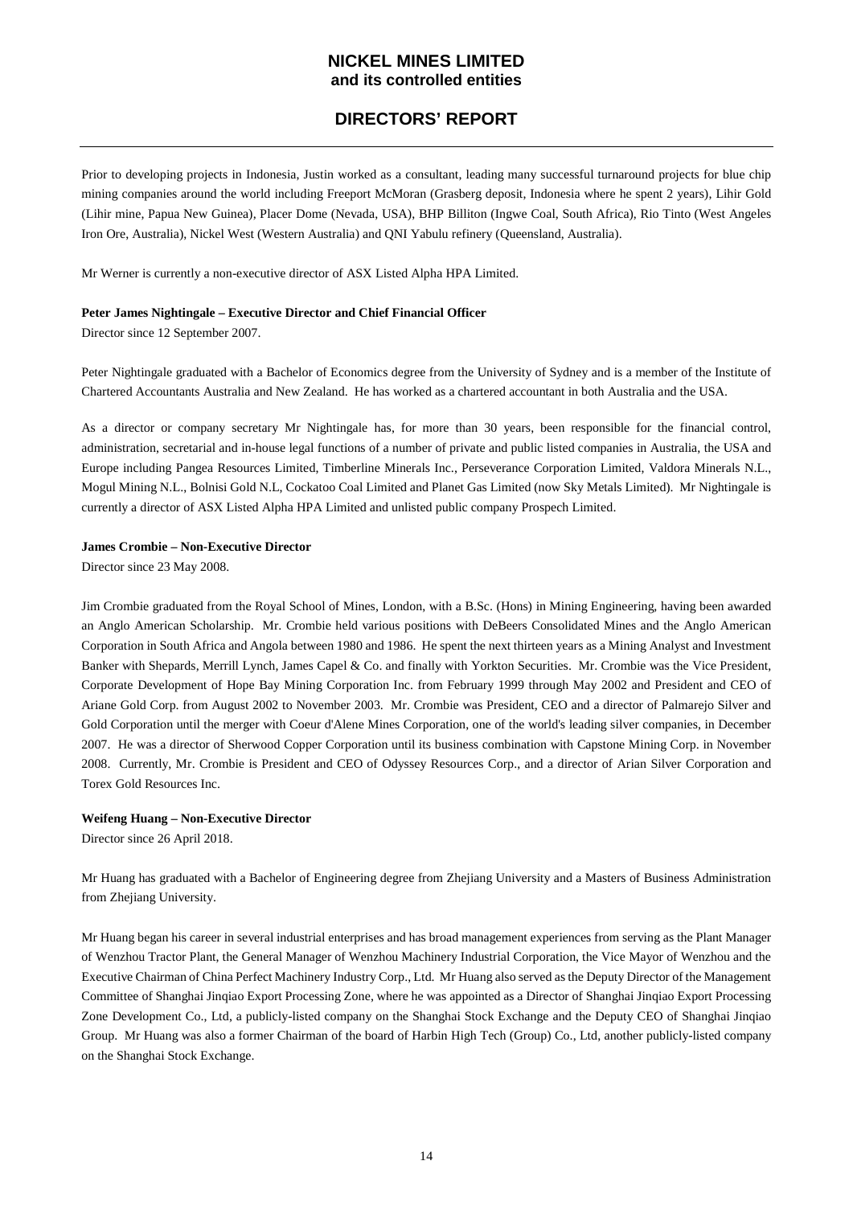Prior to developing projects in Indonesia, Justin worked as a consultant, leading many successful turnaround projects for blue chip mining companies around the world including Freeport McMoran (Grasberg deposit, Indonesia where he spent 2 years), Lihir Gold (Lihir mine, Papua New Guinea), Placer Dome (Nevada, USA), BHP Billiton (Ingwe Coal, South Africa), Rio Tinto (West Angeles Iron Ore, Australia), Nickel West (Western Australia) and QNI Yabulu refinery (Queensland, Australia).

Mr Werner is currently a non-executive director of ASX Listed Alpha HPA Limited.

**Peter James Nightingale – Executive Director and Chief Financial Officer**

Director since 12 September 2007.

Peter Nightingale graduated with a Bachelor of Economics degree from the University of Sydney and is a member of the Institute of Chartered Accountants Australia and New Zealand. He has worked as a chartered accountant in both Australia and the USA.

As a director or company secretary Mr Nightingale has, for more than 30 years, been responsible for the financial control, administration, secretarial and in-house legal functions of a number of private and public listed companies in Australia, the USA and Europe including Pangea Resources Limited, Timberline Minerals Inc., Perseverance Corporation Limited, Valdora Minerals N.L., Mogul Mining N.L., Bolnisi Gold N.L, Cockatoo Coal Limited and Planet Gas Limited (now Sky Metals Limited). Mr Nightingale is currently a director of ASX Listed Alpha HPA Limited and unlisted public company Prospech Limited.

**James Crombie – Non-Executive Director**

Director since 23 May 2008.

Jim Crombie graduated from the Royal School of Mines, London, with a B.Sc. (Hons) in Mining Engineering, having been awarded an Anglo American Scholarship. Mr. Crombie held various positions with DeBeers Consolidated Mines and the Anglo American Corporation in South Africa and Angola between 1980 and 1986. He spent the next thirteen years as a Mining Analyst and Investment Banker with Shepards, Merrill Lynch, James Capel & Co. and finally with Yorkton Securities. Mr. Crombie was the Vice President, Corporate Development of Hope Bay Mining Corporation Inc. from February 1999 through May 2002 and President and CEO of Ariane Gold Corp. from August 2002 to November 2003. Mr. Crombie was President, CEO and a director of Palmarejo Silver and Gold Corporation until the merger with Coeur d'Alene Mines Corporation, one of the world's leading silver companies, in December 2007. He was a director of Sherwood Copper Corporation until its business combination with Capstone Mining Corp. in November 2008. Currently, Mr. Crombie is President and CEO of Odyssey Resources Corp., and a director of Arian Silver Corporation and Torex Gold Resources Inc.

**Weifeng Huang – Non-Executive Director**

Director since 26 April 2018.

Mr Huang has graduated with a Bachelor of Engineering degree from Zhejiang University and a Masters of Business Administration from Zhejiang University.

Mr Huang began his career in several industrial enterprises and has broad management experiences from serving as the Plant Manager of Wenzhou Tractor Plant, the General Manager of Wenzhou Machinery Industrial Corporation, the Vice Mayor of Wenzhou and the Executive Chairman of China Perfect Machinery Industry Corp., Ltd. Mr Huang also served as the Deputy Director of the Management Committee of Shanghai Jinqiao Export Processing Zone, where he was appointed as a Director of Shanghai Jinqiao Export Processing Zone Development Co., Ltd, a publicly-listed company on the Shanghai Stock Exchange and the Deputy CEO of Shanghai Jinqiao Group. Mr Huang was also a former Chairman of the board of Harbin High Tech (Group) Co., Ltd, another publicly-listed company on the Shanghai Stock Exchange.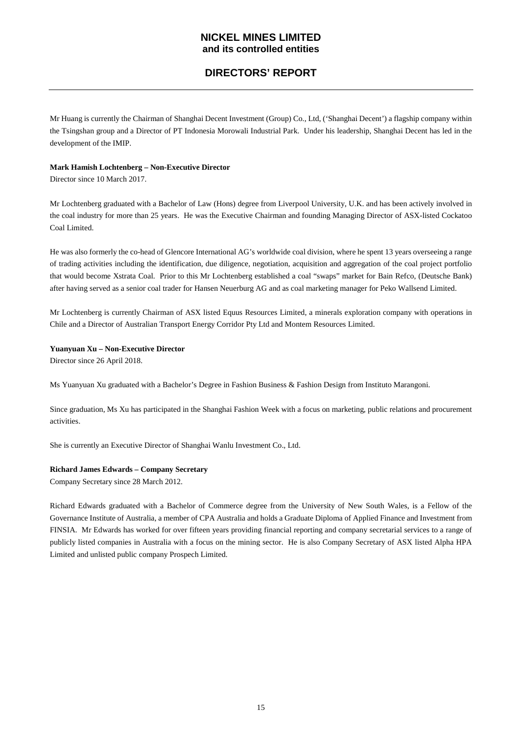Mr Huang is currently the Chairman of Shanghai Decent Investment (Group) Co., Ltd, ('Shanghai Decent') a flagship company within the Tsingshan group and a Director of PT Indonesia Morowali Industrial Park. Under his leadership, Shanghai Decent has led in the development of the IMIP.

**Mark Hamish Lochtenberg – Non-Executive Director**

Director since 10 March 2017.

Mr Lochtenberg graduated with a Bachelor of Law (Hons) degree from Liverpool University, U.K. and has been actively involved in the coal industry for more than 25 years. He was the Executive Chairman and founding Managing Director of ASX-listed Cockatoo Coal Limited.

He was also formerly the co-head of Glencore International AG's worldwide coal division, where he spent 13 years overseeing a range of trading activities including the identification, due diligence, negotiation, acquisition and aggregation of the coal project portfolio that would become Xstrata Coal. Prior to this Mr Lochtenberg established a coal "swaps" market for Bain Refco, (Deutsche Bank) after having served as a senior coal trader for Hansen Neuerburg AG and as coal marketing manager for Peko Wallsend Limited.

Mr Lochtenberg is currently Chairman of ASX listed Equus Resources Limited, a minerals exploration company with operations in Chile and a Director of Australian Transport Energy Corridor Pty Ltd and Montem Resources Limited.

**Yuanyuan Xu – Non-Executive Director**

Director since 26 April 2018.

Ms Yuanyuan Xu graduated with a Bachelor's Degree in Fashion Business & Fashion Design from Instituto Marangoni.

Since graduation, Ms Xu has participated in the Shanghai Fashion Week with a focus on marketing, public relations and procurement activities.

She is currently an Executive Director of Shanghai Wanlu Investment Co., Ltd.

**Richard James Edwards – Company Secretary**

Company Secretary since 28 March 2012.

Richard Edwards graduated with a Bachelor of Commerce degree from the University of New South Wales, is a Fellow of the Governance Institute of Australia, a member of CPA Australia and holds a Graduate Diploma of Applied Finance and Investment from FINSIA. Mr Edwards has worked for over fifteen years providing financial reporting and company secretarial services to a range of publicly listed companies in Australia with a focus on the mining sector. He is also Company Secretary of ASX listed Alpha HPA Limited and unlisted public company Prospech Limited.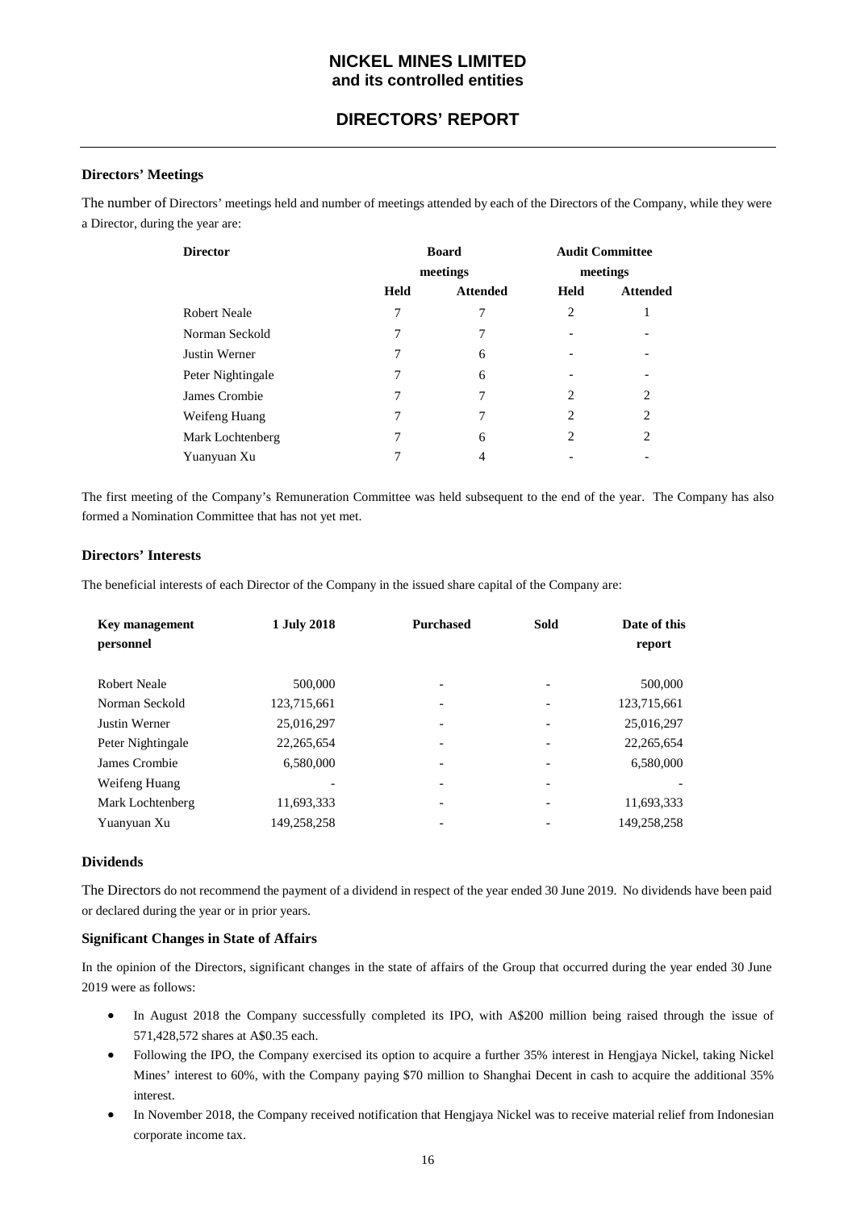# NICKEL MINES LIMITED
## and its controlled entities

## DIRECTORS' REPORT

### Directors' Meetings

The number of Directors' meetings held and number of meetings attended by each of the Directors of the Company, while they were a Director, during the year are:

| Director | Board meetings | | Audit Committee meetings | |
|---|---|---|---|---|
| | Held | Attended | Held | Attended |
| Robert Neale | 7 | 7 | 2 | 1 |
| Norman Seckold | 7 | 7 | - | - |
| Justin Werner | 7 | 6 | - | - |
| Peter Nightingale | 7 | 6 | - | - |
| James Crombie | 7 | 7 | 2 | 2 |
| Weifeng Huang | 7 | 7 | 2 | 2 |
| Mark Lochtenberg | 7 | 6 | 2 | 2 |
| Yuanyuan Xu | 7 | 4 | - | - |

The first meeting of the Company's Remuneration Committee was held subsequent to the end of the year. The Company has also formed a Nomination Committee that has not yet met.

### Directors' Interests

The beneficial interests of each Director of the Company in the issued share capital of the Company are:

| Key management personnel | 1 July 2018 | Purchased | Sold | Date of this report |
|---|---|---|---|---|
| Robert Neale | 500,000 | - | - | 500,000 |
| Norman Seckold | 123,715,661 | - | - | 123,715,661 |
| Justin Werner | 25,016,297 | - | - | 25,016,297 |
| Peter Nightingale | 22,265,654 | - | - | 22,265,654 |
| James Crombie | 6,580,000 | - | - | 6,580,000 |
| Weifeng Huang | - | - | - | - |
| Mark Lochtenberg | 11,693,333 | - | - | 11,693,333 |
| Yuanyuan Xu | 149,258,258 | - | - | 149,258,258 |

### Dividends

The Directors do not recommend the payment of a dividend in respect of the year ended 30 June 2019. No dividends have been paid or declared during the year or in prior years.

### Significant Changes in State of Affairs

In the opinion of the Directors, significant changes in the state of affairs of the Group that occurred during the year ended 30 June 2019 were as follows:

- In August 2018 the Company successfully completed its IPO, with A$200 million being raised through the issue of 571,428,572 shares at A$0.35 each.
- Following the IPO, the Company exercised its option to acquire a further 35% interest in Hengjaya Nickel, taking Nickel Mines' interest to 60%, with the Company paying $70 million to Shanghai Decent in cash to acquire the additional 35% interest.
- In November 2018, the Company received notification that Hengjaya Nickel was to receive material relief from Indonesian corporate income tax.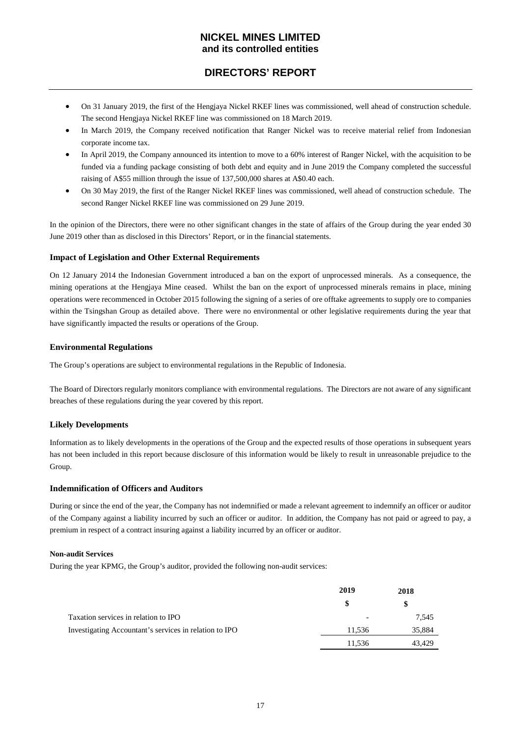- On 31 January 2019, the first of the Hengjaya Nickel RKEF lines was commissioned, well ahead of construction schedule. The second Hengjaya Nickel RKEF line was commissioned on 18 March 2019.
- In March 2019, the Company received notification that Ranger Nickel was to receive material relief from Indonesian corporate income tax.
- In April 2019, the Company announced its intention to move to a 60% interest of Ranger Nickel, with the acquisition to be funded via a funding package consisting of both debt and equity and in June 2019 the Company completed the successful raising of A$55 million through the issue of 137,500,000 shares at A$0.40 each.
- On 30 May 2019, the first of the Ranger Nickel RKEF lines was commissioned, well ahead of construction schedule. The second Ranger Nickel RKEF line was commissioned on 29 June 2019.

In the opinion of the Directors, there were no other significant changes in the state of affairs of the Group during the year ended 30 June 2019 other than as disclosed in this Directors' Report, or in the financial statements.

### Impact of Legislation and Other External Requirements

On 12 January 2014 the Indonesian Government introduced a ban on the export of unprocessed minerals. As a consequence, the mining operations at the Hengjaya Mine ceased. Whilst the ban on the export of unprocessed minerals remains in place, mining operations were recommenced in October 2015 following the signing of a series of ore offtake agreements to supply ore to companies within the Tsingshan Group as detailed above. There were no environmental or other legislative requirements during the year that have significantly impacted the results or operations of the Group.

### Environmental Regulations

The Group's operations are subject to environmental regulations in the Republic of Indonesia.

The Board of Directors regularly monitors compliance with environmental regulations. The Directors are not aware of any significant breaches of these regulations during the year covered by this report.

### Likely Developments

Information as to likely developments in the operations of the Group and the expected results of those operations in subsequent years has not been included in this report because disclosure of this information would be likely to result in unreasonable prejudice to the Group.

### Indemnification of Officers and Auditors

During or since the end of the year, the Company has not indemnified or made a relevant agreement to indemnify an officer or auditor of the Company against a liability incurred by such an officer or auditor. In addition, the Company has not paid or agreed to pay, a premium in respect of a contract insuring against a liability incurred by an officer or auditor.

#### Non-audit Services

During the year KPMG, the Group's auditor, provided the following non-audit services:

| | 2019 | 2018 |
|---|---|---|
| | $ | $ |
| Taxation services in relation to IPO | - | 7,545 |
| Investigating Accountant's services in relation to IPO | 11,536 | 35,884 |
| | 11,536 | 43,429 |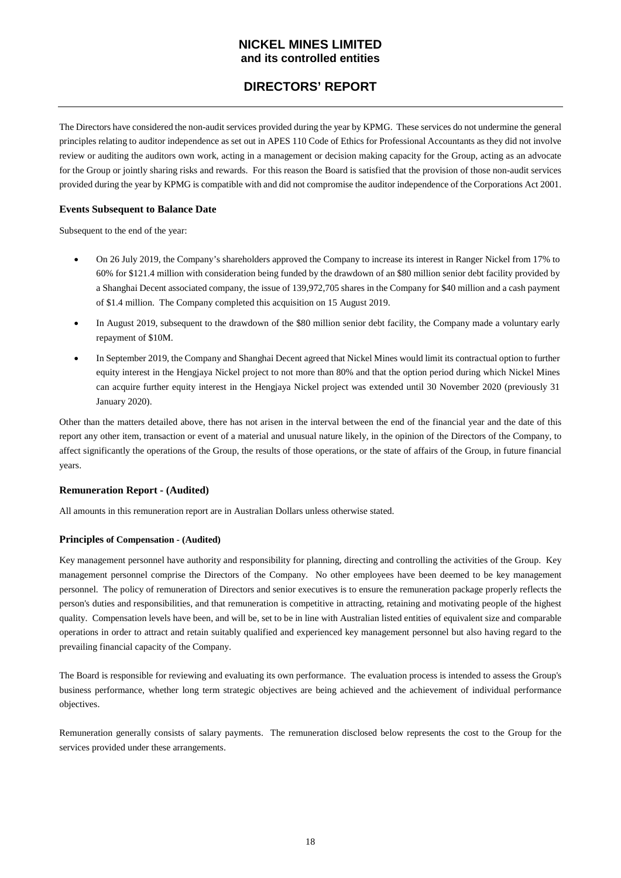The Directors have considered the non-audit services provided during the year by KPMG. These services do not undermine the general principles relating to auditor independence as set out in APES 110 Code of Ethics for Professional Accountants as they did not involve review or auditing the auditors own work, acting in a management or decision making capacity for the Group, acting as an advocate for the Group or jointly sharing risks and rewards. For this reason the Board is satisfied that the provision of those non-audit services provided during the year by KPMG is compatible with and did not compromise the auditor independence of the Corporations Act 2001.

### Events Subsequent to Balance Date

Subsequent to the end of the year:

- On 26 July 2019, the Company's shareholders approved the Company to increase its interest in Ranger Nickel from 17% to 60% for $121.4 million with consideration being funded by the drawdown of an $80 million senior debt facility provided by a Shanghai Decent associated company, the issue of 139,972,705 shares in the Company for $40 million and a cash payment of $1.4 million. The Company completed this acquisition on 15 August 2019.
- In August 2019, subsequent to the drawdown of the $80 million senior debt facility, the Company made a voluntary early repayment of $10M.
- In September 2019, the Company and Shanghai Decent agreed that Nickel Mines would limit its contractual option to further equity interest in the Hengjaya Nickel project to not more than 80% and that the option period during which Nickel Mines can acquire further equity interest in the Hengjaya Nickel project was extended until 30 November 2020 (previously 31 January 2020).

Other than the matters detailed above, there has not arisen in the interval between the end of the financial year and the date of this report any other item, transaction or event of a material and unusual nature likely, in the opinion of the Directors of the Company, to affect significantly the operations of the Group, the results of those operations, or the state of affairs of the Group, in future financial years.

### Remuneration Report - (Audited)

All amounts in this remuneration report are in Australian Dollars unless otherwise stated.

#### Principles of Compensation - (Audited)

Key management personnel have authority and responsibility for planning, directing and controlling the activities of the Group. Key management personnel comprise the Directors of the Company. No other employees have been deemed to be key management personnel. The policy of remuneration of Directors and senior executives is to ensure the remuneration package properly reflects the person's duties and responsibilities, and that remuneration is competitive in attracting, retaining and motivating people of the highest quality. Compensation levels have been, and will be, set to be in line with Australian listed entities of equivalent size and comparable operations in order to attract and retain suitably qualified and experienced key management personnel but also having regard to the prevailing financial capacity of the Company.

The Board is responsible for reviewing and evaluating its own performance. The evaluation process is intended to assess the Group's business performance, whether long term strategic objectives are being achieved and the achievement of individual performance objectives.

Remuneration generally consists of salary payments. The remuneration disclosed below represents the cost to the Group for the services provided under these arrangements.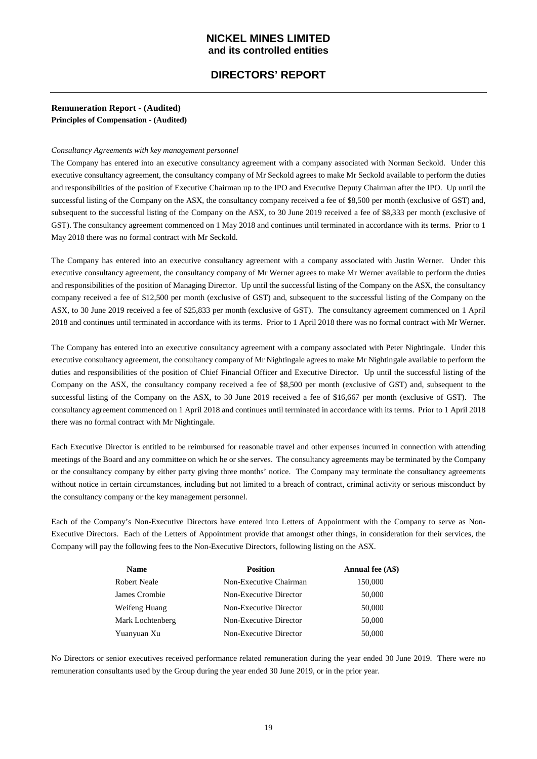# NICKEL MINES LIMITED
## and its controlled entities

## DIRECTORS' REPORT

### Remuneration Report - (Audited)
**Principles of Compensation - (Audited)**

*Consultancy Agreements with key management personnel*

The Company has entered into an executive consultancy agreement with a company associated with Norman Seckold. Under this executive consultancy agreement, the consultancy company of Mr Seckold agrees to make Mr Seckold available to perform the duties and responsibilities of the position of Executive Chairman up to the IPO and Executive Deputy Chairman after the IPO. Up until the successful listing of the Company on the ASX, the consultancy company received a fee of $8,500 per month (exclusive of GST) and, subsequent to the successful listing of the Company on the ASX, to 30 June 2019 received a fee of $8,333 per month (exclusive of GST). The consultancy agreement commenced on 1 May 2018 and continues until terminated in accordance with its terms. Prior to 1 May 2018 there was no formal contract with Mr Seckold.

The Company has entered into an executive consultancy agreement with a company associated with Justin Werner. Under this executive consultancy agreement, the consultancy company of Mr Werner agrees to make Mr Werner available to perform the duties and responsibilities of the position of Managing Director. Up until the successful listing of the Company on the ASX, the consultancy company received a fee of $12,500 per month (exclusive of GST) and, subsequent to the successful listing of the Company on the ASX, to 30 June 2019 received a fee of $25,833 per month (exclusive of GST). The consultancy agreement commenced on 1 April 2018 and continues until terminated in accordance with its terms. Prior to 1 April 2018 there was no formal contract with Mr Werner.

The Company has entered into an executive consultancy agreement with a company associated with Peter Nightingale. Under this executive consultancy agreement, the consultancy company of Mr Nightingale agrees to make Mr Nightingale available to perform the duties and responsibilities of the position of Chief Financial Officer and Executive Director. Up until the successful listing of the Company on the ASX, the consultancy company received a fee of $8,500 per month (exclusive of GST) and, subsequent to the successful listing of the Company on the ASX, to 30 June 2019 received a fee of $16,667 per month (exclusive of GST). The consultancy agreement commenced on 1 April 2018 and continues until terminated in accordance with its terms. Prior to 1 April 2018 there was no formal contract with Mr Nightingale.

Each Executive Director is entitled to be reimbursed for reasonable travel and other expenses incurred in connection with attending meetings of the Board and any committee on which he or she serves. The consultancy agreements may be terminated by the Company or the consultancy company by either party giving three months' notice. The Company may terminate the consultancy agreements without notice in certain circumstances, including but not limited to a breach of contract, criminal activity or serious misconduct by the consultancy company or the key management personnel.

Each of the Company's Non-Executive Directors have entered into Letters of Appointment with the Company to serve as Non-Executive Directors. Each of the Letters of Appointment provide that amongst other things, in consideration for their services, the Company will pay the following fees to the Non-Executive Directors, following listing on the ASX.

| Name | Position | Annual fee (A$) |
|---|---|---|
| Robert Neale | Non-Executive Chairman | 150,000 |
| James Crombie | Non-Executive Director | 50,000 |
| Weifeng Huang | Non-Executive Director | 50,000 |
| Mark Lochtenberg | Non-Executive Director | 50,000 |
| Yuanyuan Xu | Non-Executive Director | 50,000 |

No Directors or senior executives received performance related remuneration during the year ended 30 June 2019. There were no remuneration consultants used by the Group during the year ended 30 June 2019, or in the prior year.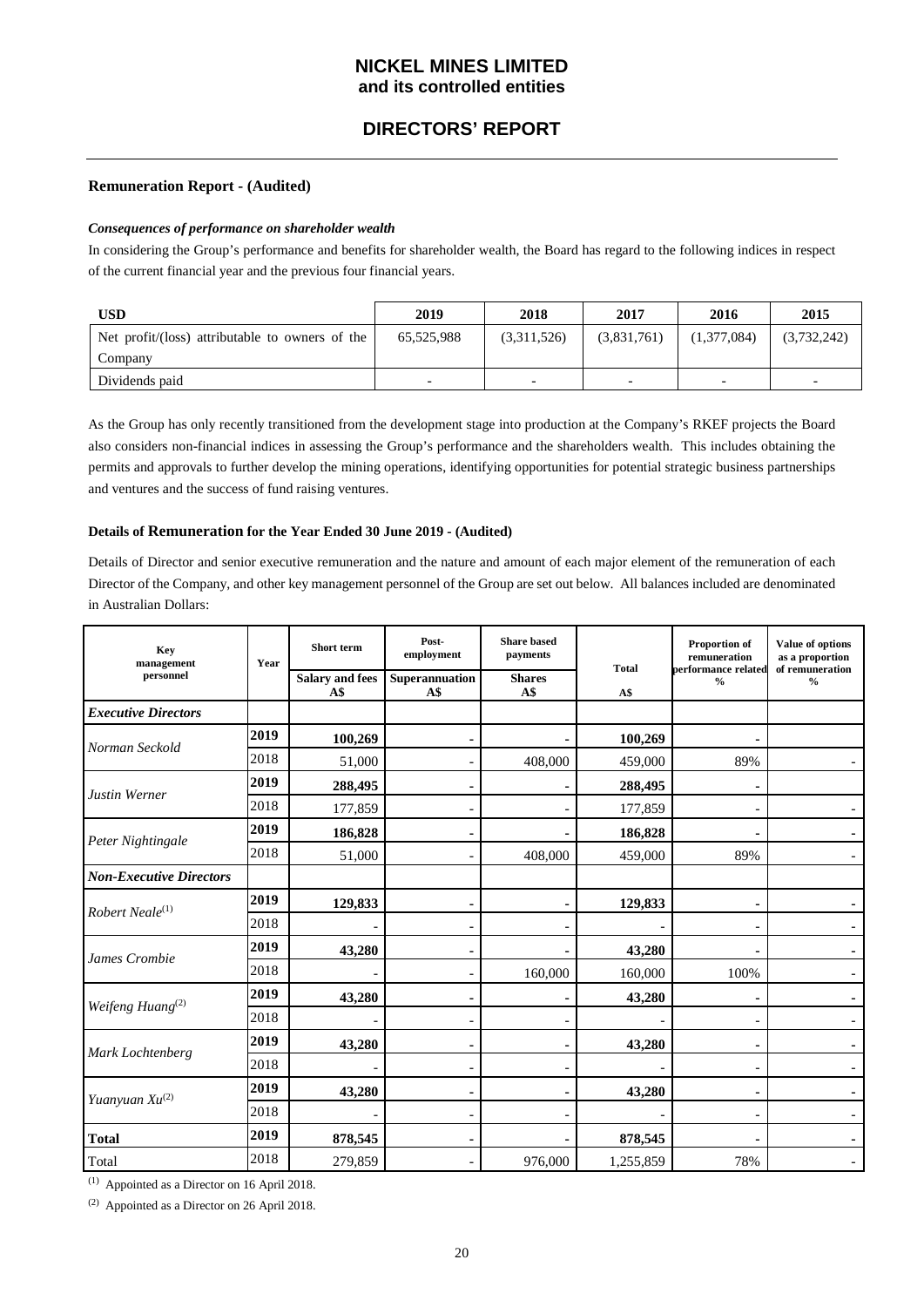**Remuneration Report - (Audited)**

***Consequences of performance on shareholder wealth***

In considering the Group's performance and benefits for shareholder wealth, the Board has regard to the following indices in respect of the current financial year and the previous four financial years.

| USD | 2019 | 2018 | 2017 | 2016 | 2015 |
|---|---|---|---|---|---|
| Net profit/(loss) attributable to owners of the Company | 65,525,988 | (3,311,526) | (3,831,761) | (1,377,084) | (3,732,242) |
| Dividends paid | - | - | - | - | - |

As the Group has only recently transitioned from the development stage into production at the Company's RKEF projects the Board also considers non-financial indices in assessing the Group's performance and the shareholders wealth. This includes obtaining the permits and approvals to further develop the mining operations, identifying opportunities for potential strategic business partnerships and ventures and the success of fund raising ventures.

**Details of Remuneration for the Year Ended 30 June 2019 - (Audited)**

Details of Director and senior executive remuneration and the nature and amount of each major element of the remuneration of each Director of the Company, and other key management personnel of the Group are set out below. All balances included are denominated in Australian Dollars:

| Key management personnel | Year | Short term | Post-employment | Share based payments | Total | Proportion of remuneration performance related | Value of options as a proportion of remuneration |
|---|---|---|---|---|---|---|---|
| | | Salary and fees A$ | Superannuation A$ | Shares A$ | A$ | % | % |
| ***Executive Directors*** | | | | | | | |
| *Norman Seckold* | **2019** | **100,269** | **-** | **-** | **100,269** | **-** | |
| | 2018 | 51,000 | - | 408,000 | 459,000 | 89% | - |
| *Justin Werner* | **2019** | **288,495** | **-** | **-** | **288,495** | **-** | |
| | 2018 | 177,859 | - | - | 177,859 | - | - |
| *Peter Nightingale* | **2019** | **186,828** | **-** | **-** | **186,828** | **-** | **-** |
| | 2018 | 51,000 | - | 408,000 | 459,000 | 89% | - |
| ***Non-Executive Directors*** | | | | | | | |
| *Robert Neale*(1) | **2019** | **129,833** | **-** | **-** | **129,833** | **-** | **-** |
| | 2018 | - | - | - | - | - | - |
| *James Crombie* | **2019** | **43,280** | **-** | **-** | **43,280** | **-** | **-** |
| | 2018 | - | - | 160,000 | 160,000 | 100% | - |
| *Weifeng Huang*(2) | **2019** | **43,280** | **-** | **-** | **43,280** | **-** | **-** |
| | 2018 | - | - | - | - | - | - |
| *Mark Lochtenberg* | **2019** | **43,280** | **-** | **-** | **43,280** | **-** | **-** |
| | 2018 | - | - | - | - | - | - |
| *Yuanyuan Xu*(2) | **2019** | **43,280** | **-** | **-** | **43,280** | **-** | **-** |
| | 2018 | - | - | - | - | - | - |
| **Total** | **2019** | **878,545** | **-** | **-** | **878,545** | **-** | **-** |
| Total | 2018 | 279,859 | - | 976,000 | 1,255,859 | 78% | - |

(1) Appointed as a Director on 16 April 2018.

(2) Appointed as a Director on 26 April 2018.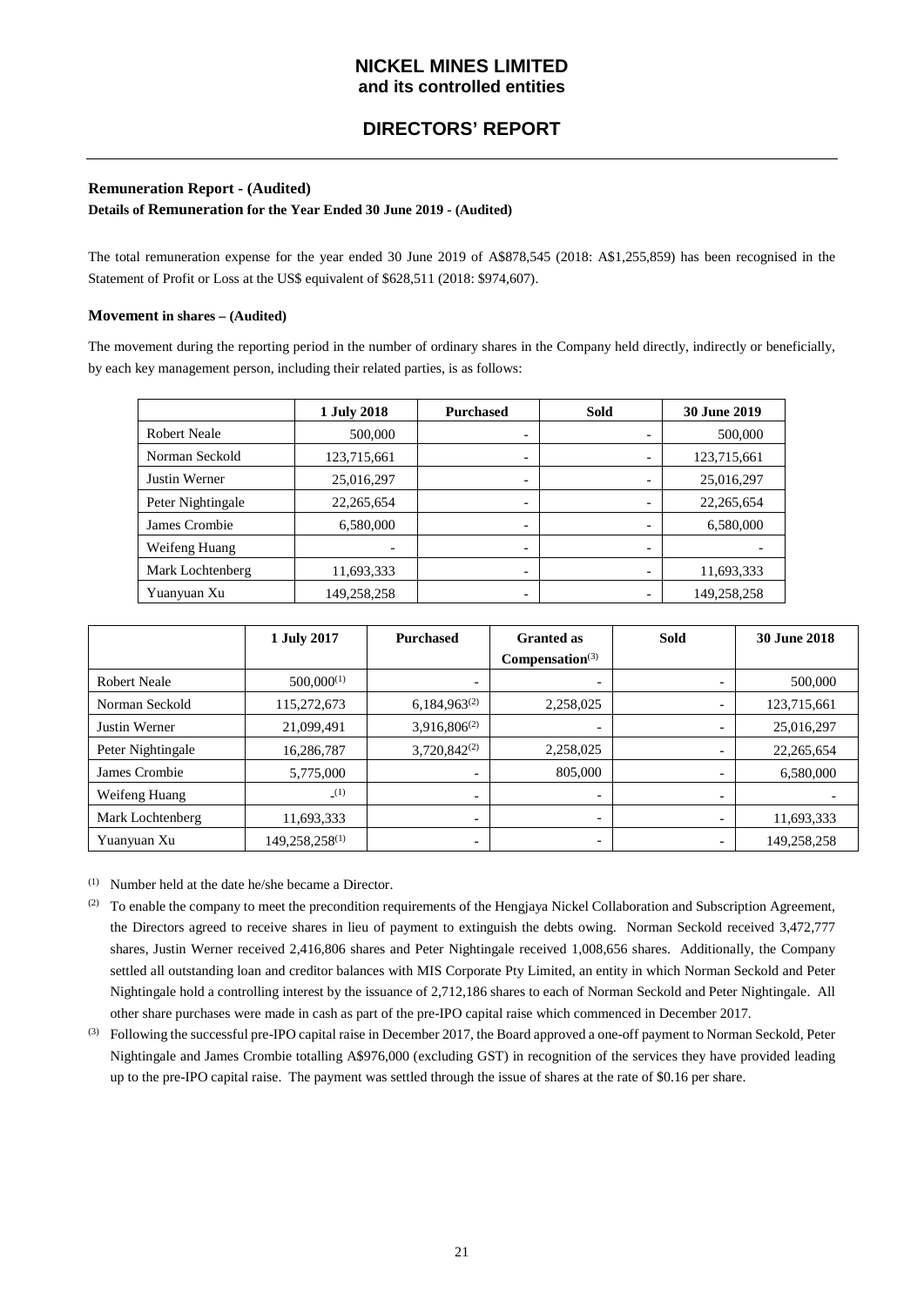# NICKEL MINES LIMITED
## and its controlled entities

## DIRECTORS' REPORT

### Remuneration Report - (Audited)

**Details of Remuneration for the Year Ended 30 June 2019 - (Audited)**

The total remuneration expense for the year ended 30 June 2019 of A$878,545 (2018: A$1,255,859) has been recognised in the Statement of Profit or Loss at the US$ equivalent of $628,511 (2018: $974,607).

### Movement in shares – (Audited)

The movement during the reporting period in the number of ordinary shares in the Company held directly, indirectly or beneficially, by each key management person, including their related parties, is as follows:

| | 1 July 2018 | Purchased | Sold | 30 June 2019 |
|---|---|---|---|---|
| Robert Neale | 500,000 | - | - | 500,000 |
| Norman Seckold | 123,715,661 | - | - | 123,715,661 |
| Justin Werner | 25,016,297 | - | - | 25,016,297 |
| Peter Nightingale | 22,265,654 | - | - | 22,265,654 |
| James Crombie | 6,580,000 | - | - | 6,580,000 |
| Weifeng Huang | - | - | - | - |
| Mark Lochtenberg | 11,693,333 | - | - | 11,693,333 |
| Yuanyuan Xu | 149,258,258 | - | - | 149,258,258 |

| | 1 July 2017 | Purchased | Granted as Compensation(3) | Sold | 30 June 2018 |
|---|---|---|---|---|---|
| Robert Neale | 500,000(1) | - | - | - | 500,000 |
| Norman Seckold | 115,272,673 | 6,184,963(2) | 2,258,025 | - | 123,715,661 |
| Justin Werner | 21,099,491 | 3,916,806(2) | - | - | 25,016,297 |
| Peter Nightingale | 16,286,787 | 3,720,842(2) | 2,258,025 | - | 22,265,654 |
| James Crombie | 5,775,000 | - | 805,000 | - | 6,580,000 |
| Weifeng Huang | -(1) | - | - | - | - |
| Mark Lochtenberg | 11,693,333 | - | - | - | 11,693,333 |
| Yuanyuan Xu | 149,258,258(1) | - | - | - | 149,258,258 |

(1) Number held at the date he/she became a Director.

(2) To enable the company to meet the precondition requirements of the Hengjaya Nickel Collaboration and Subscription Agreement, the Directors agreed to receive shares in lieu of payment to extinguish the debts owing. Norman Seckold received 3,472,777 shares, Justin Werner received 2,416,806 shares and Peter Nightingale received 1,008,656 shares. Additionally, the Company settled all outstanding loan and creditor balances with MIS Corporate Pty Limited, an entity in which Norman Seckold and Peter Nightingale hold a controlling interest by the issuance of 2,712,186 shares to each of Norman Seckold and Peter Nightingale. All other share purchases were made in cash as part of the pre-IPO capital raise which commenced in December 2017.

(3) Following the successful pre-IPO capital raise in December 2017, the Board approved a one-off payment to Norman Seckold, Peter Nightingale and James Crombie totalling A$976,000 (excluding GST) in recognition of the services they have provided leading up to the pre-IPO capital raise. The payment was settled through the issue of shares at the rate of $0.16 per share.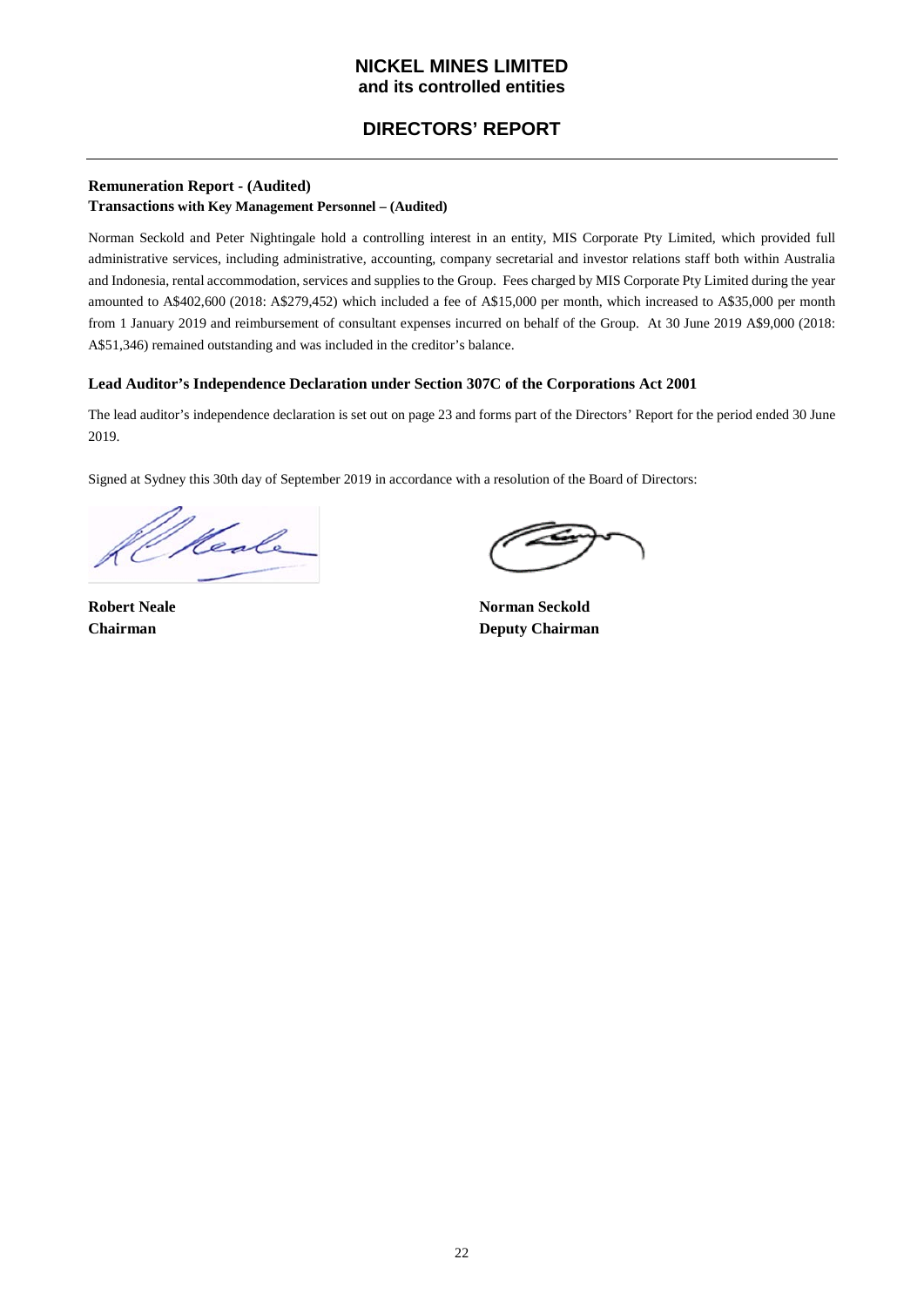# NICKEL MINES LIMITED
**and its controlled entities**

## DIRECTORS' REPORT

**Remuneration Report - (Audited)**
**Transactions with Key Management Personnel – (Audited)**

Norman Seckold and Peter Nightingale hold a controlling interest in an entity, MIS Corporate Pty Limited, which provided full administrative services, including administrative, accounting, company secretarial and investor relations staff both within Australia and Indonesia, rental accommodation, services and supplies to the Group. Fees charged by MIS Corporate Pty Limited during the year amounted to A$402,600 (2018: A$279,452) which included a fee of A$15,000 per month, which increased to A$35,000 per month from 1 January 2019 and reimbursement of consultant expenses incurred on behalf of the Group. At 30 June 2019 A$9,000 (2018: A$51,346) remained outstanding and was included in the creditor's balance.

**Lead Auditor's Independence Declaration under Section 307C of the Corporations Act 2001**

The lead auditor's independence declaration is set out on page 23 and forms part of the Directors' Report for the period ended 30 June 2019.

Signed at Sydney this 30th day of September 2019 in accordance with a resolution of the Board of Directors:

**Robert Neale**
**Chairman**

**Norman Seckold**
**Deputy Chairman**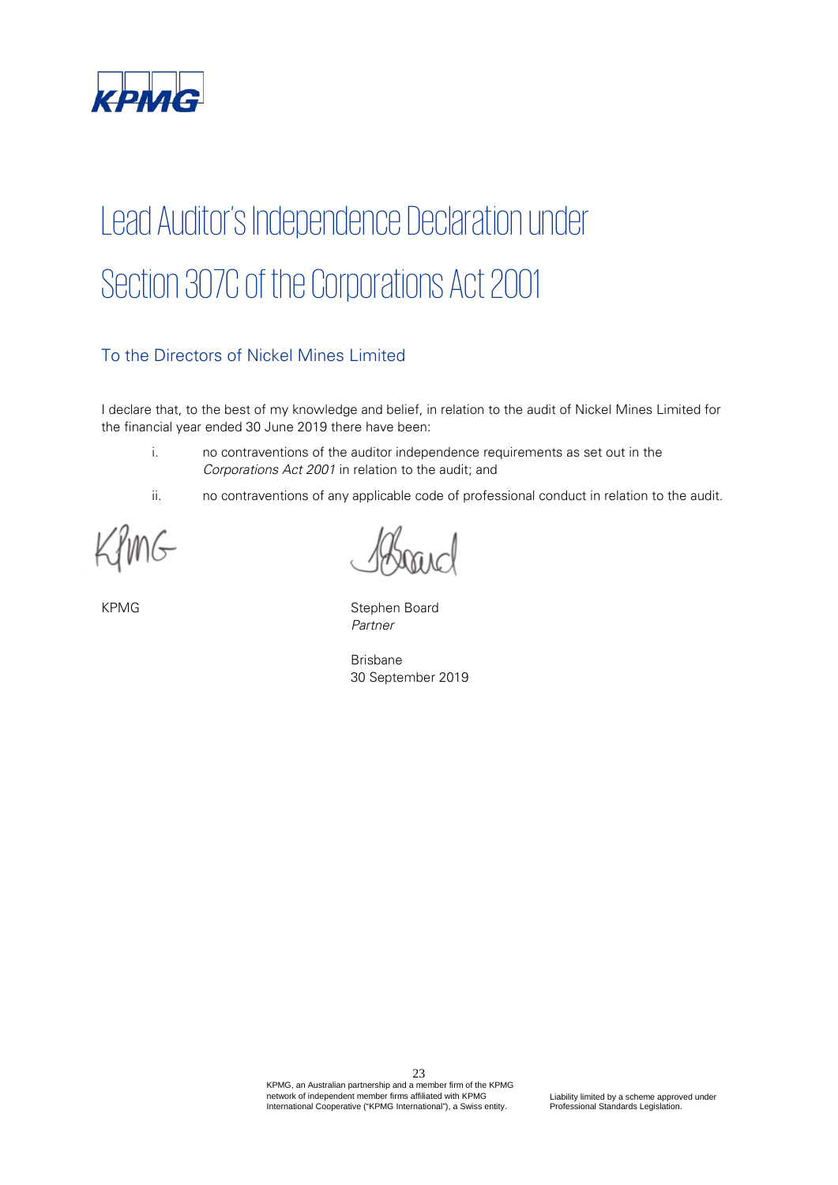# Lead Auditor's Independence Declaration under Section 307C of the Corporations Act 2001

## To the Directors of Nickel Mines Limited

I declare that, to the best of my knowledge and belief, in relation to the audit of Nickel Mines Limited for the financial year ended 30 June 2019 there have been:

i. no contraventions of the auditor independence requirements as set out in the *Corporations Act 2001* in relation to the audit; and

ii. no contraventions of any applicable code of professional conduct in relation to the audit.

KPMG

Stephen Board
*Partner*

Brisbane
30 September 2019

KPMG, an Australian partnership and a member firm of the KPMG network of independent member firms affiliated with KPMG International Cooperative ("KPMG International"), a Swiss entity.

Liability limited by a scheme approved under Professional Standards Legislation.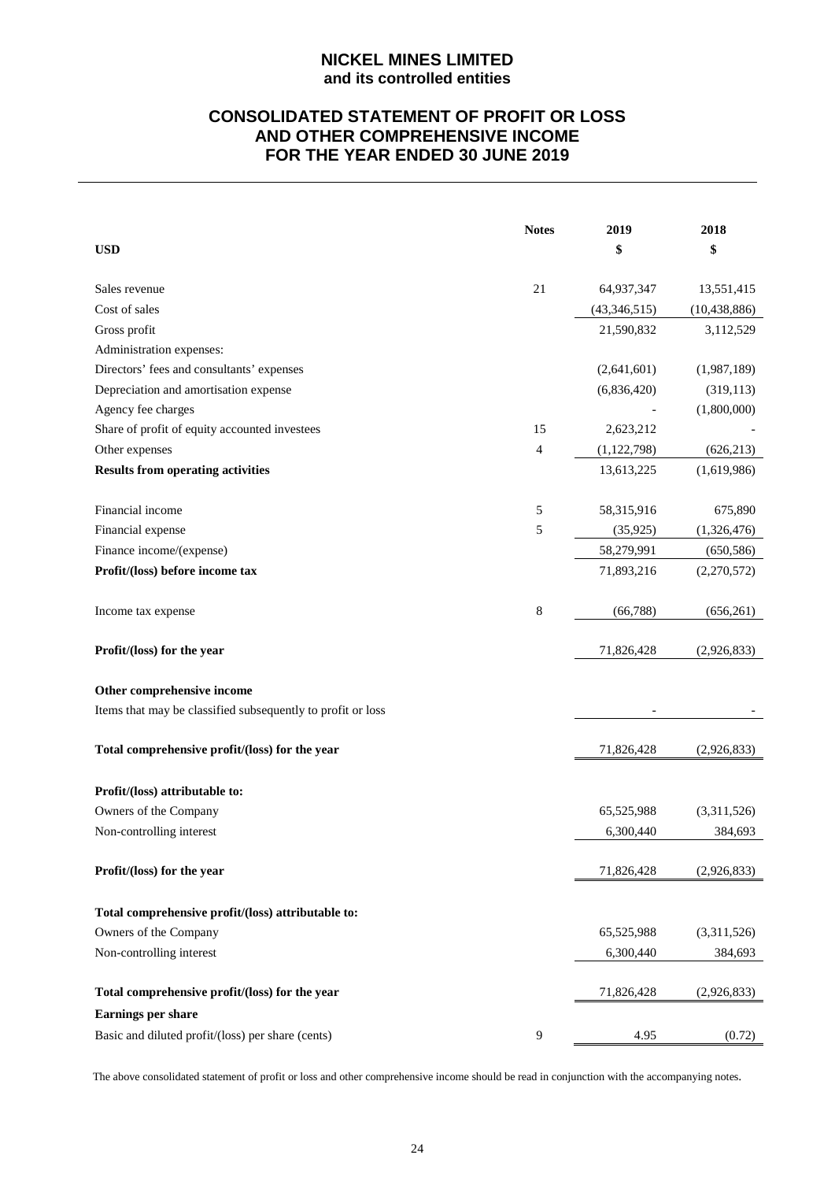# NICKEL MINES LIMITED
## and its controlled entities

## CONSOLIDATED STATEMENT OF PROFIT OR LOSS AND OTHER COMPREHENSIVE INCOME FOR THE YEAR ENDED 30 JUNE 2019

| USD | Notes | 2019 $ | 2018 $ |
|---|---|---|---|
| Sales revenue | 21 | 64,937,347 | 13,551,415 |
| Cost of sales | | (43,346,515) | (10,438,886) |
| Gross profit | | 21,590,832 | 3,112,529 |
| Administration expenses: | | | |
| Directors' fees and consultants' expenses | | (2,641,601) | (1,987,189) |
| Depreciation and amortisation expense | | (6,836,420) | (319,113) |
| Agency fee charges | | - | (1,800,000) |
| Share of profit of equity accounted investees | 15 | 2,623,212 | - |
| Other expenses | 4 | (1,122,798) | (626,213) |
| **Results from operating activities** | | 13,613,225 | (1,619,986) |
| | | | |
| Financial income | 5 | 58,315,916 | 675,890 |
| Financial expense | 5 | (35,925) | (1,326,476) |
| Finance income/(expense) | | 58,279,991 | (650,586) |
| **Profit/(loss) before income tax** | | 71,893,216 | (2,270,572) |
| | | | |
| Income tax expense | 8 | (66,788) | (656,261) |
| | | | |
| **Profit/(loss) for the year** | | 71,826,428 | (2,926,833) |
| | | | |
| **Other comprehensive income** | | | |
| Items that may be classified subsequently to profit or loss | | - | - |
| | | | |
| **Total comprehensive profit/(loss) for the year** | | 71,826,428 | (2,926,833) |
| | | | |
| **Profit/(loss) attributable to:** | | | |
| Owners of the Company | | 65,525,988 | (3,311,526) |
| Non-controlling interest | | 6,300,440 | 384,693 |
| | | | |
| **Profit/(loss) for the year** | | 71,826,428 | (2,926,833) |
| | | | |
| **Total comprehensive profit/(loss) attributable to:** | | | |
| Owners of the Company | | 65,525,988 | (3,311,526) |
| Non-controlling interest | | 6,300,440 | 384,693 |
| | | | |
| **Total comprehensive profit/(loss) for the year** | | 71,826,428 | (2,926,833) |
| **Earnings per share** | | | |
| Basic and diluted profit/(loss) per share (cents) | 9 | 4.95 | (0.72) |

The above consolidated statement of profit or loss and other comprehensive income should be read in conjunction with the accompanying notes.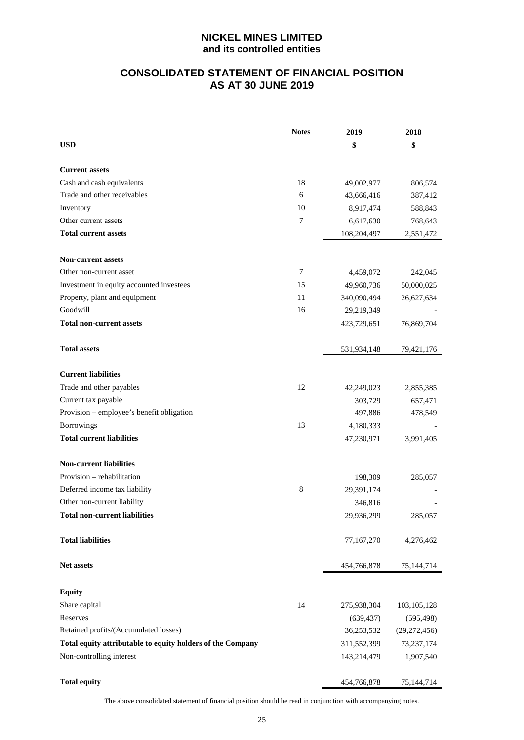# NICKEL MINES LIMITED
## and its controlled entities

## CONSOLIDATED STATEMENT OF FINANCIAL POSITION AS AT 30 JUNE 2019

| USD | Notes | 2019 $ | 2018 $ |
|---|---|---|---|
| **Current assets** | | | |
| Cash and cash equivalents | 18 | 49,002,977 | 806,574 |
| Trade and other receivables | 6 | 43,666,416 | 387,412 |
| Inventory | 10 | 8,917,474 | 588,843 |
| Other current assets | 7 | 6,617,630 | 768,643 |
| **Total current assets** | | 108,204,497 | 2,551,472 |
| **Non-current assets** | | | |
| Other non-current asset | 7 | 4,459,072 | 242,045 |
| Investment in equity accounted investees | 15 | 49,960,736 | 50,000,025 |
| Property, plant and equipment | 11 | 340,090,494 | 26,627,634 |
| Goodwill | 16 | 29,219,349 | - |
| **Total non-current assets** | | 423,729,651 | 76,869,704 |
| **Total assets** | | 531,934,148 | 79,421,176 |
| **Current liabilities** | | | |
| Trade and other payables | 12 | 42,249,023 | 2,855,385 |
| Current tax payable | | 303,729 | 657,471 |
| Provision – employee's benefit obligation | | 497,886 | 478,549 |
| Borrowings | 13 | 4,180,333 | - |
| **Total current liabilities** | | 47,230,971 | 3,991,405 |
| **Non-current liabilities** | | | |
| Provision – rehabilitation | | 198,309 | 285,057 |
| Deferred income tax liability | 8 | 29,391,174 | - |
| Other non-current liability | | 346,816 | - |
| **Total non-current liabilities** | | 29,936,299 | 285,057 |
| **Total liabilities** | | 77,167,270 | 4,276,462 |
| **Net assets** | | 454,766,878 | 75,144,714 |
| **Equity** | | | |
| Share capital | 14 | 275,938,304 | 103,105,128 |
| Reserves | | (639,437) | (595,498) |
| Retained profits/(Accumulated losses) | | 36,253,532 | (29,272,456) |
| **Total equity attributable to equity holders of the Company** | | 311,552,399 | 73,237,174 |
| Non-controlling interest | | 143,214,479 | 1,907,540 |
| **Total equity** | | 454,766,878 | 75,144,714 |

The above consolidated statement of financial position should be read in conjunction with accompanying notes.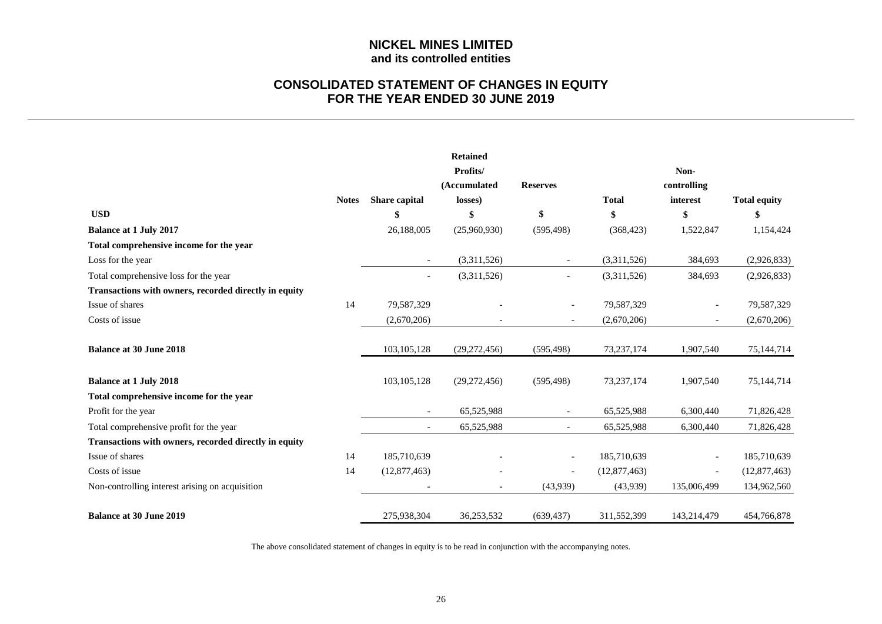# NICKEL MINES LIMITED
**and its controlled entities**

## CONSOLIDATED STATEMENT OF CHANGES IN EQUITY
## FOR THE YEAR ENDED 30 JUNE 2019

| USD | Notes | Share capital | Retained Profits/ (Accumulated losses) | Reserves | Total | Non-controlling interest | Total equity |
|---|---|---|---|---|---|---|---|
| | | $ | $ | $ | $ | $ | $ |
| **Balance at 1 July 2017** | | 26,188,005 | (25,960,930) | (595,498) | (368,423) | 1,522,847 | 1,154,424 |
| **Total comprehensive income for the year** | | | | | | | |
| Loss for the year | | - | (3,311,526) | - | (3,311,526) | 384,693 | (2,926,833) |
| Total comprehensive loss for the year | | - | (3,311,526) | - | (3,311,526) | 384,693 | (2,926,833) |
| **Transactions with owners, recorded directly in equity** | | | | | | | |
| Issue of shares | 14 | 79,587,329 | - | - | 79,587,329 | - | 79,587,329 |
| Costs of issue | | (2,670,206) | - | - | (2,670,206) | - | (2,670,206) |
| **Balance at 30 June 2018** | | 103,105,128 | (29,272,456) | (595,498) | 73,237,174 | 1,907,540 | 75,144,714 |
| **Balance at 1 July 2018** | | 103,105,128 | (29,272,456) | (595,498) | 73,237,174 | 1,907,540 | 75,144,714 |
| **Total comprehensive income for the year** | | | | | | | |
| Profit for the year | | - | 65,525,988 | - | 65,525,988 | 6,300,440 | 71,826,428 |
| Total comprehensive profit for the year | | - | 65,525,988 | - | 65,525,988 | 6,300,440 | 71,826,428 |
| **Transactions with owners, recorded directly in equity** | | | | | | | |
| Issue of shares | 14 | 185,710,639 | - | - | 185,710,639 | - | 185,710,639 |
| Costs of issue | 14 | (12,877,463) | - | - | (12,877,463) | - | (12,877,463) |
| Non-controlling interest arising on acquisition | | - | - | (43,939) | (43,939) | 135,006,499 | 134,962,560 |
| **Balance at 30 June 2019** | | 275,938,304 | 36,253,532 | (639,437) | 311,552,399 | 143,214,479 | 454,766,878 |

The above consolidated statement of changes in equity is to be read in conjunction with the accompanying notes.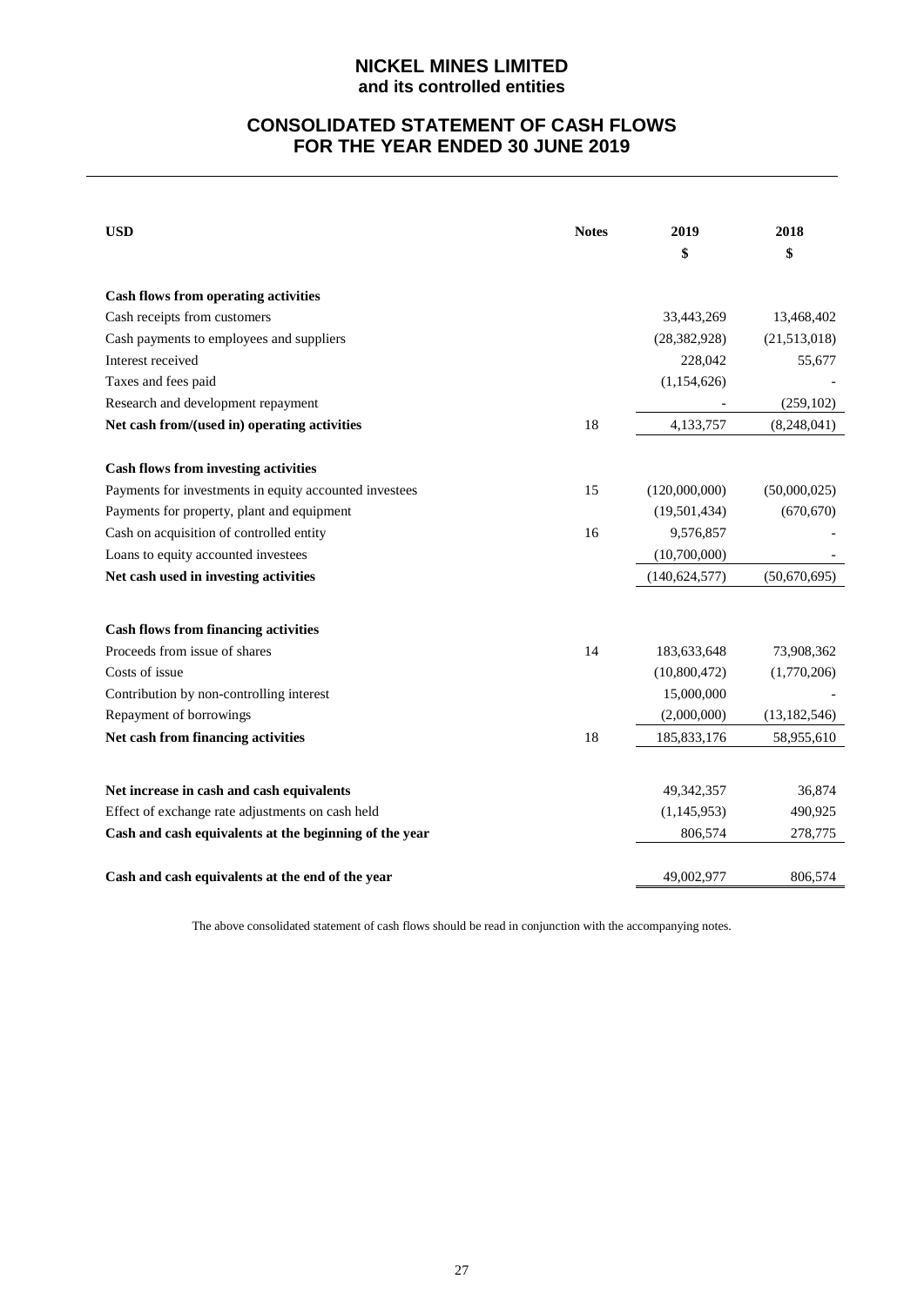# NICKEL MINES LIMITED
## and its controlled entities

## CONSOLIDATED STATEMENT OF CASH FLOWS
## FOR THE YEAR ENDED 30 JUNE 2019

| USD | Notes | 2019<br>$ | 2018<br>$ |
|---|---|---|---|
| **Cash flows from operating activities** | | | |
| Cash receipts from customers | | 33,443,269 | 13,468,402 |
| Cash payments to employees and suppliers | | (28,382,928) | (21,513,018) |
| Interest received | | 228,042 | 55,677 |
| Taxes and fees paid | | (1,154,626) | - |
| Research and development repayment | | - | (259,102) |
| **Net cash from/(used in) operating activities** | 18 | 4,133,757 | (8,248,041) |
| | | | |
| **Cash flows from investing activities** | | | |
| Payments for investments in equity accounted investees | 15 | (120,000,000) | (50,000,025) |
| Payments for property, plant and equipment | | (19,501,434) | (670,670) |
| Cash on acquisition of controlled entity | 16 | 9,576,857 | - |
| Loans to equity accounted investees | | (10,700,000) | - |
| **Net cash used in investing activities** | | (140,624,577) | (50,670,695) |
| | | | |
| **Cash flows from financing activities** | | | |
| Proceeds from issue of shares | 14 | 183,633,648 | 73,908,362 |
| Costs of issue | | (10,800,472) | (1,770,206) |
| Contribution by non-controlling interest | | 15,000,000 | - |
| Repayment of borrowings | | (2,000,000) | (13,182,546) |
| **Net cash from financing activities** | 18 | 185,833,176 | 58,955,610 |
| | | | |
| **Net increase in cash and cash equivalents** | | 49,342,357 | 36,874 |
| Effect of exchange rate adjustments on cash held | | (1,145,953) | 490,925 |
| **Cash and cash equivalents at the beginning of the year** | | 806,574 | 278,775 |
| | | | |
| **Cash and cash equivalents at the end of the year** | | 49,002,977 | 806,574 |

The above consolidated statement of cash flows should be read in conjunction with the accompanying notes.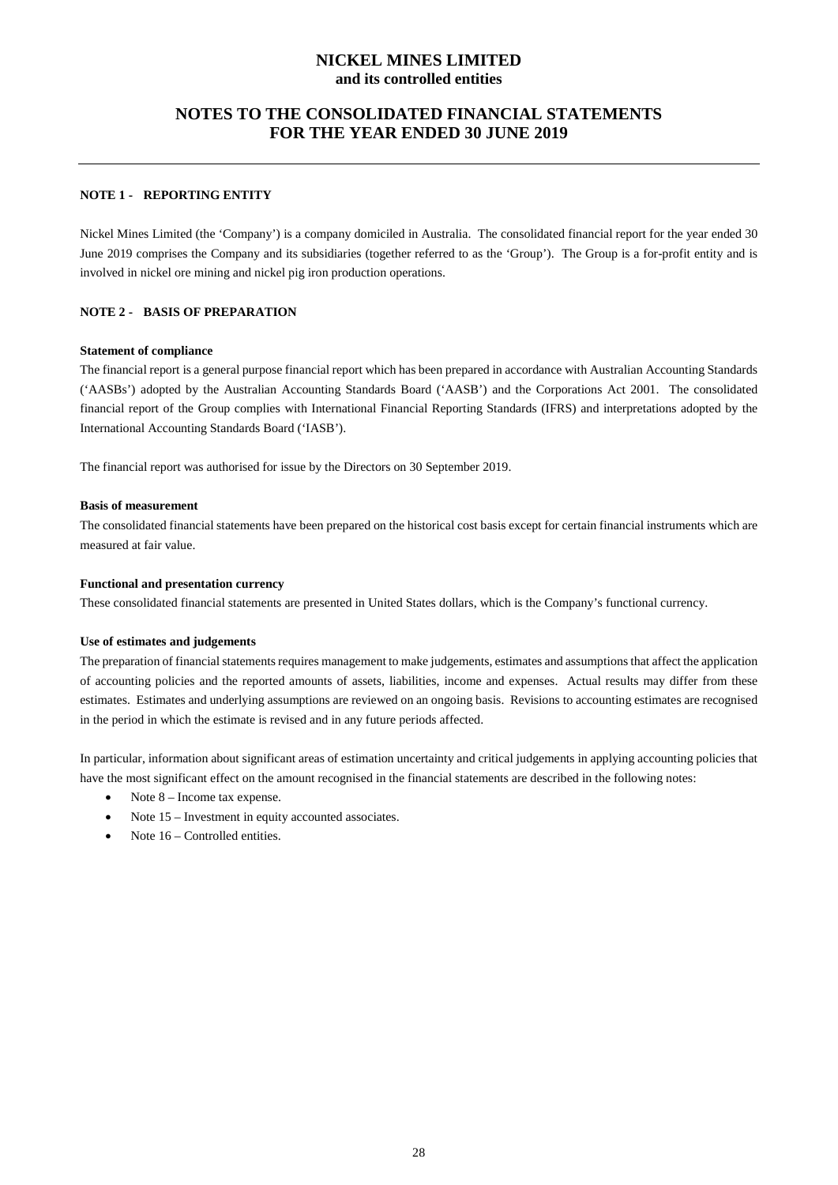# NICKEL MINES LIMITED
**and its controlled entities**

## NOTES TO THE CONSOLIDATED FINANCIAL STATEMENTS FOR THE YEAR ENDED 30 JUNE 2019

### NOTE 1 - REPORTING ENTITY

Nickel Mines Limited (the 'Company') is a company domiciled in Australia. The consolidated financial report for the year ended 30 June 2019 comprises the Company and its subsidiaries (together referred to as the 'Group'). The Group is a for-profit entity and is involved in nickel ore mining and nickel pig iron production operations.

### NOTE 2 - BASIS OF PREPARATION

**Statement of compliance**

The financial report is a general purpose financial report which has been prepared in accordance with Australian Accounting Standards ('AASBs') adopted by the Australian Accounting Standards Board ('AASB') and the Corporations Act 2001. The consolidated financial report of the Group complies with International Financial Reporting Standards (IFRS) and interpretations adopted by the International Accounting Standards Board ('IASB').

The financial report was authorised for issue by the Directors on 30 September 2019.

**Basis of measurement**

The consolidated financial statements have been prepared on the historical cost basis except for certain financial instruments which are measured at fair value.

**Functional and presentation currency**

These consolidated financial statements are presented in United States dollars, which is the Company's functional currency.

**Use of estimates and judgements**

The preparation of financial statements requires management to make judgements, estimates and assumptions that affect the application of accounting policies and the reported amounts of assets, liabilities, income and expenses. Actual results may differ from these estimates. Estimates and underlying assumptions are reviewed on an ongoing basis. Revisions to accounting estimates are recognised in the period in which the estimate is revised and in any future periods affected.

In particular, information about significant areas of estimation uncertainty and critical judgements in applying accounting policies that have the most significant effect on the amount recognised in the financial statements are described in the following notes:

- Note 8 – Income tax expense.
- Note 15 – Investment in equity accounted associates.
- Note 16 – Controlled entities.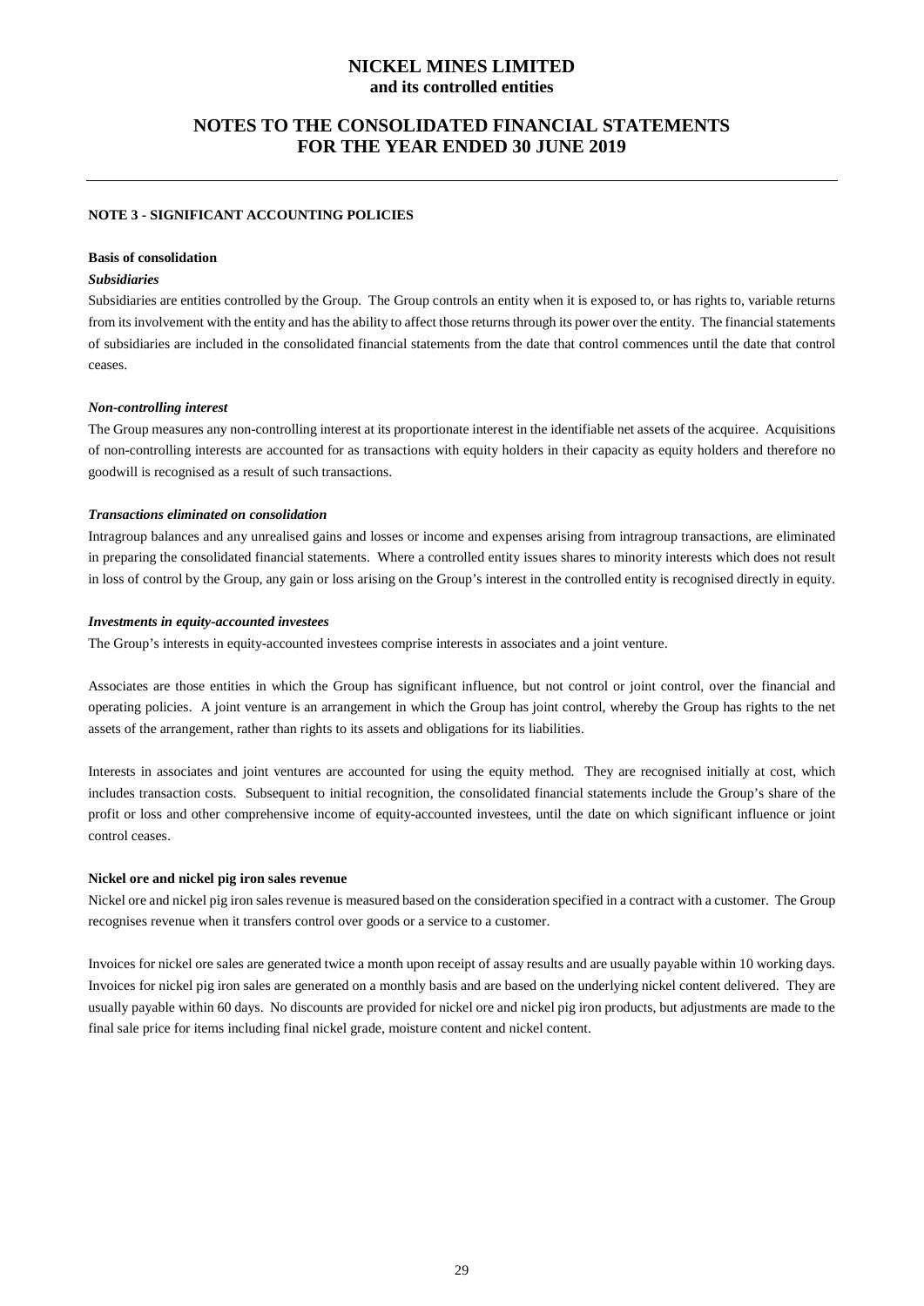## NOTE 3 - SIGNIFICANT ACCOUNTING POLICIES

### Basis of consolidation

***Subsidiaries***

Subsidiaries are entities controlled by the Group. The Group controls an entity when it is exposed to, or has rights to, variable returns from its involvement with the entity and has the ability to affect those returns through its power over the entity. The financial statements of subsidiaries are included in the consolidated financial statements from the date that control commences until the date that control ceases.

***Non-controlling interest***

The Group measures any non-controlling interest at its proportionate interest in the identifiable net assets of the acquiree. Acquisitions of non-controlling interests are accounted for as transactions with equity holders in their capacity as equity holders and therefore no goodwill is recognised as a result of such transactions.

***Transactions eliminated on consolidation***

Intragroup balances and any unrealised gains and losses or income and expenses arising from intragroup transactions, are eliminated in preparing the consolidated financial statements. Where a controlled entity issues shares to minority interests which does not result in loss of control by the Group, any gain or loss arising on the Group's interest in the controlled entity is recognised directly in equity.

***Investments in equity-accounted investees***

The Group's interests in equity-accounted investees comprise interests in associates and a joint venture.

Associates are those entities in which the Group has significant influence, but not control or joint control, over the financial and operating policies. A joint venture is an arrangement in which the Group has joint control, whereby the Group has rights to the net assets of the arrangement, rather than rights to its assets and obligations for its liabilities.

Interests in associates and joint ventures are accounted for using the equity method. They are recognised initially at cost, which includes transaction costs. Subsequent to initial recognition, the consolidated financial statements include the Group's share of the profit or loss and other comprehensive income of equity-accounted investees, until the date on which significant influence or joint control ceases.

### Nickel ore and nickel pig iron sales revenue

Nickel ore and nickel pig iron sales revenue is measured based on the consideration specified in a contract with a customer. The Group recognises revenue when it transfers control over goods or a service to a customer.

Invoices for nickel ore sales are generated twice a month upon receipt of assay results and are usually payable within 10 working days. Invoices for nickel pig iron sales are generated on a monthly basis and are based on the underlying nickel content delivered. They are usually payable within 60 days. No discounts are provided for nickel ore and nickel pig iron products, but adjustments are made to the final sale price for items including final nickel grade, moisture content and nickel content.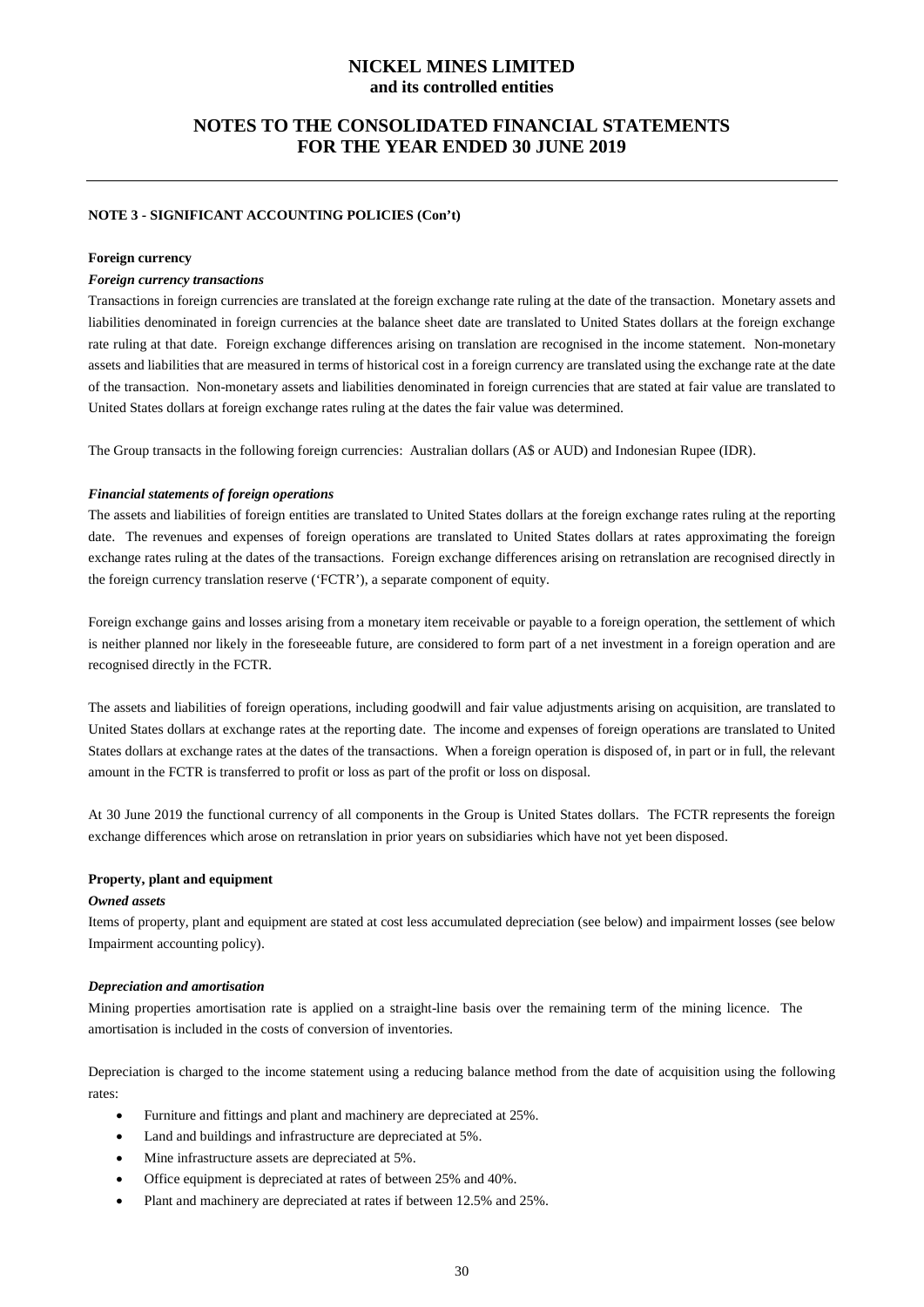**NOTE 3 - SIGNIFICANT ACCOUNTING POLICIES (Con't)**

**Foreign currency**

***Foreign currency transactions***

Transactions in foreign currencies are translated at the foreign exchange rate ruling at the date of the transaction. Monetary assets and liabilities denominated in foreign currencies at the balance sheet date are translated to United States dollars at the foreign exchange rate ruling at that date. Foreign exchange differences arising on translation are recognised in the income statement. Non-monetary assets and liabilities that are measured in terms of historical cost in a foreign currency are translated using the exchange rate at the date of the transaction. Non-monetary assets and liabilities denominated in foreign currencies that are stated at fair value are translated to United States dollars at foreign exchange rates ruling at the dates the fair value was determined.

The Group transacts in the following foreign currencies: Australian dollars (A$ or AUD) and Indonesian Rupee (IDR).

***Financial statements of foreign operations***

The assets and liabilities of foreign entities are translated to United States dollars at the foreign exchange rates ruling at the reporting date. The revenues and expenses of foreign operations are translated to United States dollars at rates approximating the foreign exchange rates ruling at the dates of the transactions. Foreign exchange differences arising on retranslation are recognised directly in the foreign currency translation reserve ('FCTR'), a separate component of equity.

Foreign exchange gains and losses arising from a monetary item receivable or payable to a foreign operation, the settlement of which is neither planned nor likely in the foreseeable future, are considered to form part of a net investment in a foreign operation and are recognised directly in the FCTR.

The assets and liabilities of foreign operations, including goodwill and fair value adjustments arising on acquisition, are translated to United States dollars at exchange rates at the reporting date. The income and expenses of foreign operations are translated to United States dollars at exchange rates at the dates of the transactions. When a foreign operation is disposed of, in part or in full, the relevant amount in the FCTR is transferred to profit or loss as part of the profit or loss on disposal.

At 30 June 2019 the functional currency of all components in the Group is United States dollars. The FCTR represents the foreign exchange differences which arose on retranslation in prior years on subsidiaries which have not yet been disposed.

**Property, plant and equipment**

***Owned assets***

Items of property, plant and equipment are stated at cost less accumulated depreciation (see below) and impairment losses (see below Impairment accounting policy).

***Depreciation and amortisation***

Mining properties amortisation rate is applied on a straight-line basis over the remaining term of the mining licence. The amortisation is included in the costs of conversion of inventories.

Depreciation is charged to the income statement using a reducing balance method from the date of acquisition using the following rates:

- Furniture and fittings and plant and machinery are depreciated at 25%.
- Land and buildings and infrastructure are depreciated at 5%.
- Mine infrastructure assets are depreciated at 5%.
- Office equipment is depreciated at rates of between 25% and 40%.
- Plant and machinery are depreciated at rates if between 12.5% and 25%.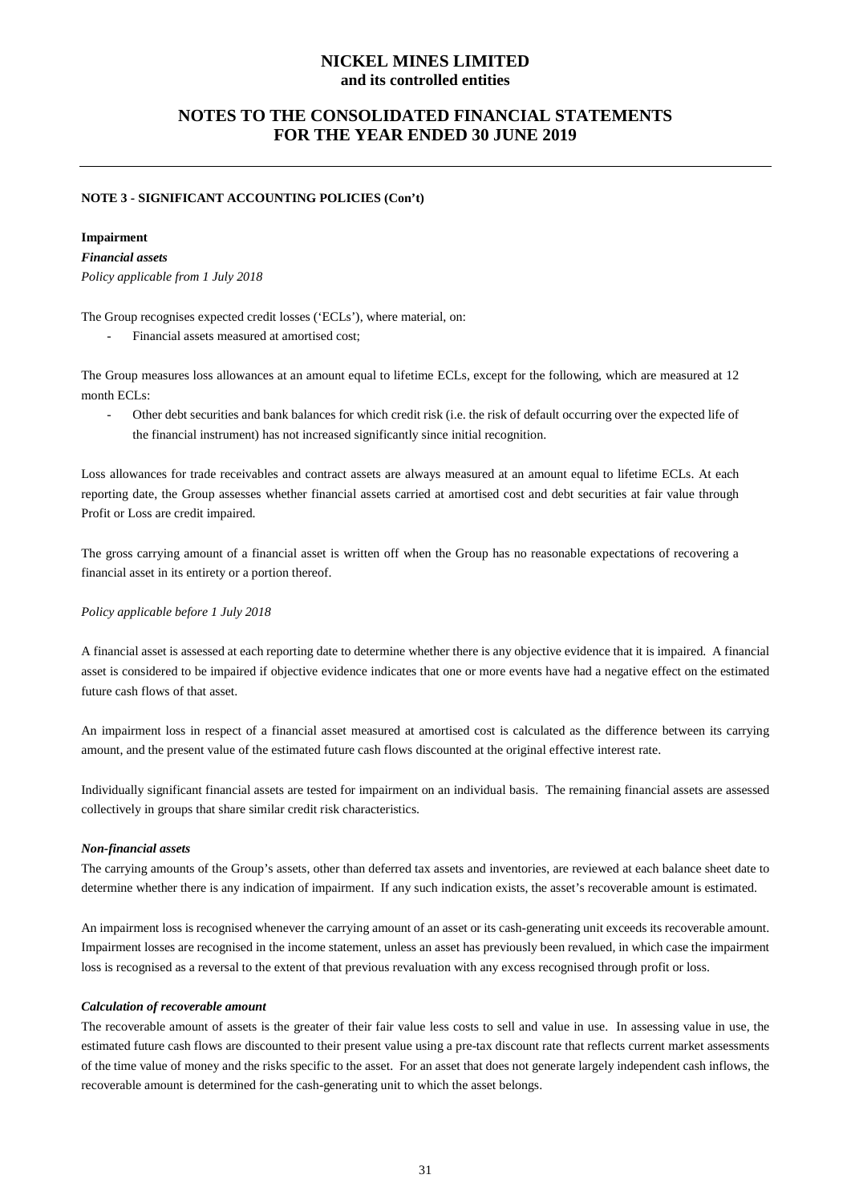## NOTE 3 - SIGNIFICANT ACCOUNTING POLICIES (Con't)

**Impairment**

***Financial assets***

*Policy applicable from 1 July 2018*

The Group recognises expected credit losses ('ECLs'), where material, on:

- Financial assets measured at amortised cost;

The Group measures loss allowances at an amount equal to lifetime ECLs, except for the following, which are measured at 12 month ECLs:

- Other debt securities and bank balances for which credit risk (i.e. the risk of default occurring over the expected life of the financial instrument) has not increased significantly since initial recognition.

Loss allowances for trade receivables and contract assets are always measured at an amount equal to lifetime ECLs. At each reporting date, the Group assesses whether financial assets carried at amortised cost and debt securities at fair value through Profit or Loss are credit impaired.

The gross carrying amount of a financial asset is written off when the Group has no reasonable expectations of recovering a financial asset in its entirety or a portion thereof.

*Policy applicable before 1 July 2018*

A financial asset is assessed at each reporting date to determine whether there is any objective evidence that it is impaired. A financial asset is considered to be impaired if objective evidence indicates that one or more events have had a negative effect on the estimated future cash flows of that asset.

An impairment loss in respect of a financial asset measured at amortised cost is calculated as the difference between its carrying amount, and the present value of the estimated future cash flows discounted at the original effective interest rate.

Individually significant financial assets are tested for impairment on an individual basis. The remaining financial assets are assessed collectively in groups that share similar credit risk characteristics.

***Non-financial assets***

The carrying amounts of the Group's assets, other than deferred tax assets and inventories, are reviewed at each balance sheet date to determine whether there is any indication of impairment. If any such indication exists, the asset's recoverable amount is estimated.

An impairment loss is recognised whenever the carrying amount of an asset or its cash-generating unit exceeds its recoverable amount. Impairment losses are recognised in the income statement, unless an asset has previously been revalued, in which case the impairment loss is recognised as a reversal to the extent of that previous revaluation with any excess recognised through profit or loss.

***Calculation of recoverable amount***

The recoverable amount of assets is the greater of their fair value less costs to sell and value in use. In assessing value in use, the estimated future cash flows are discounted to their present value using a pre-tax discount rate that reflects current market assessments of the time value of money and the risks specific to the asset. For an asset that does not generate largely independent cash inflows, the recoverable amount is determined for the cash-generating unit to which the asset belongs.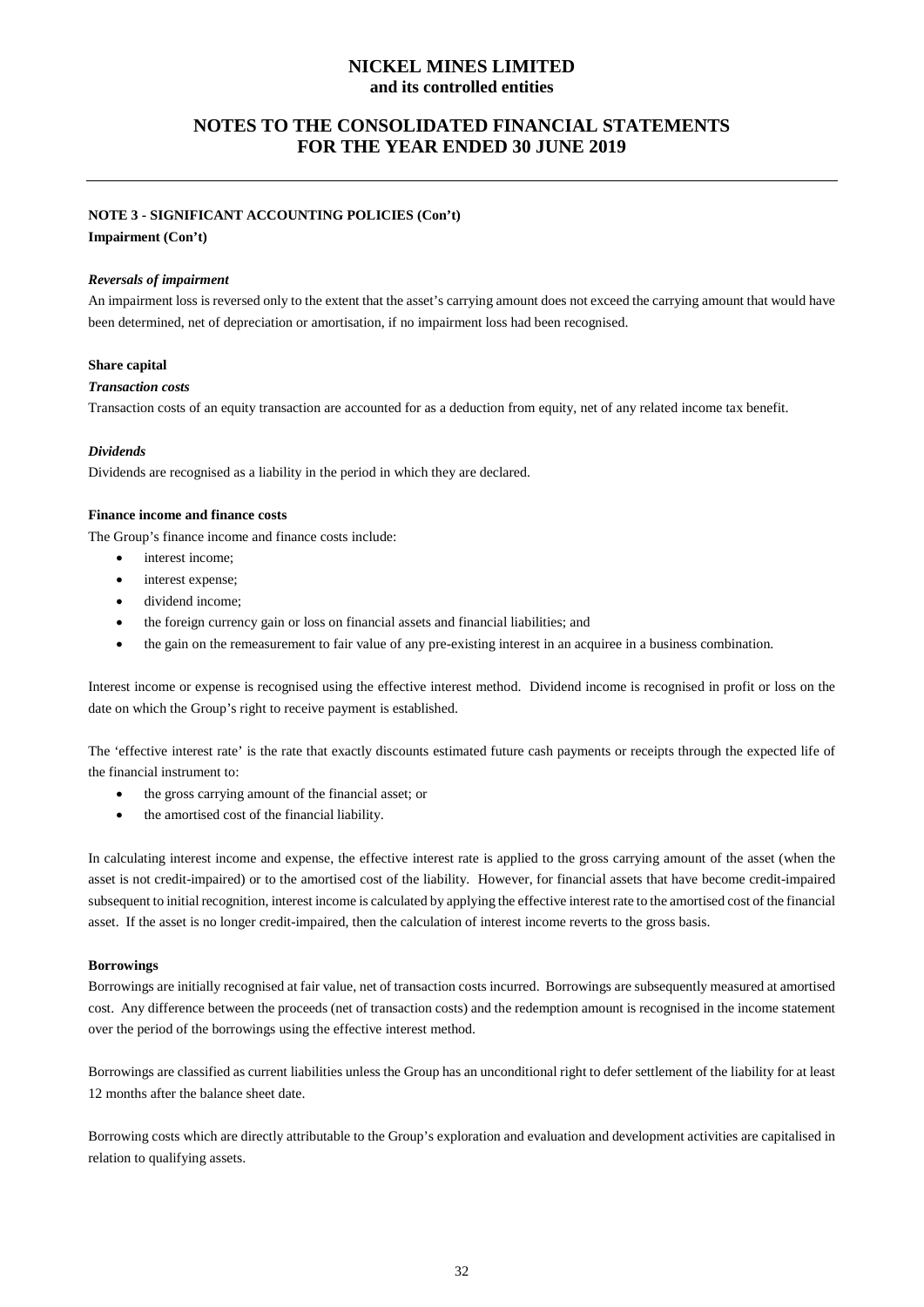## NOTE 3 - SIGNIFICANT ACCOUNTING POLICIES (Con't)

**Impairment (Con't)**

***Reversals of impairment***

An impairment loss is reversed only to the extent that the asset's carrying amount does not exceed the carrying amount that would have been determined, net of depreciation or amortisation, if no impairment loss had been recognised.

**Share capital**

***Transaction costs***

Transaction costs of an equity transaction are accounted for as a deduction from equity, net of any related income tax benefit.

***Dividends***

Dividends are recognised as a liability in the period in which they are declared.

**Finance income and finance costs**

The Group's finance income and finance costs include:

- interest income;
- interest expense;
- dividend income;
- the foreign currency gain or loss on financial assets and financial liabilities; and
- the gain on the remeasurement to fair value of any pre-existing interest in an acquiree in a business combination.

Interest income or expense is recognised using the effective interest method. Dividend income is recognised in profit or loss on the date on which the Group's right to receive payment is established.

The 'effective interest rate' is the rate that exactly discounts estimated future cash payments or receipts through the expected life of the financial instrument to:

- the gross carrying amount of the financial asset; or
- the amortised cost of the financial liability.

In calculating interest income and expense, the effective interest rate is applied to the gross carrying amount of the asset (when the asset is not credit-impaired) or to the amortised cost of the liability. However, for financial assets that have become credit-impaired subsequent to initial recognition, interest income is calculated by applying the effective interest rate to the amortised cost of the financial asset. If the asset is no longer credit-impaired, then the calculation of interest income reverts to the gross basis.

**Borrowings**

Borrowings are initially recognised at fair value, net of transaction costs incurred. Borrowings are subsequently measured at amortised cost. Any difference between the proceeds (net of transaction costs) and the redemption amount is recognised in the income statement over the period of the borrowings using the effective interest method.

Borrowings are classified as current liabilities unless the Group has an unconditional right to defer settlement of the liability for at least 12 months after the balance sheet date.

Borrowing costs which are directly attributable to the Group's exploration and evaluation and development activities are capitalised in relation to qualifying assets.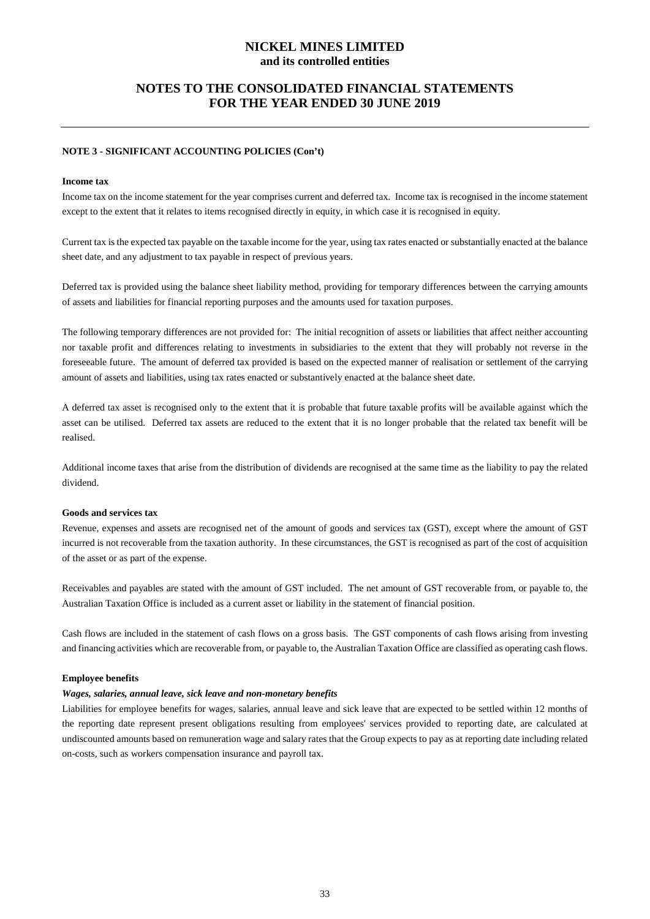# NICKEL MINES LIMITED
**and its controlled entities**

## NOTES TO THE CONSOLIDATED FINANCIAL STATEMENTS FOR THE YEAR ENDED 30 JUNE 2019

**NOTE 3 - SIGNIFICANT ACCOUNTING POLICIES (Con't)**

**Income tax**

Income tax on the income statement for the year comprises current and deferred tax. Income tax is recognised in the income statement except to the extent that it relates to items recognised directly in equity, in which case it is recognised in equity.

Current tax is the expected tax payable on the taxable income for the year, using tax rates enacted or substantially enacted at the balance sheet date, and any adjustment to tax payable in respect of previous years.

Deferred tax is provided using the balance sheet liability method, providing for temporary differences between the carrying amounts of assets and liabilities for financial reporting purposes and the amounts used for taxation purposes.

The following temporary differences are not provided for: The initial recognition of assets or liabilities that affect neither accounting nor taxable profit and differences relating to investments in subsidiaries to the extent that they will probably not reverse in the foreseeable future. The amount of deferred tax provided is based on the expected manner of realisation or settlement of the carrying amount of assets and liabilities, using tax rates enacted or substantively enacted at the balance sheet date.

A deferred tax asset is recognised only to the extent that it is probable that future taxable profits will be available against which the asset can be utilised. Deferred tax assets are reduced to the extent that it is no longer probable that the related tax benefit will be realised.

Additional income taxes that arise from the distribution of dividends are recognised at the same time as the liability to pay the related dividend.

**Goods and services tax**

Revenue, expenses and assets are recognised net of the amount of goods and services tax (GST), except where the amount of GST incurred is not recoverable from the taxation authority. In these circumstances, the GST is recognised as part of the cost of acquisition of the asset or as part of the expense.

Receivables and payables are stated with the amount of GST included. The net amount of GST recoverable from, or payable to, the Australian Taxation Office is included as a current asset or liability in the statement of financial position.

Cash flows are included in the statement of cash flows on a gross basis. The GST components of cash flows arising from investing and financing activities which are recoverable from, or payable to, the Australian Taxation Office are classified as operating cash flows.

**Employee benefits**

***Wages, salaries, annual leave, sick leave and non-monetary benefits***

Liabilities for employee benefits for wages, salaries, annual leave and sick leave that are expected to be settled within 12 months of the reporting date represent present obligations resulting from employees' services provided to reporting date, are calculated at undiscounted amounts based on remuneration wage and salary rates that the Group expects to pay as at reporting date including related on-costs, such as workers compensation insurance and payroll tax.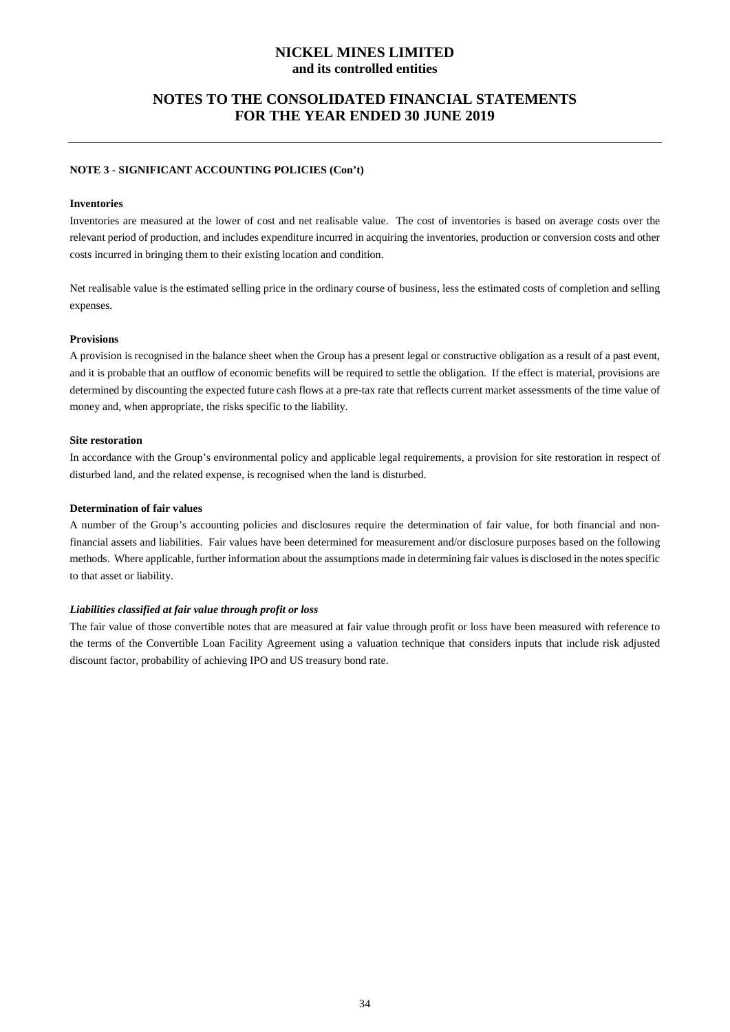**NOTE 3 - SIGNIFICANT ACCOUNTING POLICIES (Con't)**

**Inventories**

Inventories are measured at the lower of cost and net realisable value. The cost of inventories is based on average costs over the relevant period of production, and includes expenditure incurred in acquiring the inventories, production or conversion costs and other costs incurred in bringing them to their existing location and condition.

Net realisable value is the estimated selling price in the ordinary course of business, less the estimated costs of completion and selling expenses.

**Provisions**

A provision is recognised in the balance sheet when the Group has a present legal or constructive obligation as a result of a past event, and it is probable that an outflow of economic benefits will be required to settle the obligation. If the effect is material, provisions are determined by discounting the expected future cash flows at a pre-tax rate that reflects current market assessments of the time value of money and, when appropriate, the risks specific to the liability.

**Site restoration**

In accordance with the Group's environmental policy and applicable legal requirements, a provision for site restoration in respect of disturbed land, and the related expense, is recognised when the land is disturbed.

**Determination of fair values**

A number of the Group's accounting policies and disclosures require the determination of fair value, for both financial and non-financial assets and liabilities. Fair values have been determined for measurement and/or disclosure purposes based on the following methods. Where applicable, further information about the assumptions made in determining fair values is disclosed in the notes specific to that asset or liability.

***Liabilities classified at fair value through profit or loss***

The fair value of those convertible notes that are measured at fair value through profit or loss have been measured with reference to the terms of the Convertible Loan Facility Agreement using a valuation technique that considers inputs that include risk adjusted discount factor, probability of achieving IPO and US treasury bond rate.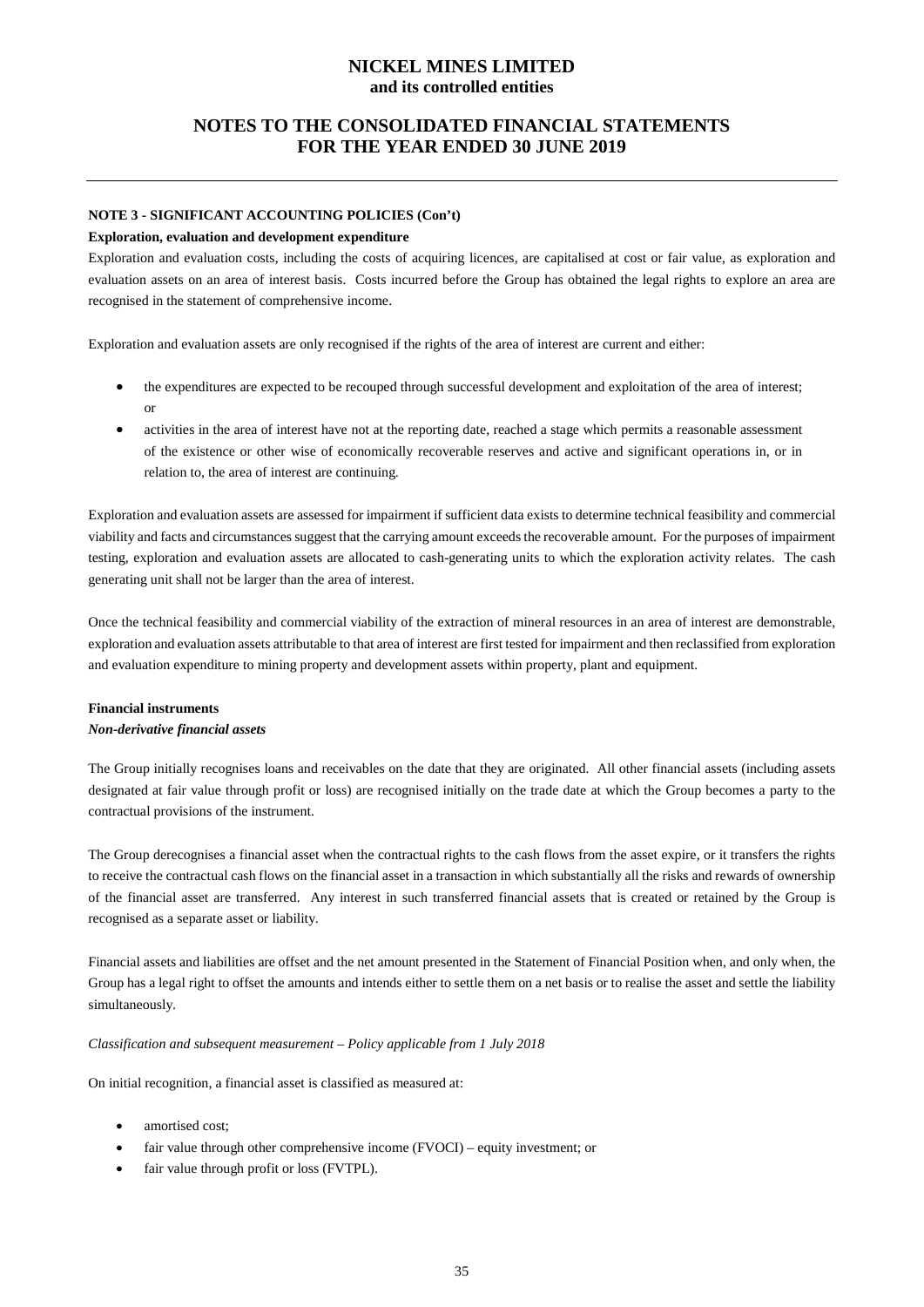**NOTE 3 - SIGNIFICANT ACCOUNTING POLICIES (Con't)**

**Exploration, evaluation and development expenditure**

Exploration and evaluation costs, including the costs of acquiring licences, are capitalised at cost or fair value, as exploration and evaluation assets on an area of interest basis. Costs incurred before the Group has obtained the legal rights to explore an area are recognised in the statement of comprehensive income.

Exploration and evaluation assets are only recognised if the rights of the area of interest are current and either:

- the expenditures are expected to be recouped through successful development and exploitation of the area of interest; or
- activities in the area of interest have not at the reporting date, reached a stage which permits a reasonable assessment of the existence or other wise of economically recoverable reserves and active and significant operations in, or in relation to, the area of interest are continuing.

Exploration and evaluation assets are assessed for impairment if sufficient data exists to determine technical feasibility and commercial viability and facts and circumstances suggest that the carrying amount exceeds the recoverable amount. For the purposes of impairment testing, exploration and evaluation assets are allocated to cash-generating units to which the exploration activity relates. The cash generating unit shall not be larger than the area of interest.

Once the technical feasibility and commercial viability of the extraction of mineral resources in an area of interest are demonstrable, exploration and evaluation assets attributable to that area of interest are first tested for impairment and then reclassified from exploration and evaluation expenditure to mining property and development assets within property, plant and equipment.

**Financial instruments**

***Non-derivative financial assets***

The Group initially recognises loans and receivables on the date that they are originated. All other financial assets (including assets designated at fair value through profit or loss) are recognised initially on the trade date at which the Group becomes a party to the contractual provisions of the instrument.

The Group derecognises a financial asset when the contractual rights to the cash flows from the asset expire, or it transfers the rights to receive the contractual cash flows on the financial asset in a transaction in which substantially all the risks and rewards of ownership of the financial asset are transferred. Any interest in such transferred financial assets that is created or retained by the Group is recognised as a separate asset or liability.

Financial assets and liabilities are offset and the net amount presented in the Statement of Financial Position when, and only when, the Group has a legal right to offset the amounts and intends either to settle them on a net basis or to realise the asset and settle the liability simultaneously.

*Classification and subsequent measurement – Policy applicable from 1 July 2018*

On initial recognition, a financial asset is classified as measured at:

- amortised cost;
- fair value through other comprehensive income (FVOCI) – equity investment; or
- fair value through profit or loss (FVTPL).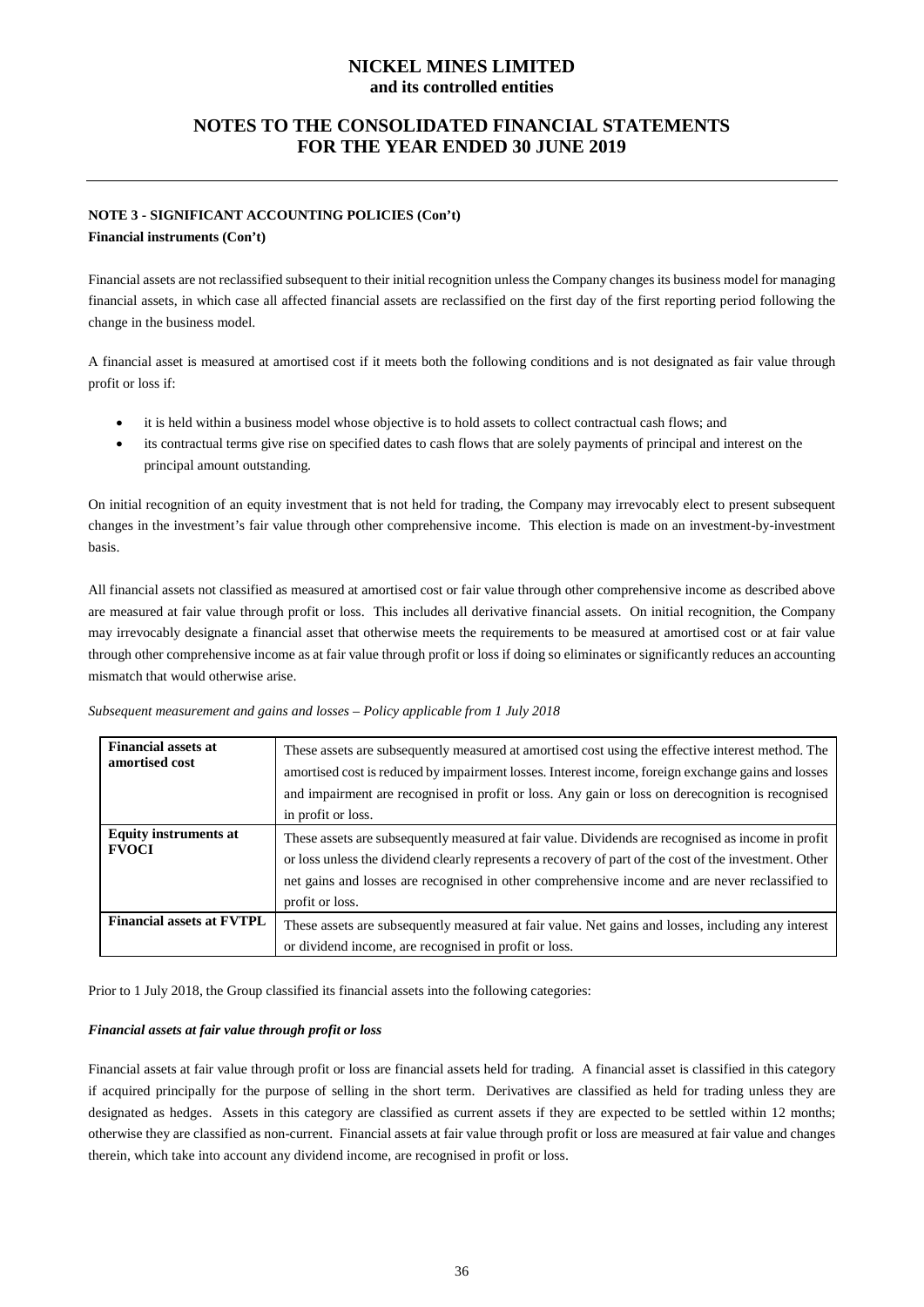**NOTE 3 - SIGNIFICANT ACCOUNTING POLICIES (Con't)**

**Financial instruments (Con't)**

Financial assets are not reclassified subsequent to their initial recognition unless the Company changes its business model for managing financial assets, in which case all affected financial assets are reclassified on the first day of the first reporting period following the change in the business model.

A financial asset is measured at amortised cost if it meets both the following conditions and is not designated as fair value through profit or loss if:

- it is held within a business model whose objective is to hold assets to collect contractual cash flows; and
- its contractual terms give rise on specified dates to cash flows that are solely payments of principal and interest on the principal amount outstanding.

On initial recognition of an equity investment that is not held for trading, the Company may irrevocably elect to present subsequent changes in the investment's fair value through other comprehensive income. This election is made on an investment-by-investment basis.

All financial assets not classified as measured at amortised cost or fair value through other comprehensive income as described above are measured at fair value through profit or loss. This includes all derivative financial assets. On initial recognition, the Company may irrevocably designate a financial asset that otherwise meets the requirements to be measured at amortised cost or at fair value through other comprehensive income as at fair value through profit or loss if doing so eliminates or significantly reduces an accounting mismatch that would otherwise arise.

*Subsequent measurement and gains and losses – Policy applicable from 1 July 2018*

| | |
|---|---|
| **Financial assets at amortised cost** | These assets are subsequently measured at amortised cost using the effective interest method. The amortised cost is reduced by impairment losses. Interest income, foreign exchange gains and losses and impairment are recognised in profit or loss. Any gain or loss on derecognition is recognised in profit or loss. |
| **Equity instruments at FVOCI** | These assets are subsequently measured at fair value. Dividends are recognised as income in profit or loss unless the dividend clearly represents a recovery of part of the cost of the investment. Other net gains and losses are recognised in other comprehensive income and are never reclassified to profit or loss. |
| **Financial assets at FVTPL** | These assets are subsequently measured at fair value. Net gains and losses, including any interest or dividend income, are recognised in profit or loss. |

Prior to 1 July 2018, the Group classified its financial assets into the following categories:

***Financial assets at fair value through profit or loss***

Financial assets at fair value through profit or loss are financial assets held for trading. A financial asset is classified in this category if acquired principally for the purpose of selling in the short term. Derivatives are classified as held for trading unless they are designated as hedges. Assets in this category are classified as current assets if they are expected to be settled within 12 months; otherwise they are classified as non-current. Financial assets at fair value through profit or loss are measured at fair value and changes therein, which take into account any dividend income, are recognised in profit or loss.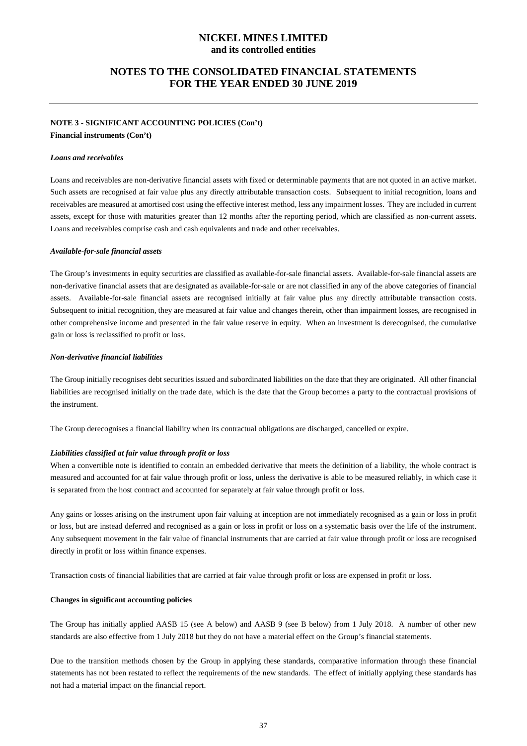**NOTE 3 - SIGNIFICANT ACCOUNTING POLICIES (Con't)**

**Financial instruments (Con't)**

***Loans and receivables***

Loans and receivables are non-derivative financial assets with fixed or determinable payments that are not quoted in an active market. Such assets are recognised at fair value plus any directly attributable transaction costs. Subsequent to initial recognition, loans and receivables are measured at amortised cost using the effective interest method, less any impairment losses. They are included in current assets, except for those with maturities greater than 12 months after the reporting period, which are classified as non-current assets. Loans and receivables comprise cash and cash equivalents and trade and other receivables.

***Available-for-sale financial assets***

The Group's investments in equity securities are classified as available-for-sale financial assets. Available-for-sale financial assets are non-derivative financial assets that are designated as available-for-sale or are not classified in any of the above categories of financial assets. Available-for-sale financial assets are recognised initially at fair value plus any directly attributable transaction costs. Subsequent to initial recognition, they are measured at fair value and changes therein, other than impairment losses, are recognised in other comprehensive income and presented in the fair value reserve in equity. When an investment is derecognised, the cumulative gain or loss is reclassified to profit or loss.

***Non-derivative financial liabilities***

The Group initially recognises debt securities issued and subordinated liabilities on the date that they are originated. All other financial liabilities are recognised initially on the trade date, which is the date that the Group becomes a party to the contractual provisions of the instrument.

The Group derecognises a financial liability when its contractual obligations are discharged, cancelled or expire.

***Liabilities classified at fair value through profit or loss***

When a convertible note is identified to contain an embedded derivative that meets the definition of a liability, the whole contract is measured and accounted for at fair value through profit or loss, unless the derivative is able to be measured reliably, in which case it is separated from the host contract and accounted for separately at fair value through profit or loss.

Any gains or losses arising on the instrument upon fair valuing at inception are not immediately recognised as a gain or loss in profit or loss, but are instead deferred and recognised as a gain or loss in profit or loss on a systematic basis over the life of the instrument. Any subsequent movement in the fair value of financial instruments that are carried at fair value through profit or loss are recognised directly in profit or loss within finance expenses.

Transaction costs of financial liabilities that are carried at fair value through profit or loss are expensed in profit or loss.

**Changes in significant accounting policies**

The Group has initially applied AASB 15 (see A below) and AASB 9 (see B below) from 1 July 2018. A number of other new standards are also effective from 1 July 2018 but they do not have a material effect on the Group's financial statements.

Due to the transition methods chosen by the Group in applying these standards, comparative information through these financial statements has not been restated to reflect the requirements of the new standards. The effect of initially applying these standards has not had a material impact on the financial report.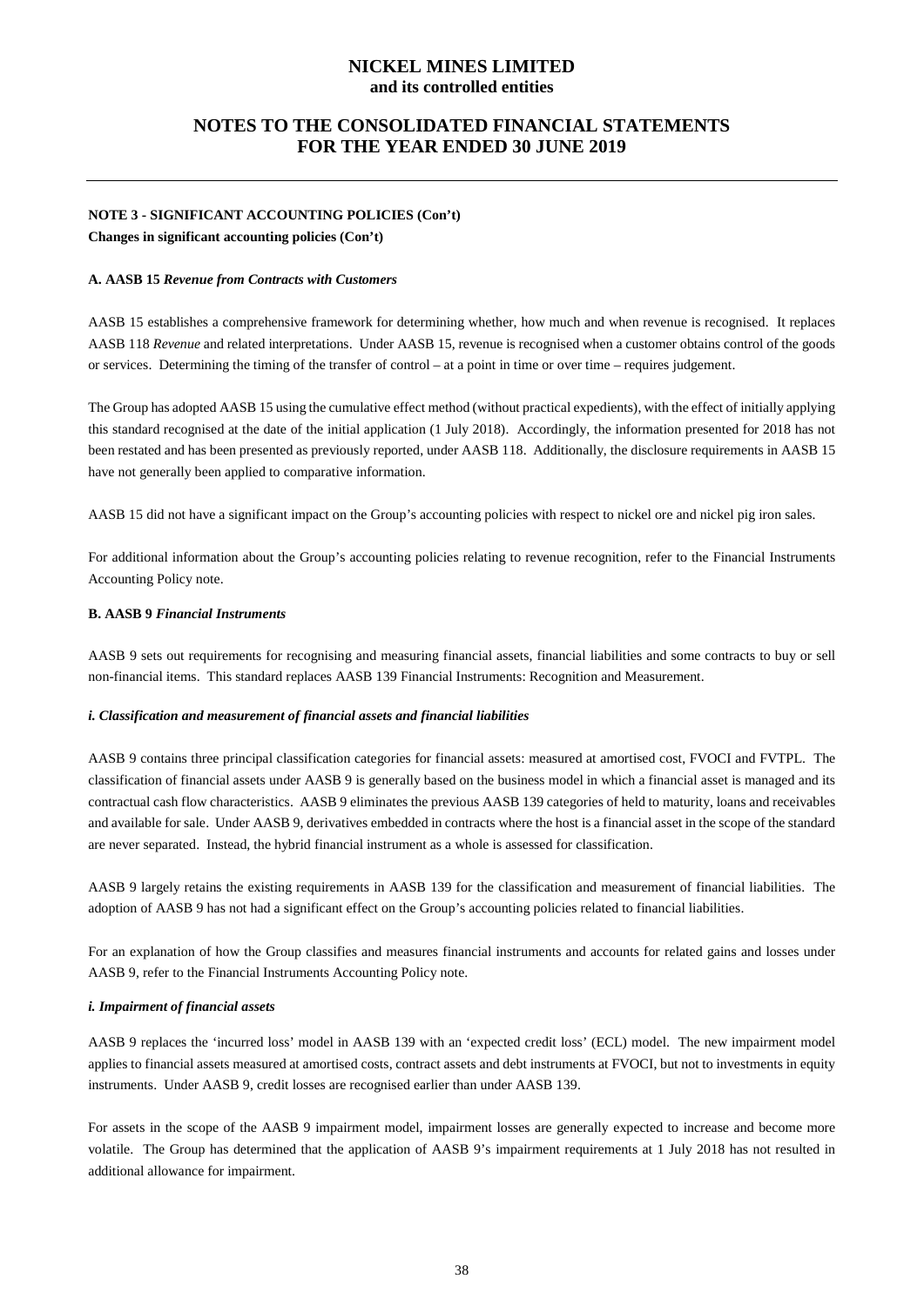# NICKEL MINES LIMITED
**and its controlled entities**

## NOTES TO THE CONSOLIDATED FINANCIAL STATEMENTS FOR THE YEAR ENDED 30 JUNE 2019

**NOTE 3 - SIGNIFICANT ACCOUNTING POLICIES (Con't)**

**Changes in significant accounting policies (Con't)**

**A. AASB 15 *Revenue from Contracts with Customers***

AASB 15 establishes a comprehensive framework for determining whether, how much and when revenue is recognised. It replaces AASB 118 *Revenue* and related interpretations. Under AASB 15, revenue is recognised when a customer obtains control of the goods or services. Determining the timing of the transfer of control – at a point in time or over time – requires judgement.

The Group has adopted AASB 15 using the cumulative effect method (without practical expedients), with the effect of initially applying this standard recognised at the date of the initial application (1 July 2018). Accordingly, the information presented for 2018 has not been restated and has been presented as previously reported, under AASB 118. Additionally, the disclosure requirements in AASB 15 have not generally been applied to comparative information.

AASB 15 did not have a significant impact on the Group's accounting policies with respect to nickel ore and nickel pig iron sales.

For additional information about the Group's accounting policies relating to revenue recognition, refer to the Financial Instruments Accounting Policy note.

**B. AASB 9 *Financial Instruments***

AASB 9 sets out requirements for recognising and measuring financial assets, financial liabilities and some contracts to buy or sell non-financial items. This standard replaces AASB 139 Financial Instruments: Recognition and Measurement.

***i. Classification and measurement of financial assets and financial liabilities***

AASB 9 contains three principal classification categories for financial assets: measured at amortised cost, FVOCI and FVTPL. The classification of financial assets under AASB 9 is generally based on the business model in which a financial asset is managed and its contractual cash flow characteristics. AASB 9 eliminates the previous AASB 139 categories of held to maturity, loans and receivables and available for sale. Under AASB 9, derivatives embedded in contracts where the host is a financial asset in the scope of the standard are never separated. Instead, the hybrid financial instrument as a whole is assessed for classification.

AASB 9 largely retains the existing requirements in AASB 139 for the classification and measurement of financial liabilities. The adoption of AASB 9 has not had a significant effect on the Group's accounting policies related to financial liabilities.

For an explanation of how the Group classifies and measures financial instruments and accounts for related gains and losses under AASB 9, refer to the Financial Instruments Accounting Policy note.

***i. Impairment of financial assets***

AASB 9 replaces the 'incurred loss' model in AASB 139 with an 'expected credit loss' (ECL) model. The new impairment model applies to financial assets measured at amortised costs, contract assets and debt instruments at FVOCI, but not to investments in equity instruments. Under AASB 9, credit losses are recognised earlier than under AASB 139.

For assets in the scope of the AASB 9 impairment model, impairment losses are generally expected to increase and become more volatile. The Group has determined that the application of AASB 9's impairment requirements at 1 July 2018 has not resulted in additional allowance for impairment.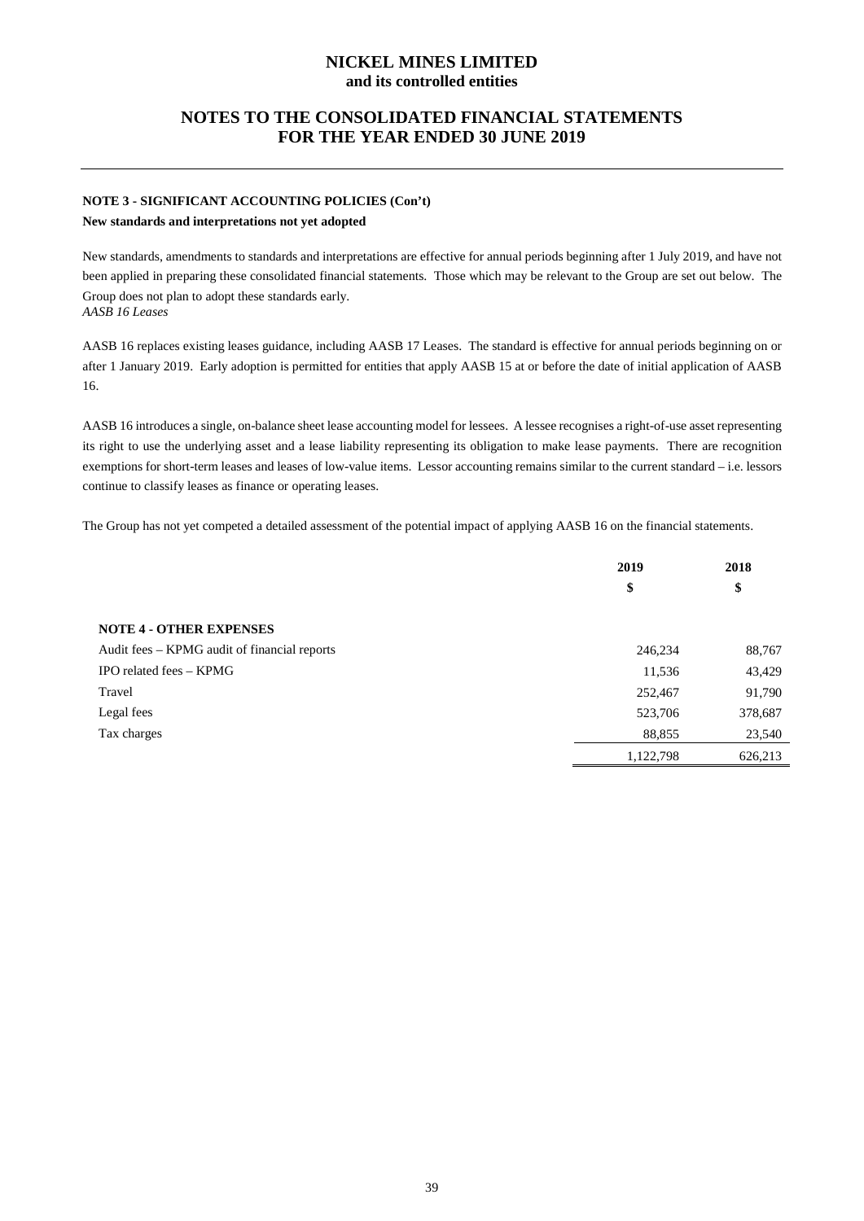#### NOTE 3 - SIGNIFICANT ACCOUNTING POLICIES (Con't)

**New standards and interpretations not yet adopted**

New standards, amendments to standards and interpretations are effective for annual periods beginning after 1 July 2019, and have not been applied in preparing these consolidated financial statements. Those which may be relevant to the Group are set out below. The Group does not plan to adopt these standards early.

*AASB 16 Leases*

AASB 16 replaces existing leases guidance, including AASB 17 Leases. The standard is effective for annual periods beginning on or after 1 January 2019. Early adoption is permitted for entities that apply AASB 15 at or before the date of initial application of AASB 16.

AASB 16 introduces a single, on-balance sheet lease accounting model for lessees. A lessee recognises a right-of-use asset representing its right to use the underlying asset and a lease liability representing its obligation to make lease payments. There are recognition exemptions for short-term leases and leases of low-value items. Lessor accounting remains similar to the current standard – i.e. lessors continue to classify leases as finance or operating leases.

The Group has not yet competed a detailed assessment of the potential impact of applying AASB 16 on the financial statements.

| | 2019 | 2018 |
|---|---|---|
| | $ | $ |
| **NOTE 4 - OTHER EXPENSES** | | |
| Audit fees – KPMG audit of financial reports | 246,234 | 88,767 |
| IPO related fees – KPMG | 11,536 | 43,429 |
| Travel | 252,467 | 91,790 |
| Legal fees | 523,706 | 378,687 |
| Tax charges | 88,855 | 23,540 |
| | 1,122,798 | 626,213 |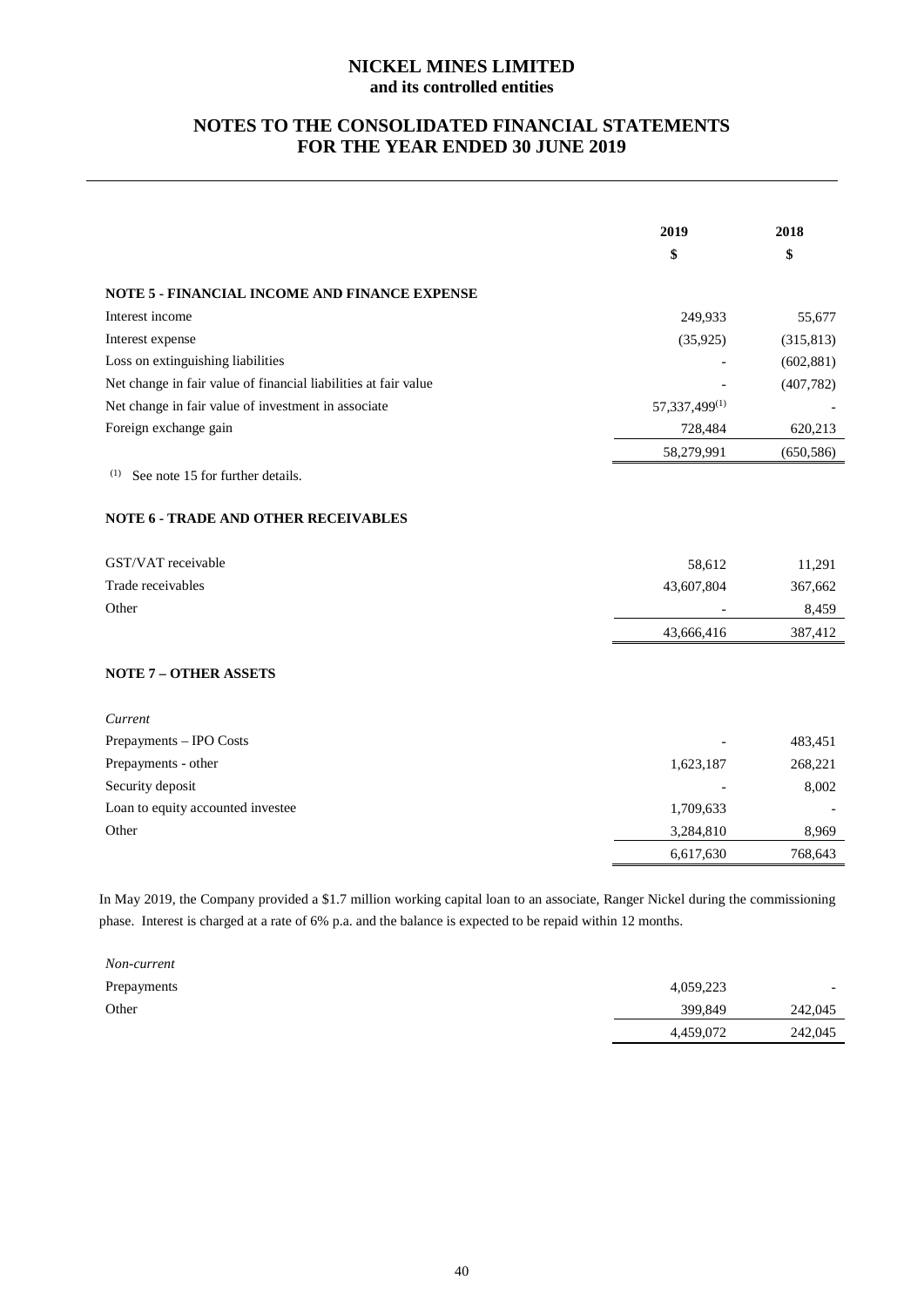# NICKEL MINES LIMITED
**and its controlled entities**

## NOTES TO THE CONSOLIDATED FINANCIAL STATEMENTS FOR THE YEAR ENDED 30 JUNE 2019

| | 2019 | 2018 |
|---|---|---|
| | $ | $ |
| **NOTE 5 - FINANCIAL INCOME AND FINANCE EXPENSE** | | |
| Interest income | 249,933 | 55,677 |
| Interest expense | (35,925) | (315,813) |
| Loss on extinguishing liabilities | - | (602,881) |
| Net change in fair value of financial liabilities at fair value | - | (407,782) |
| Net change in fair value of investment in associate | 57,337,499[(1)] | - |
| Foreign exchange gain | 728,484 | 620,213 |
| | 58,279,991 | (650,586) |

(1) See note 15 for further details.

### NOTE 6 - TRADE AND OTHER RECEIVABLES

| | 2019 | 2018 |
|---|---|---|
| GST/VAT receivable | 58,612 | 11,291 |
| Trade receivables | 43,607,804 | 367,662 |
| Other | - | 8,459 |
| | 43,666,416 | 387,412 |

### NOTE 7 – OTHER ASSETS

| | 2019 | 2018 |
|---|---|---|
| *Current* | | |
| Prepayments – IPO Costs | - | 483,451 |
| Prepayments - other | 1,623,187 | 268,221 |
| Security deposit | - | 8,002 |
| Loan to equity accounted investee | 1,709,633 | - |
| Other | 3,284,810 | 8,969 |
| | 6,617,630 | 768,643 |

In May 2019, the Company provided a $1.7 million working capital loan to an associate, Ranger Nickel during the commissioning phase. Interest is charged at a rate of 6% p.a. and the balance is expected to be repaid within 12 months.

| | 2019 | 2018 |
|---|---|---|
| *Non-current* | | |
| Prepayments | 4,059,223 | - |
| Other | 399,849 | 242,045 |
| | 4,459,072 | 242,045 |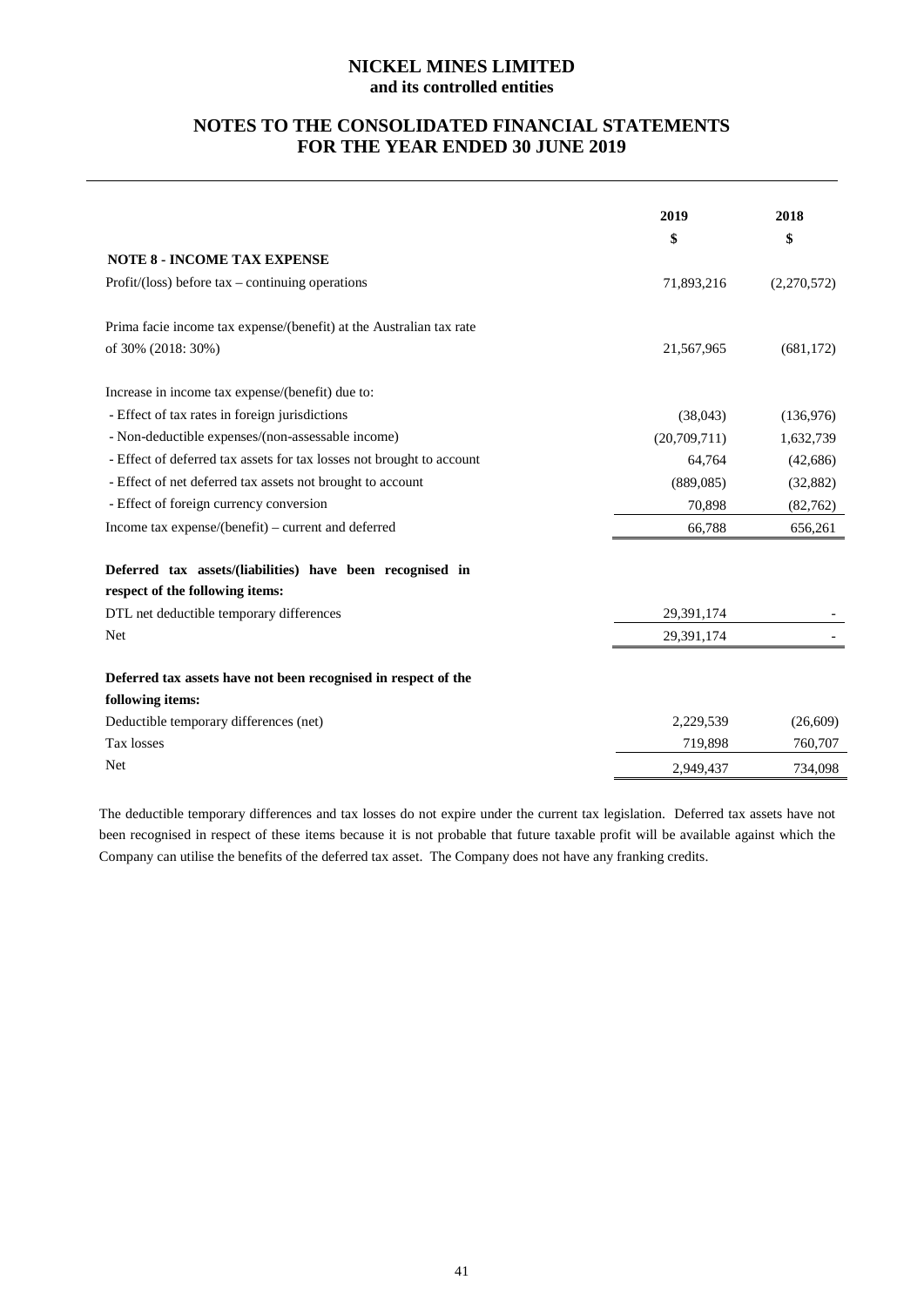**NICKEL MINES LIMITED**
**and its controlled entities**

## NOTES TO THE CONSOLIDATED FINANCIAL STATEMENTS FOR THE YEAR ENDED 30 JUNE 2019

| | 2019 | 2018 |
|---|---|---|
| | $ | $ |
| **NOTE 8 - INCOME TAX EXPENSE** | | |
| Profit/(loss) before tax – continuing operations | 71,893,216 | (2,270,572) |
| Prima facie income tax expense/(benefit) at the Australian tax rate of 30% (2018: 30%) | 21,567,965 | (681,172) |
| Increase in income tax expense/(benefit) due to: | | |
| - Effect of tax rates in foreign jurisdictions | (38,043) | (136,976) |
| - Non-deductible expenses/(non-assessable income) | (20,709,711) | 1,632,739 |
| - Effect of deferred tax assets for tax losses not brought to account | 64,764 | (42,686) |
| - Effect of net deferred tax assets not brought to account | (889,085) | (32,882) |
| - Effect of foreign currency conversion | 70,898 | (82,762) |
| Income tax expense/(benefit) – current and deferred | 66,788 | 656,261 |
| **Deferred tax assets/(liabilities) have been recognised in respect of the following items:** | | |
| DTL net deductible temporary differences | 29,391,174 | - |
| Net | 29,391,174 | - |
| **Deferred tax assets have not been recognised in respect of the following items:** | | |
| Deductible temporary differences (net) | 2,229,539 | (26,609) |
| Tax losses | 719,898 | 760,707 |
| Net | 2,949,437 | 734,098 |

The deductible temporary differences and tax losses do not expire under the current tax legislation. Deferred tax assets have not been recognised in respect of these items because it is not probable that future taxable profit will be available against which the Company can utilise the benefits of the deferred tax asset. The Company does not have any franking credits.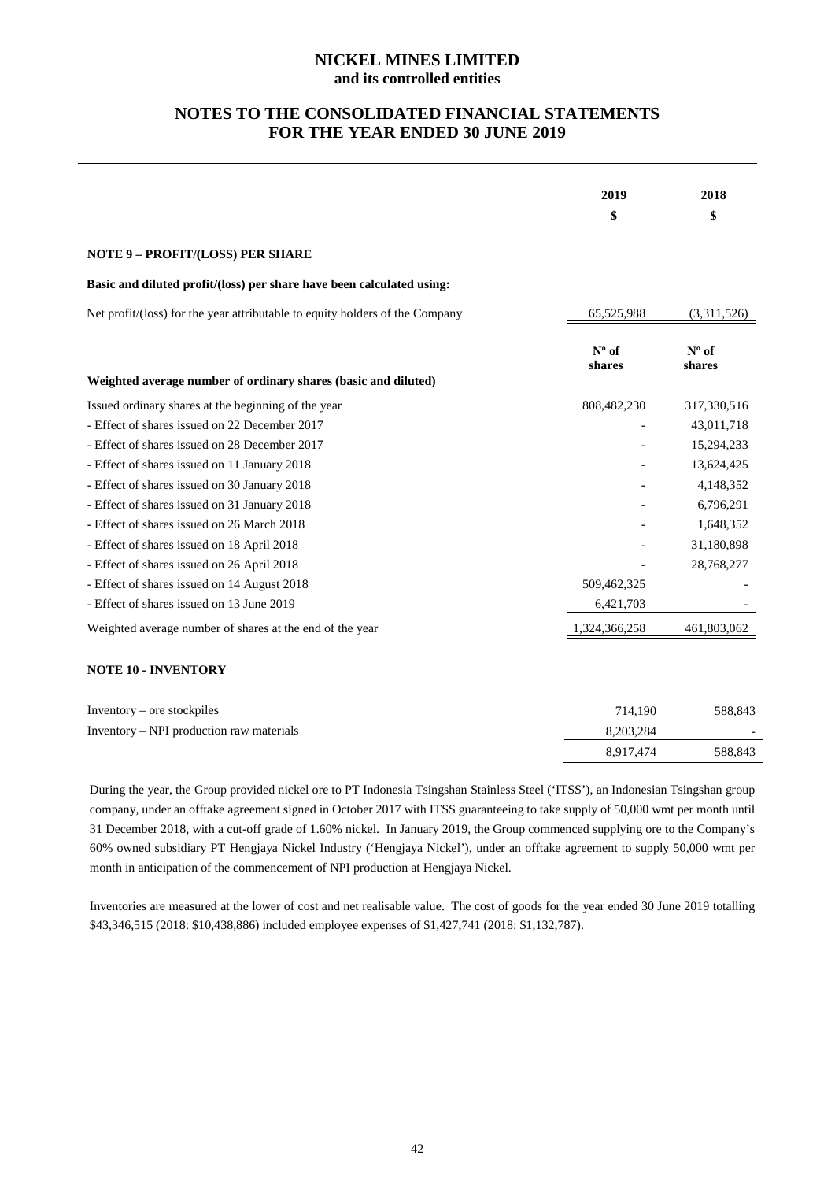# NICKEL MINES LIMITED
**and its controlled entities**

## NOTES TO THE CONSOLIDATED FINANCIAL STATEMENTS FOR THE YEAR ENDED 30 JUNE 2019

| | 2019 | 2018 |
|---|---|---|
| | $ | $ |

### NOTE 9 – PROFIT/(LOSS) PER SHARE

**Basic and diluted profit/(loss) per share have been calculated using:**

| | 2019 $ | 2018 $ |
|---|---|---|
| Net profit/(loss) for the year attributable to equity holders of the Company | 65,525,988 | (3,311,526) |

| **Weighted average number of ordinary shares (basic and diluted)** | **Nº of shares** | **Nº of shares** |
|---|---|---|
| Issued ordinary shares at the beginning of the year | 808,482,230 | 317,330,516 |
| - Effect of shares issued on 22 December 2017 | - | 43,011,718 |
| - Effect of shares issued on 28 December 2017 | - | 15,294,233 |
| - Effect of shares issued on 11 January 2018 | - | 13,624,425 |
| - Effect of shares issued on 30 January 2018 | - | 4,148,352 |
| - Effect of shares issued on 31 January 2018 | - | 6,796,291 |
| - Effect of shares issued on 26 March 2018 | - | 1,648,352 |
| - Effect of shares issued on 18 April 2018 | - | 31,180,898 |
| - Effect of shares issued on 26 April 2018 | - | 28,768,277 |
| - Effect of shares issued on 14 August 2018 | 509,462,325 | - |
| - Effect of shares issued on 13 June 2019 | 6,421,703 | - |
| Weighted average number of shares at the end of the year | 1,324,366,258 | 461,803,062 |

### NOTE 10 - INVENTORY

| | 2019 $ | 2018 $ |
|---|---|---|
| Inventory – ore stockpiles | 714,190 | 588,843 |
| Inventory – NPI production raw materials | 8,203,284 | - |
| | 8,917,474 | 588,843 |

During the year, the Group provided nickel ore to PT Indonesia Tsingshan Stainless Steel ('ITSS'), an Indonesian Tsingshan group company, under an offtake agreement signed in October 2017 with ITSS guaranteeing to take supply of 50,000 wmt per month until 31 December 2018, with a cut-off grade of 1.60% nickel. In January 2019, the Group commenced supplying ore to the Company's 60% owned subsidiary PT Hengjaya Nickel Industry ('Hengjaya Nickel'), under an offtake agreement to supply 50,000 wmt per month in anticipation of the commencement of NPI production at Hengjaya Nickel.

Inventories are measured at the lower of cost and net realisable value. The cost of goods for the year ended 30 June 2019 totalling $43,346,515 (2018: $10,438,886) included employee expenses of $1,427,741 (2018: $1,132,787).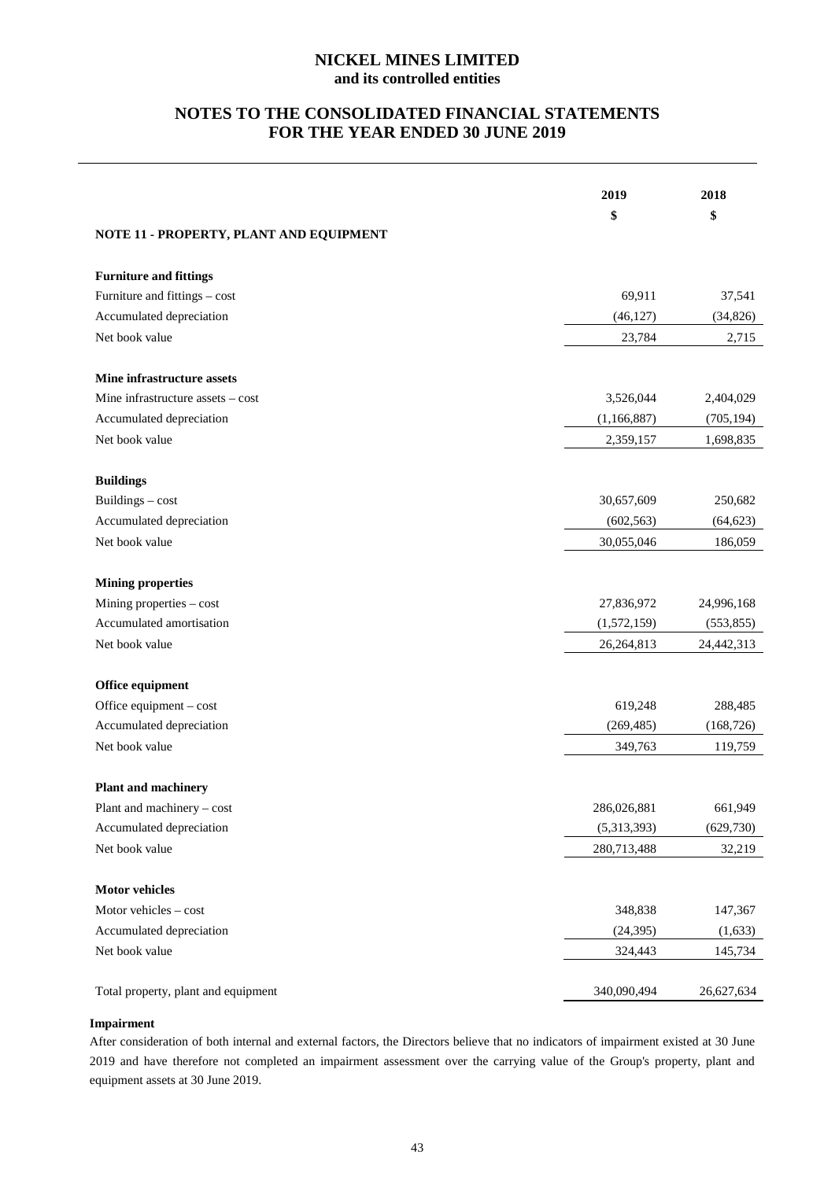# NICKEL MINES LIMITED
**and its controlled entities**

## NOTES TO THE CONSOLIDATED FINANCIAL STATEMENTS FOR THE YEAR ENDED 30 JUNE 2019

| | 2019 | 2018 |
|---|---|---|
| | $ | $ |
| **NOTE 11 - PROPERTY, PLANT AND EQUIPMENT** | | |
| **Furniture and fittings** | | |
| Furniture and fittings – cost | 69,911 | 37,541 |
| Accumulated depreciation | (46,127) | (34,826) |
| Net book value | 23,784 | 2,715 |
| **Mine infrastructure assets** | | |
| Mine infrastructure assets – cost | 3,526,044 | 2,404,029 |
| Accumulated depreciation | (1,166,887) | (705,194) |
| Net book value | 2,359,157 | 1,698,835 |
| **Buildings** | | |
| Buildings – cost | 30,657,609 | 250,682 |
| Accumulated depreciation | (602,563) | (64,623) |
| Net book value | 30,055,046 | 186,059 |
| **Mining properties** | | |
| Mining properties – cost | 27,836,972 | 24,996,168 |
| Accumulated amortisation | (1,572,159) | (553,855) |
| Net book value | 26,264,813 | 24,442,313 |
| **Office equipment** | | |
| Office equipment – cost | 619,248 | 288,485 |
| Accumulated depreciation | (269,485) | (168,726) |
| Net book value | 349,763 | 119,759 |
| **Plant and machinery** | | |
| Plant and machinery – cost | 286,026,881 | 661,949 |
| Accumulated depreciation | (5,313,393) | (629,730) |
| Net book value | 280,713,488 | 32,219 |
| **Motor vehicles** | | |
| Motor vehicles – cost | 348,838 | 147,367 |
| Accumulated depreciation | (24,395) | (1,633) |
| Net book value | 324,443 | 145,734 |
| Total property, plant and equipment | 340,090,494 | 26,627,634 |

**Impairment**

After consideration of both internal and external factors, the Directors believe that no indicators of impairment existed at 30 June 2019 and have therefore not completed an impairment assessment over the carrying value of the Group's property, plant and equipment assets at 30 June 2019.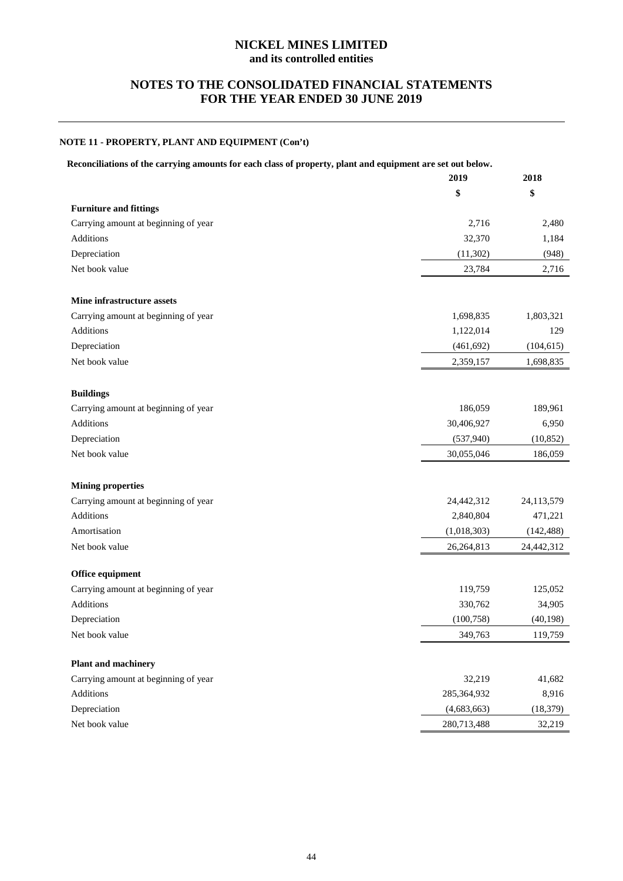# NICKEL MINES LIMITED
## and its controlled entities

## NOTES TO THE CONSOLIDATED FINANCIAL STATEMENTS FOR THE YEAR ENDED 30 JUNE 2019

### NOTE 11 - PROPERTY, PLANT AND EQUIPMENT (Con't)

**Reconciliations of the carrying amounts for each class of property, plant and equipment are set out below.**

| | 2019 | 2018 |
|---|---|---|
| | **$** | **$** |
| **Furniture and fittings** | | |
| Carrying amount at beginning of year | 2,716 | 2,480 |
| Additions | 32,370 | 1,184 |
| Depreciation | (11,302) | (948) |
| Net book value | 23,784 | 2,716 |
| | | |
| **Mine infrastructure assets** | | |
| Carrying amount at beginning of year | 1,698,835 | 1,803,321 |
| Additions | 1,122,014 | 129 |
| Depreciation | (461,692) | (104,615) |
| Net book value | 2,359,157 | 1,698,835 |
| | | |
| **Buildings** | | |
| Carrying amount at beginning of year | 186,059 | 189,961 |
| Additions | 30,406,927 | 6,950 |
| Depreciation | (537,940) | (10,852) |
| Net book value | 30,055,046 | 186,059 |
| | | |
| **Mining properties** | | |
| Carrying amount at beginning of year | 24,442,312 | 24,113,579 |
| Additions | 2,840,804 | 471,221 |
| Amortisation | (1,018,303) | (142,488) |
| Net book value | 26,264,813 | 24,442,312 |
| | | |
| **Office equipment** | | |
| Carrying amount at beginning of year | 119,759 | 125,052 |
| Additions | 330,762 | 34,905 |
| Depreciation | (100,758) | (40,198) |
| Net book value | 349,763 | 119,759 |
| | | |
| **Plant and machinery** | | |
| Carrying amount at beginning of year | 32,219 | 41,682 |
| Additions | 285,364,932 | 8,916 |
| Depreciation | (4,683,663) | (18,379) |
| Net book value | 280,713,488 | 32,219 |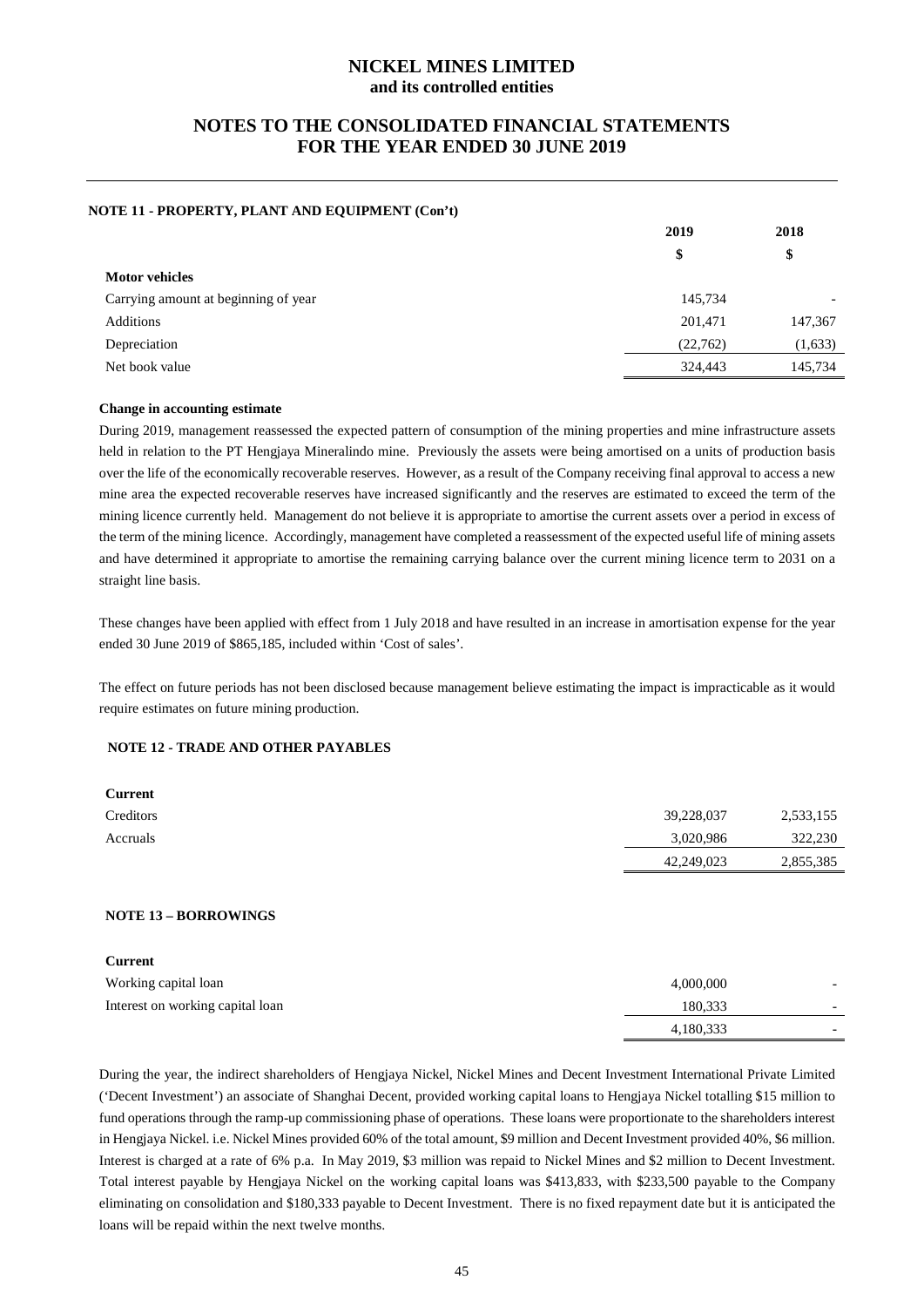# NICKEL MINES LIMITED
## and its controlled entities

## NOTES TO THE CONSOLIDATED FINANCIAL STATEMENTS FOR THE YEAR ENDED 30 JUNE 2019

### NOTE 11 - PROPERTY, PLANT AND EQUIPMENT (Con't)

| | 2019 | 2018 |
|---|---|---|
| | $ | $ |
| **Motor vehicles** | | |
| Carrying amount at beginning of year | 145,734 | - |
| Additions | 201,471 | 147,367 |
| Depreciation | (22,762) | (1,633) |
| Net book value | 324,443 | 145,734 |

**Change in accounting estimate**

During 2019, management reassessed the expected pattern of consumption of the mining properties and mine infrastructure assets held in relation to the PT Hengjaya Mineralindo mine. Previously the assets were being amortised on a units of production basis over the life of the economically recoverable reserves. However, as a result of the Company receiving final approval to access a new mine area the expected recoverable reserves have increased significantly and the reserves are estimated to exceed the term of the mining licence currently held. Management do not believe it is appropriate to amortise the current assets over a period in excess of the term of the mining licence. Accordingly, management have completed a reassessment of the expected useful life of mining assets and have determined it appropriate to amortise the remaining carrying balance over the current mining licence term to 2031 on a straight line basis.

These changes have been applied with effect from 1 July 2018 and have resulted in an increase in amortisation expense for the year ended 30 June 2019 of $865,185, included within 'Cost of sales'.

The effect on future periods has not been disclosed because management believe estimating the impact is impracticable as it would require estimates on future mining production.

### NOTE 12 - TRADE AND OTHER PAYABLES

| | 2019 | 2018 |
|---|---|---|
| **Current** | | |
| Creditors | 39,228,037 | 2,533,155 |
| Accruals | 3,020,986 | 322,230 |
| | 42,249,023 | 2,855,385 |

### NOTE 13 – BORROWINGS

| | 2019 | 2018 |
|---|---|---|
| **Current** | | |
| Working capital loan | 4,000,000 | - |
| Interest on working capital loan | 180,333 | - |
| | 4,180,333 | - |

During the year, the indirect shareholders of Hengjaya Nickel, Nickel Mines and Decent Investment International Private Limited ('Decent Investment') an associate of Shanghai Decent, provided working capital loans to Hengjaya Nickel totalling $15 million to fund operations through the ramp-up commissioning phase of operations. These loans were proportionate to the shareholders interest in Hengjaya Nickel. i.e. Nickel Mines provided 60% of the total amount, $9 million and Decent Investment provided 40%, $6 million. Interest is charged at a rate of 6% p.a. In May 2019, $3 million was repaid to Nickel Mines and $2 million to Decent Investment. Total interest payable by Hengjaya Nickel on the working capital loans was $413,833, with $233,500 payable to the Company eliminating on consolidation and $180,333 payable to Decent Investment. There is no fixed repayment date but it is anticipated the loans will be repaid within the next twelve months.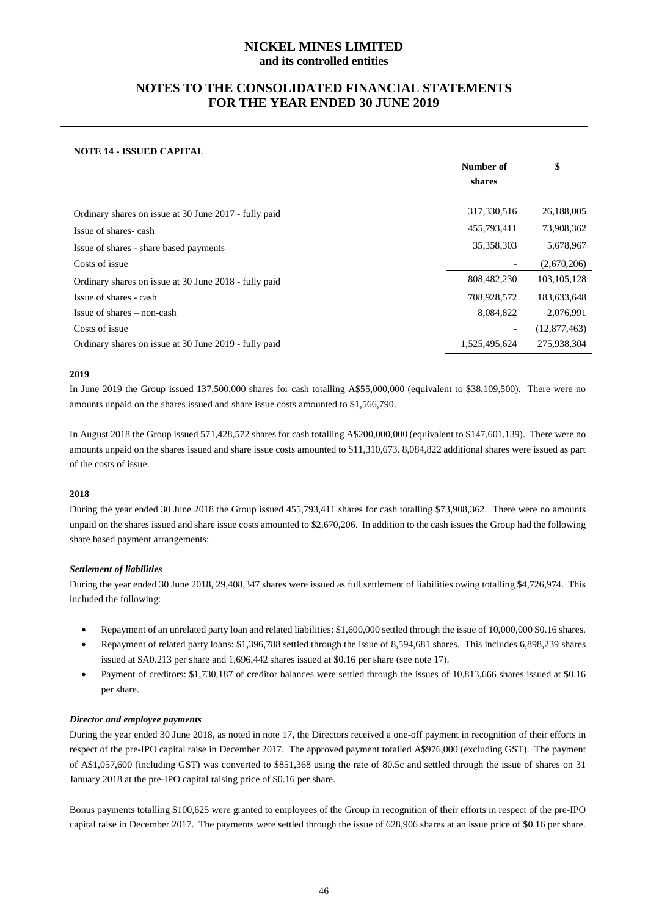# NICKEL MINES LIMITED
## and its controlled entities

# NOTES TO THE CONSOLIDATED FINANCIAL STATEMENTS FOR THE YEAR ENDED 30 JUNE 2019

### NOTE 14 - ISSUED CAPITAL

| | Number of shares | $ |
|---|---|---|
| Ordinary shares on issue at 30 June 2017 - fully paid | 317,330,516 | 26,188,005 |
| Issue of shares- cash | 455,793,411 | 73,908,362 |
| Issue of shares - share based payments | 35,358,303 | 5,678,967 |
| Costs of issue | - | (2,670,206) |
| Ordinary shares on issue at 30 June 2018 - fully paid | 808,482,230 | 103,105,128 |
| Issue of shares - cash | 708,928,572 | 183,633,648 |
| Issue of shares – non-cash | 8,084,822 | 2,076,991 |
| Costs of issue | - | (12,877,463) |
| Ordinary shares on issue at 30 June 2019 - fully paid | 1,525,495,624 | 275,938,304 |

**2019**

In June 2019 the Group issued 137,500,000 shares for cash totalling A$55,000,000 (equivalent to $38,109,500). There were no amounts unpaid on the shares issued and share issue costs amounted to $1,566,790.

In August 2018 the Group issued 571,428,572 shares for cash totalling A$200,000,000 (equivalent to $147,601,139). There were no amounts unpaid on the shares issued and share issue costs amounted to $11,310,673. 8,084,822 additional shares were issued as part of the costs of issue.

**2018**

During the year ended 30 June 2018 the Group issued 455,793,411 shares for cash totalling $73,908,362. There were no amounts unpaid on the shares issued and share issue costs amounted to $2,670,206. In addition to the cash issues the Group had the following share based payment arrangements:

***Settlement of liabilities***

During the year ended 30 June 2018, 29,408,347 shares were issued as full settlement of liabilities owing totalling $4,726,974. This included the following:

- Repayment of an unrelated party loan and related liabilities: $1,600,000 settled through the issue of 10,000,000 $0.16 shares.
- Repayment of related party loans: $1,396,788 settled through the issue of 8,594,681 shares. This includes 6,898,239 shares issued at $A0.213 per share and 1,696,442 shares issued at $0.16 per share (see note 17).
- Payment of creditors: $1,730,187 of creditor balances were settled through the issues of 10,813,666 shares issued at $0.16 per share.

***Director and employee payments***

During the year ended 30 June 2018, as noted in note 17, the Directors received a one-off payment in recognition of their efforts in respect of the pre-IPO capital raise in December 2017. The approved payment totalled A$976,000 (excluding GST). The payment of A$1,057,600 (including GST) was converted to $851,368 using the rate of 80.5c and settled through the issue of shares on 31 January 2018 at the pre-IPO capital raising price of $0.16 per share.

Bonus payments totalling $100,625 were granted to employees of the Group in recognition of their efforts in respect of the pre-IPO capital raise in December 2017. The payments were settled through the issue of 628,906 shares at an issue price of $0.16 per share.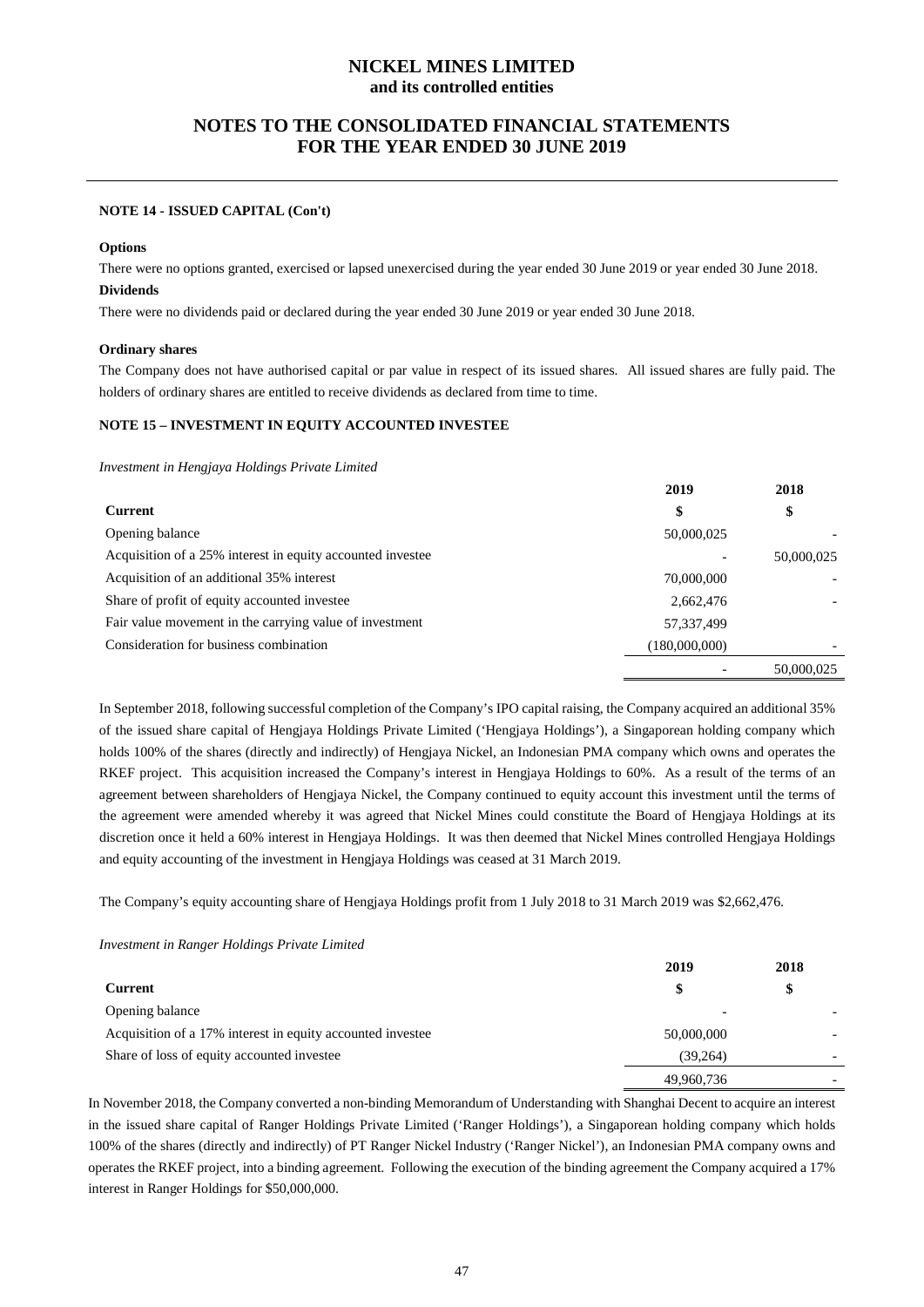**NOTE 14 - ISSUED CAPITAL (Con't)**

**Options**

There were no options granted, exercised or lapsed unexercised during the year ended 30 June 2019 or year ended 30 June 2018.

**Dividends**

There were no dividends paid or declared during the year ended 30 June 2019 or year ended 30 June 2018.

**Ordinary shares**

The Company does not have authorised capital or par value in respect of its issued shares. All issued shares are fully paid. The holders of ordinary shares are entitled to receive dividends as declared from time to time.

**NOTE 15 – INVESTMENT IN EQUITY ACCOUNTED INVESTEE**

*Investment in Hengjaya Holdings Private Limited*

| | 2019 | 2018 |
|---|---|---|
| **Current** | **$** | **$** |
| Opening balance | 50,000,025 | - |
| Acquisition of a 25% interest in equity accounted investee | - | 50,000,025 |
| Acquisition of an additional 35% interest | 70,000,000 | - |
| Share of profit of equity accounted investee | 2,662,476 | - |
| Fair value movement in the carrying value of investment | 57,337,499 | |
| Consideration for business combination | (180,000,000) | - |
| | - | 50,000,025 |

In September 2018, following successful completion of the Company's IPO capital raising, the Company acquired an additional 35% of the issued share capital of Hengjaya Holdings Private Limited ('Hengjaya Holdings'), a Singaporean holding company which holds 100% of the shares (directly and indirectly) of Hengjaya Nickel, an Indonesian PMA company which owns and operates the RKEF project. This acquisition increased the Company's interest in Hengjaya Holdings to 60%. As a result of the terms of an agreement between shareholders of Hengjaya Nickel, the Company continued to equity account this investment until the terms of the agreement were amended whereby it was agreed that Nickel Mines could constitute the Board of Hengjaya Holdings at its discretion once it held a 60% interest in Hengjaya Holdings. It was then deemed that Nickel Mines controlled Hengjaya Holdings and equity accounting of the investment in Hengjaya Holdings was ceased at 31 March 2019.

The Company's equity accounting share of Hengjaya Holdings profit from 1 July 2018 to 31 March 2019 was $2,662,476.

*Investment in Ranger Holdings Private Limited*

| | 2019 | 2018 |
|---|---|---|
| **Current** | **$** | **$** |
| Opening balance | - | - |
| Acquisition of a 17% interest in equity accounted investee | 50,000,000 | - |
| Share of loss of equity accounted investee | (39,264) | - |
| | 49,960,736 | - |

In November 2018, the Company converted a non-binding Memorandum of Understanding with Shanghai Decent to acquire an interest in the issued share capital of Ranger Holdings Private Limited ('Ranger Holdings'), a Singaporean holding company which holds 100% of the shares (directly and indirectly) of PT Ranger Nickel Industry ('Ranger Nickel'), an Indonesian PMA company owns and operates the RKEF project, into a binding agreement. Following the execution of the binding agreement the Company acquired a 17% interest in Ranger Holdings for $50,000,000.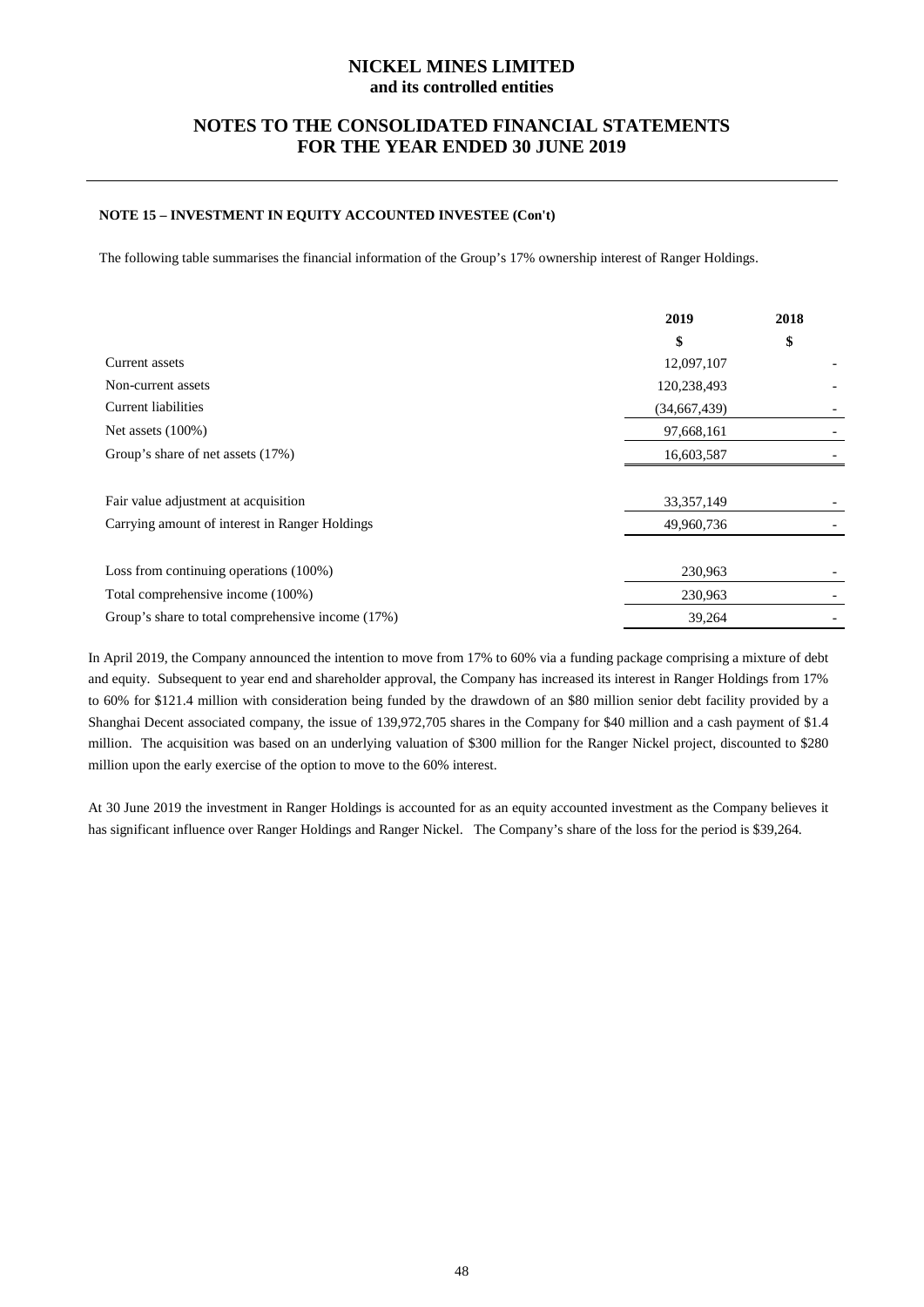### NOTE 15 – INVESTMENT IN EQUITY ACCOUNTED INVESTEE (Con't)

The following table summarises the financial information of the Group's 17% ownership interest of Ranger Holdings.

| | 2019 | 2018 |
|---|---|---|
| | $ | $ |
| Current assets | 12,097,107 | - |
| Non-current assets | 120,238,493 | - |
| Current liabilities | (34,667,439) | - |
| Net assets (100%) | 97,668,161 | - |
| Group's share of net assets (17%) | 16,603,587 | - |
| | | |
| Fair value adjustment at acquisition | 33,357,149 | - |
| Carrying amount of interest in Ranger Holdings | 49,960,736 | - |
| | | |
| Loss from continuing operations (100%) | 230,963 | - |
| Total comprehensive income (100%) | 230,963 | - |
| Group's share to total comprehensive income (17%) | 39,264 | - |

In April 2019, the Company announced the intention to move from 17% to 60% via a funding package comprising a mixture of debt and equity. Subsequent to year end and shareholder approval, the Company has increased its interest in Ranger Holdings from 17% to 60% for $121.4 million with consideration being funded by the drawdown of an $80 million senior debt facility provided by a Shanghai Decent associated company, the issue of 139,972,705 shares in the Company for $40 million and a cash payment of $1.4 million. The acquisition was based on an underlying valuation of $300 million for the Ranger Nickel project, discounted to $280 million upon the early exercise of the option to move to the 60% interest.

At 30 June 2019 the investment in Ranger Holdings is accounted for as an equity accounted investment as the Company believes it has significant influence over Ranger Holdings and Ranger Nickel. The Company's share of the loss for the period is $39,264.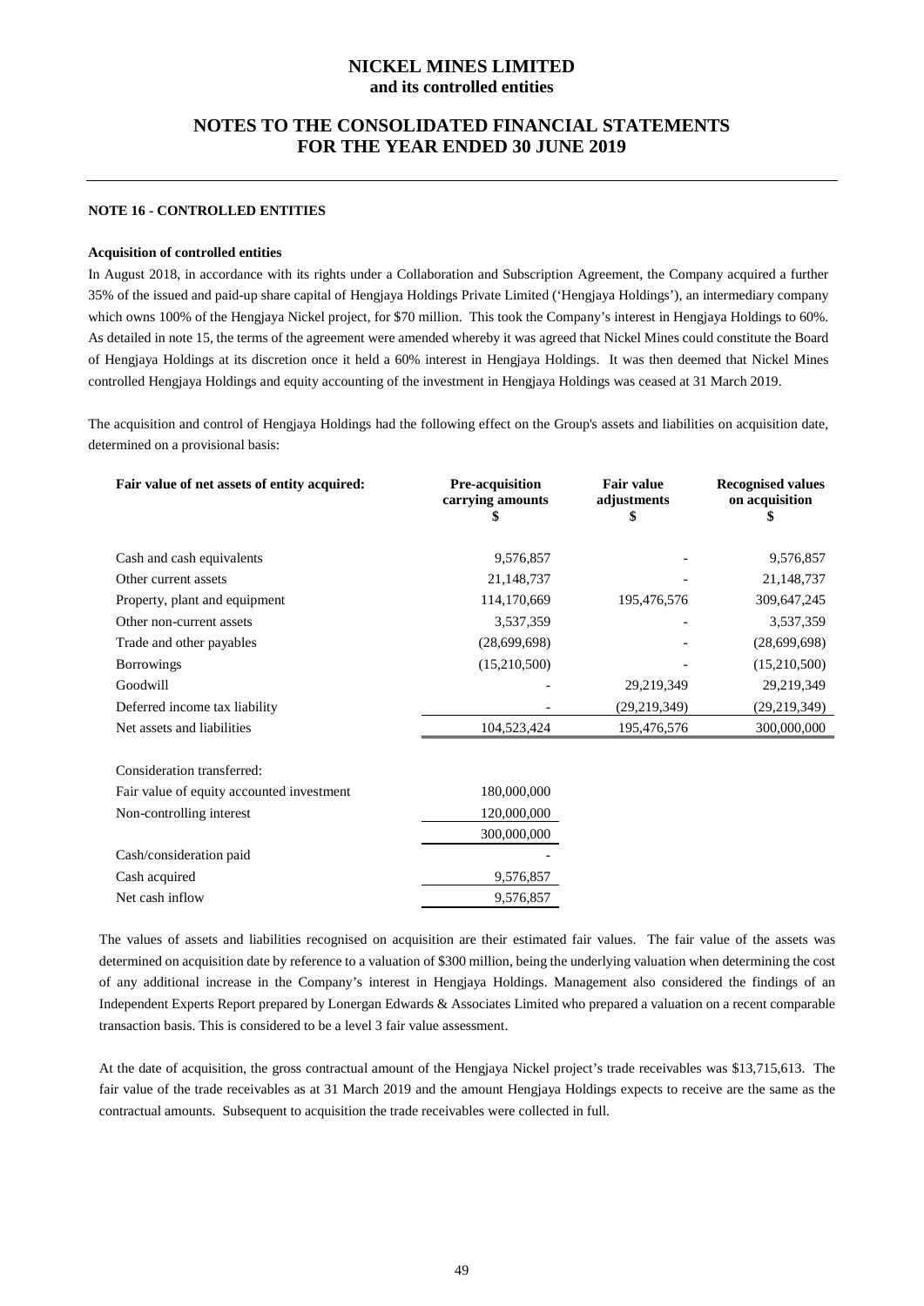### NOTE 16 - CONTROLLED ENTITIES

**Acquisition of controlled entities**

In August 2018, in accordance with its rights under a Collaboration and Subscription Agreement, the Company acquired a further 35% of the issued and paid-up share capital of Hengjaya Holdings Private Limited ('Hengjaya Holdings'), an intermediary company which owns 100% of the Hengjaya Nickel project, for $70 million. This took the Company's interest in Hengjaya Holdings to 60%. As detailed in note 15, the terms of the agreement were amended whereby it was agreed that Nickel Mines could constitute the Board of Hengjaya Holdings at its discretion once it held a 60% interest in Hengjaya Holdings. It was then deemed that Nickel Mines controlled Hengjaya Holdings and equity accounting of the investment in Hengjaya Holdings was ceased at 31 March 2019.

The acquisition and control of Hengjaya Holdings had the following effect on the Group's assets and liabilities on acquisition date, determined on a provisional basis:

| Fair value of net assets of entity acquired: | Pre-acquisition carrying amounts $ | Fair value adjustments $ | Recognised values on acquisition $ |
|---|---|---|---|
| Cash and cash equivalents | 9,576,857 | - | 9,576,857 |
| Other current assets | 21,148,737 | - | 21,148,737 |
| Property, plant and equipment | 114,170,669 | 195,476,576 | 309,647,245 |
| Other non-current assets | 3,537,359 | - | 3,537,359 |
| Trade and other payables | (28,699,698) | - | (28,699,698) |
| Borrowings | (15,210,500) | - | (15,210,500) |
| Goodwill | - | 29,219,349 | 29,219,349 |
| Deferred income tax liability | - | (29,219,349) | (29,219,349) |
| Net assets and liabilities | 104,523,424 | 195,476,576 | 300,000,000 |
| | | | |
| Consideration transferred: | | | |
| Fair value of equity accounted investment | 180,000,000 | | |
| Non-controlling interest | 120,000,000 | | |
| | 300,000,000 | | |
| Cash/consideration paid | - | | |
| Cash acquired | 9,576,857 | | |
| Net cash inflow | 9,576,857 | | |

The values of assets and liabilities recognised on acquisition are their estimated fair values. The fair value of the assets was determined on acquisition date by reference to a valuation of $300 million, being the underlying valuation when determining the cost of any additional increase in the Company's interest in Hengjaya Holdings. Management also considered the findings of an Independent Experts Report prepared by Lonergan Edwards & Associates Limited who prepared a valuation on a recent comparable transaction basis. This is considered to be a level 3 fair value assessment.

At the date of acquisition, the gross contractual amount of the Hengjaya Nickel project's trade receivables was $13,715,613. The fair value of the trade receivables as at 31 March 2019 and the amount Hengjaya Holdings expects to receive are the same as the contractual amounts. Subsequent to acquisition the trade receivables were collected in full.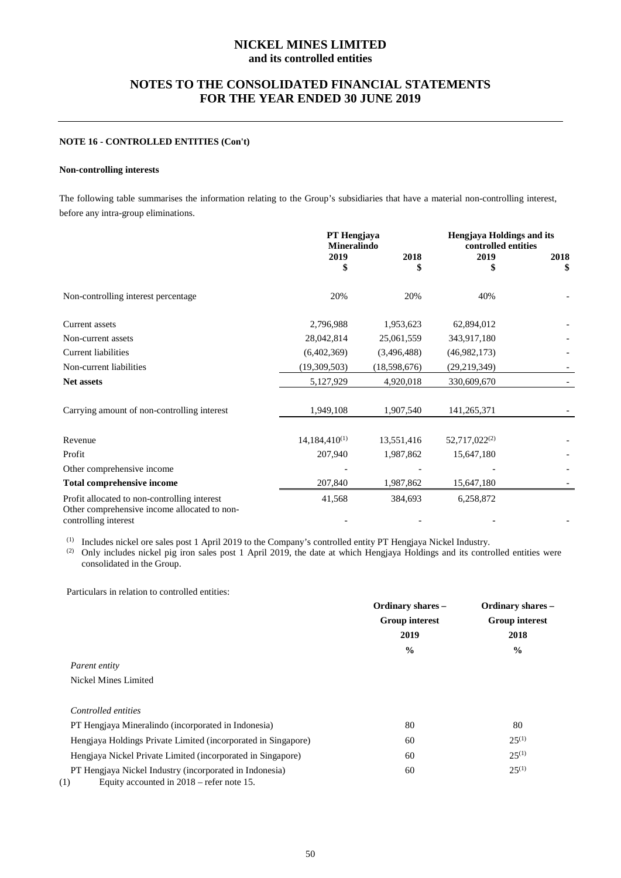**NOTE 16 - CONTROLLED ENTITIES (Con't)**

**Non-controlling interests**

The following table summarises the information relating to the Group's subsidiaries that have a material non-controlling interest, before any intra-group eliminations.

| | PT Hengjaya Mineralindo | | Hengjaya Holdings and its controlled entities | |
|---|---|---|---|---|
| | 2019 $ | 2018 $ | 2019 $ | 2018 $ |
| Non-controlling interest percentage | 20% | 20% | 40% | - |
| Current assets | 2,796,988 | 1,953,623 | 62,894,012 | - |
| Non-current assets | 28,042,814 | 25,061,559 | 343,917,180 | - |
| Current liabilities | (6,402,369) | (3,496,488) | (46,982,173) | - |
| Non-current liabilities | (19,309,503) | (18,598,676) | (29,219,349) | - |
| **Net assets** | 5,127,929 | 4,920,018 | 330,609,670 | - |
| Carrying amount of non-controlling interest | 1,949,108 | 1,907,540 | 141,265,371 | - |
| Revenue | 14,184,410[(1)] | 13,551,416 | 52,717,022[(2)] | - |
| Profit | 207,940 | 1,987,862 | 15,647,180 | - |
| Other comprehensive income | - | - | - | - |
| **Total comprehensive income** | 207,840 | 1,987,862 | 15,647,180 | - |
| Profit allocated to non-controlling interest | 41,568 | 384,693 | 6,258,872 | |
| Other comprehensive income allocated to non-controlling interest | - | - | - | - |

(1) Includes nickel ore sales post 1 April 2019 to the Company's controlled entity PT Hengjaya Nickel Industry.
(2) Only includes nickel pig iron sales post 1 April 2019, the date at which Hengjaya Holdings and its controlled entities were consolidated in the Group.

Particulars in relation to controlled entities:

| | Ordinary shares – Group interest 2019 % | Ordinary shares – Group interest 2018 % |
|---|---|---|
| *Parent entity* | | |
| Nickel Mines Limited | | |
| *Controlled entities* | | |
| PT Hengjaya Mineralindo (incorporated in Indonesia) | 80 | 80 |
| Hengjaya Holdings Private Limited (incorporated in Singapore) | 60 | 25[(1)] |
| Hengjaya Nickel Private Limited (incorporated in Singapore) | 60 | 25[(1)] |
| PT Hengjaya Nickel Industry (incorporated in Indonesia) | 60 | 25[(1)] |

(1) Equity accounted in 2018 – refer note 15.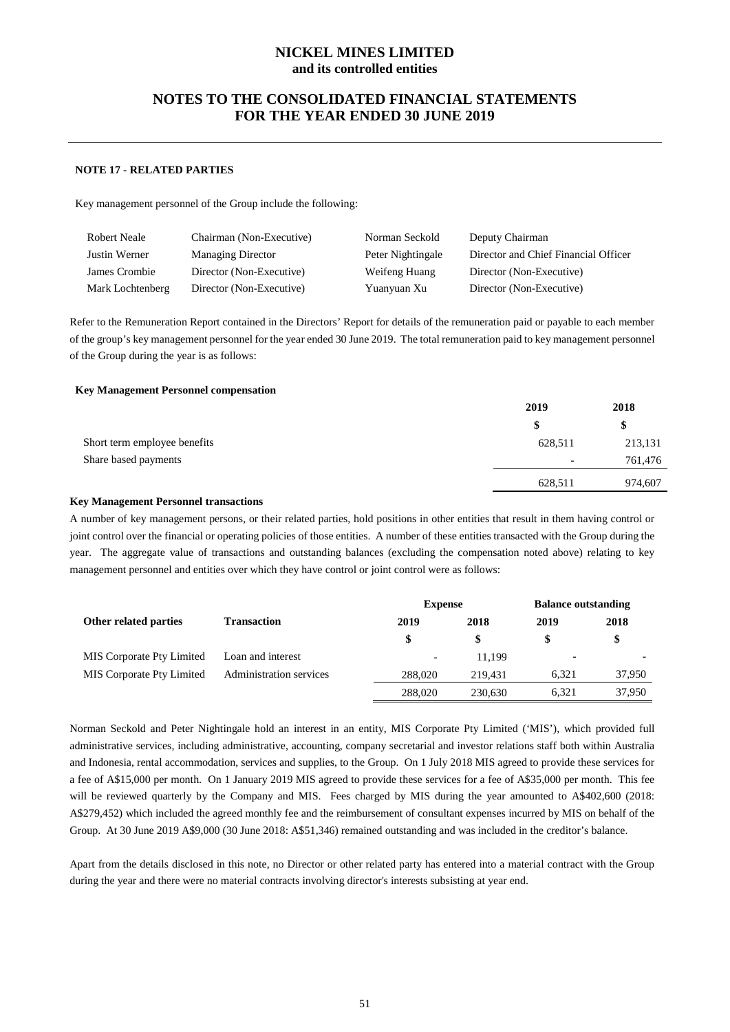# NICKEL MINES LIMITED
**and its controlled entities**

## NOTES TO THE CONSOLIDATED FINANCIAL STATEMENTS FOR THE YEAR ENDED 30 JUNE 2019

### NOTE 17 - RELATED PARTIES

Key management personnel of the Group include the following:

| | | | |
|---|---|---|---|
| Robert Neale | Chairman (Non-Executive) | Norman Seckold | Deputy Chairman |
| Justin Werner | Managing Director | Peter Nightingale | Director and Chief Financial Officer |
| James Crombie | Director (Non-Executive) | Weifeng Huang | Director (Non-Executive) |
| Mark Lochtenberg | Director (Non-Executive) | Yuanyuan Xu | Director (Non-Executive) |

Refer to the Remuneration Report contained in the Directors' Report for details of the remuneration paid or payable to each member of the group's key management personnel for the year ended 30 June 2019. The total remuneration paid to key management personnel of the Group during the year is as follows:

**Key Management Personnel compensation**

| | 2019 | 2018 |
|---|---|---|
| | $ | $ |
| Short term employee benefits | 628,511 | 213,131 |
| Share based payments | - | 761,476 |
| | 628,511 | 974,607 |

**Key Management Personnel transactions**

A number of key management persons, or their related parties, hold positions in other entities that result in them having control or joint control over the financial or operating policies of those entities. A number of these entities transacted with the Group during the year. The aggregate value of transactions and outstanding balances (excluding the compensation noted above) relating to key management personnel and entities over which they have control or joint control were as follows:

| | | Expense | | Balance outstanding | |
|---|---|---|---|---|---|
| **Other related parties** | **Transaction** | **2019** | **2018** | **2019** | **2018** |
| | | $ | $ | $ | $ |
| MIS Corporate Pty Limited | Loan and interest | - | 11,199 | - | - |
| MIS Corporate Pty Limited | Administration services | 288,020 | 219,431 | 6,321 | 37,950 |
| | | 288,020 | 230,630 | 6,321 | 37,950 |

Norman Seckold and Peter Nightingale hold an interest in an entity, MIS Corporate Pty Limited ('MIS'), which provided full administrative services, including administrative, accounting, company secretarial and investor relations staff both within Australia and Indonesia, rental accommodation, services and supplies, to the Group. On 1 July 2018 MIS agreed to provide these services for a fee of A$15,000 per month. On 1 January 2019 MIS agreed to provide these services for a fee of A$35,000 per month. This fee will be reviewed quarterly by the Company and MIS. Fees charged by MIS during the year amounted to A$402,600 (2018: A$279,452) which included the agreed monthly fee and the reimbursement of consultant expenses incurred by MIS on behalf of the Group. At 30 June 2019 A$9,000 (30 June 2018: A$51,346) remained outstanding and was included in the creditor's balance.

Apart from the details disclosed in this note, no Director or other related party has entered into a material contract with the Group during the year and there were no material contracts involving director's interests subsisting at year end.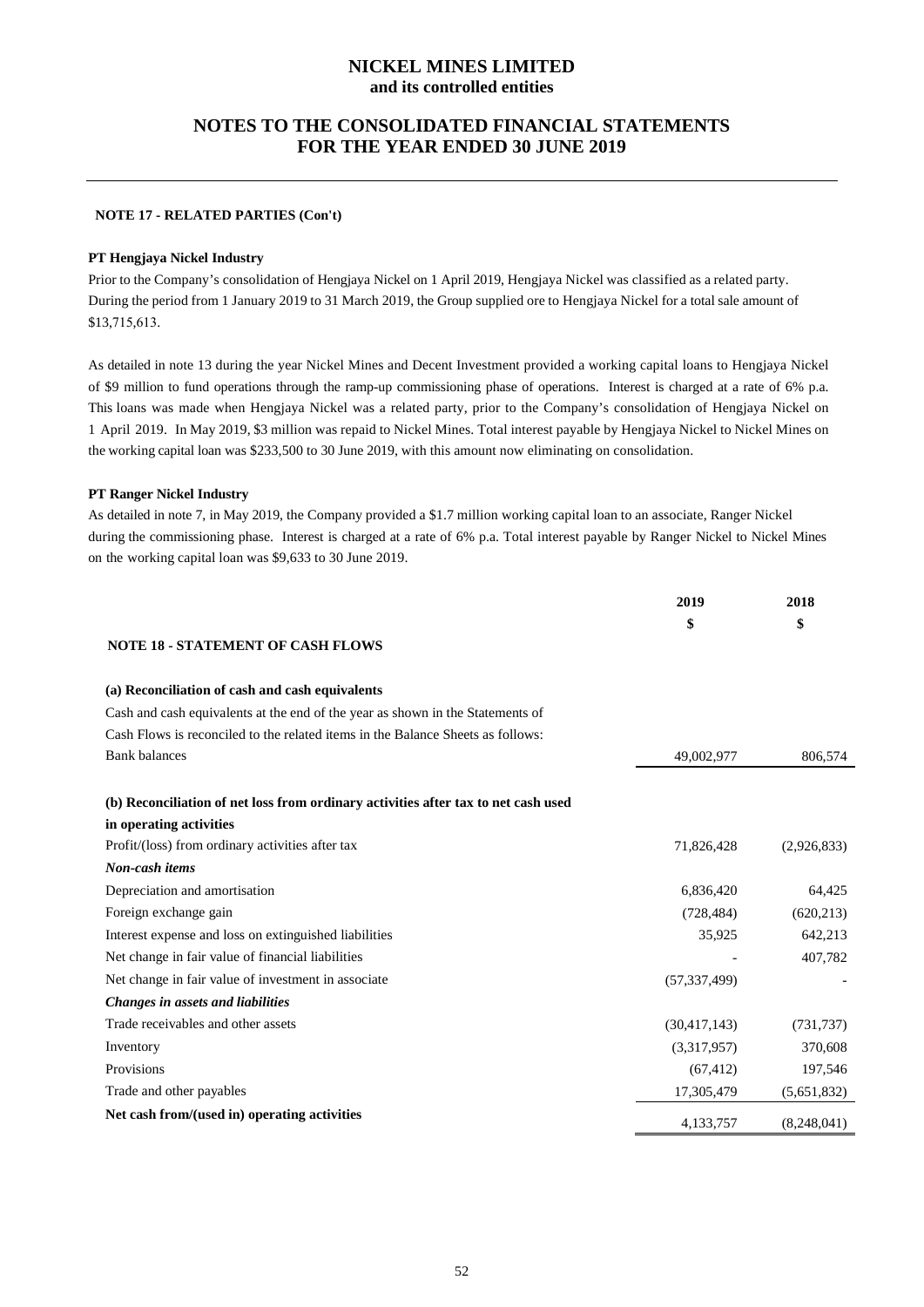## NOTE 17 - RELATED PARTIES (Con't)

**PT Hengjaya Nickel Industry**

Prior to the Company's consolidation of Hengjaya Nickel on 1 April 2019, Hengjaya Nickel was classified as a related party. During the period from 1 January 2019 to 31 March 2019, the Group supplied ore to Hengjaya Nickel for a total sale amount of $13,715,613.

As detailed in note 13 during the year Nickel Mines and Decent Investment provided a working capital loans to Hengjaya Nickel of $9 million to fund operations through the ramp-up commissioning phase of operations. Interest is charged at a rate of 6% p.a. This loans was made when Hengjaya Nickel was a related party, prior to the Company's consolidation of Hengjaya Nickel on 1 April 2019. In May 2019, $3 million was repaid to Nickel Mines. Total interest payable by Hengjaya Nickel to Nickel Mines on the working capital loan was $233,500 to 30 June 2019, with this amount now eliminating on consolidation.

**PT Ranger Nickel Industry**

As detailed in note 7, in May 2019, the Company provided a $1.7 million working capital loan to an associate, Ranger Nickel during the commissioning phase. Interest is charged at a rate of 6% p.a. Total interest payable by Ranger Nickel to Nickel Mines on the working capital loan was $9,633 to 30 June 2019.

| | 2019 | 2018 |
|---|---|---|
| | $ | $ |
| **NOTE 18 - STATEMENT OF CASH FLOWS** | | |
| **(a) Reconciliation of cash and cash equivalents** | | |
| Cash and cash equivalents at the end of the year as shown in the Statements of Cash Flows is reconciled to the related items in the Balance Sheets as follows: | | |
| Bank balances | 49,002,977 | 806,574 |
| **(b) Reconciliation of net loss from ordinary activities after tax to net cash used in operating activities** | | |
| Profit/(loss) from ordinary activities after tax | 71,826,428 | (2,926,833) |
| ***Non-cash items*** | | |
| Depreciation and amortisation | 6,836,420 | 64,425 |
| Foreign exchange gain | (728,484) | (620,213) |
| Interest expense and loss on extinguished liabilities | 35,925 | 642,213 |
| Net change in fair value of financial liabilities | - | 407,782 |
| Net change in fair value of investment in associate | (57,337,499) | - |
| ***Changes in assets and liabilities*** | | |
| Trade receivables and other assets | (30,417,143) | (731,737) |
| Inventory | (3,317,957) | 370,608 |
| Provisions | (67,412) | 197,546 |
| Trade and other payables | 17,305,479 | (5,651,832) |
| **Net cash from/(used in) operating activities** | 4,133,757 | (8,248,041) |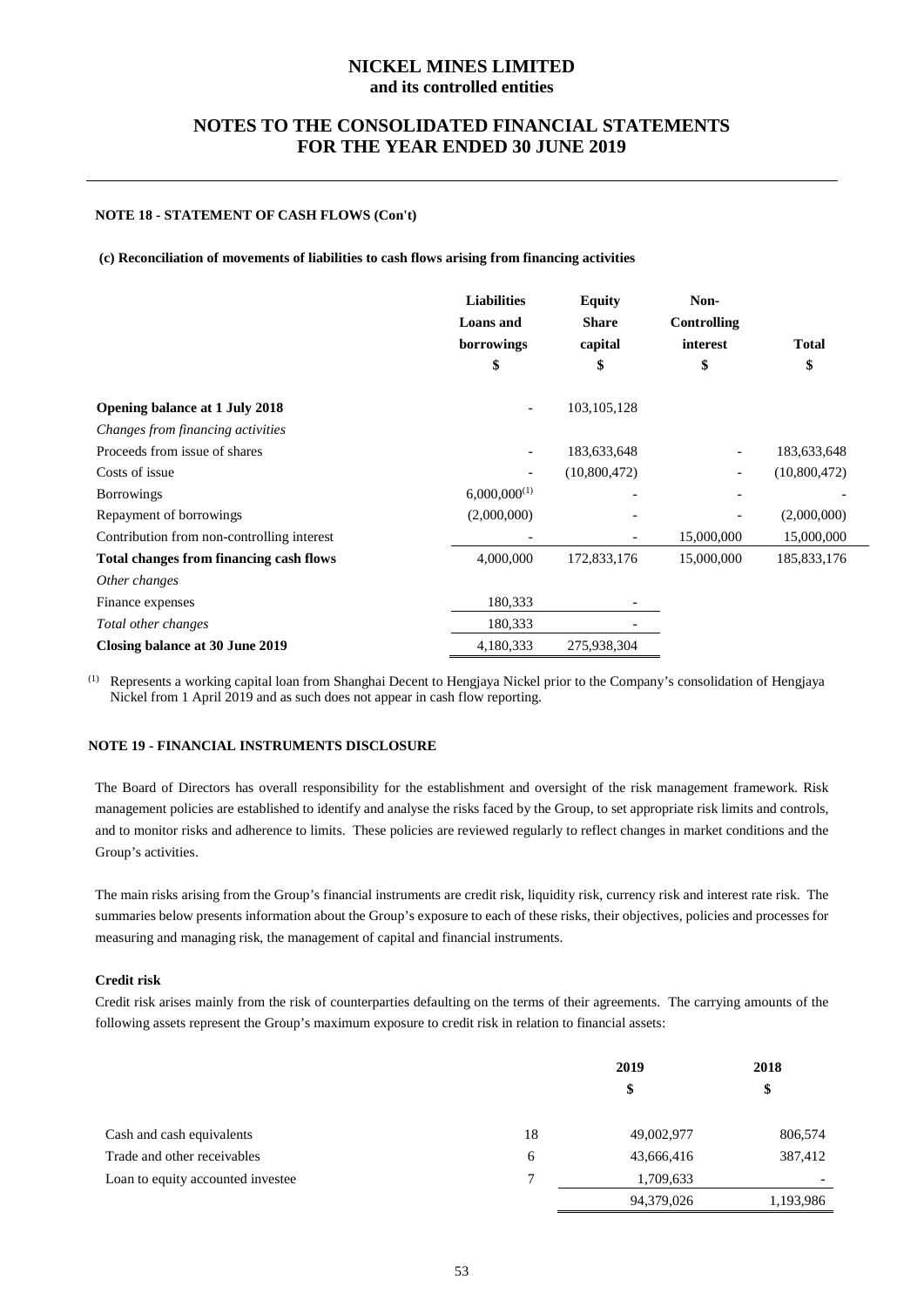**NICKEL MINES LIMITED**
**and its controlled entities**

## NOTES TO THE CONSOLIDATED FINANCIAL STATEMENTS FOR THE YEAR ENDED 30 JUNE 2019

### NOTE 18 - STATEMENT OF CASH FLOWS (Con't)

**(c) Reconciliation of movements of liabilities to cash flows arising from financing activities**

| | Liabilities Loans and borrowings $ | Equity Share capital $ | Non-Controlling interest $ | Total $ |
|---|---|---|---|---|
| **Opening balance at 1 July 2018** | - | 103,105,128 | | |
| *Changes from financing activities* | | | | |
| Proceeds from issue of shares | - | 183,633,648 | - | 183,633,648 |
| Costs of issue | - | (10,800,472) | - | (10,800,472) |
| Borrowings | 6,000,000[1] | - | - | - |
| Repayment of borrowings | (2,000,000) | - | - | (2,000,000) |
| Contribution from non-controlling interest | - | - | 15,000,000 | 15,000,000 |
| **Total changes from financing cash flows** | 4,000,000 | 172,833,176 | 15,000,000 | 185,833,176 |
| *Other changes* | | | | |
| Finance expenses | 180,333 | - | | |
| *Total other changes* | 180,333 | - | | |
| **Closing balance at 30 June 2019** | 4,180,333 | 275,938,304 | | |

[1] Represents a working capital loan from Shanghai Decent to Hengjaya Nickel prior to the Company's consolidation of Hengjaya Nickel from 1 April 2019 and as such does not appear in cash flow reporting.

### NOTE 19 - FINANCIAL INSTRUMENTS DISCLOSURE

The Board of Directors has overall responsibility for the establishment and oversight of the risk management framework. Risk management policies are established to identify and analyse the risks faced by the Group, to set appropriate risk limits and controls, and to monitor risks and adherence to limits. These policies are reviewed regularly to reflect changes in market conditions and the Group's activities.

The main risks arising from the Group's financial instruments are credit risk, liquidity risk, currency risk and interest rate risk. The summaries below presents information about the Group's exposure to each of these risks, their objectives, policies and processes for measuring and managing risk, the management of capital and financial instruments.

**Credit risk**

Credit risk arises mainly from the risk of counterparties defaulting on the terms of their agreements. The carrying amounts of the following assets represent the Group's maximum exposure to credit risk in relation to financial assets:

| | | 2019 $ | 2018 $ |
|---|---|---|---|
| Cash and cash equivalents | 18 | 49,002,977 | 806,574 |
| Trade and other receivables | 6 | 43,666,416 | 387,412 |
| Loan to equity accounted investee | 7 | 1,709,633 | - |
| | | 94,379,026 | 1,193,986 |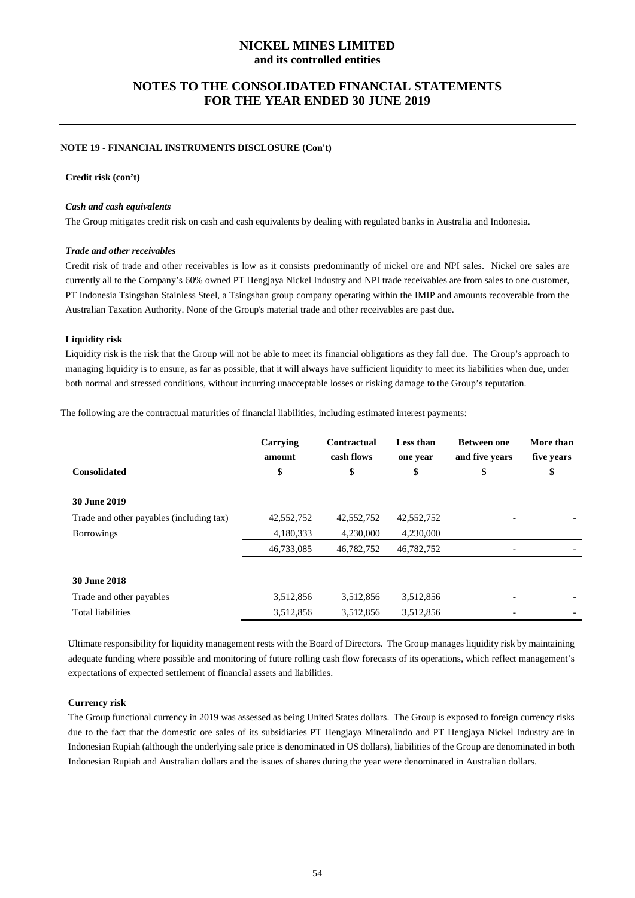**NOTE 19 - FINANCIAL INSTRUMENTS DISCLOSURE (Con't)**

**Credit risk (con't)**

***Cash and cash equivalents***

The Group mitigates credit risk on cash and cash equivalents by dealing with regulated banks in Australia and Indonesia.

***Trade and other receivables***

Credit risk of trade and other receivables is low as it consists predominantly of nickel ore and NPI sales. Nickel ore sales are currently all to the Company's 60% owned PT Hengjaya Nickel Industry and NPI trade receivables are from sales to one customer, PT Indonesia Tsingshan Stainless Steel, a Tsingshan group company operating within the IMIP and amounts recoverable from the Australian Taxation Authority. None of the Group's material trade and other receivables are past due.

**Liquidity risk**

Liquidity risk is the risk that the Group will not be able to meet its financial obligations as they fall due. The Group's approach to managing liquidity is to ensure, as far as possible, that it will always have sufficient liquidity to meet its liabilities when due, under both normal and stressed conditions, without incurring unacceptable losses or risking damage to the Group's reputation.

The following are the contractual maturities of financial liabilities, including estimated interest payments:

| Consolidated | Carrying amount<br>$ | Contractual cash flows<br>$ | Less than one year<br>$ | Between one and five years<br>$ | More than five years<br>$ |
|---|---|---|---|---|---|
| **30 June 2019** | | | | | |
| Trade and other payables (including tax) | 42,552,752 | 42,552,752 | 42,552,752 | - | - |
| Borrowings | 4,180,333 | 4,230,000 | 4,230,000 | | |
| | 46,733,085 | 46,782,752 | 46,782,752 | - | - |
| **30 June 2018** | | | | | |
| Trade and other payables | 3,512,856 | 3,512,856 | 3,512,856 | - | - |
| Total liabilities | 3,512,856 | 3,512,856 | 3,512,856 | - | - |

Ultimate responsibility for liquidity management rests with the Board of Directors. The Group manages liquidity risk by maintaining adequate funding where possible and monitoring of future rolling cash flow forecasts of its operations, which reflect management's expectations of expected settlement of financial assets and liabilities.

**Currency risk**

The Group functional currency in 2019 was assessed as being United States dollars. The Group is exposed to foreign currency risks due to the fact that the domestic ore sales of its subsidiaries PT Hengjaya Mineralindo and PT Hengjaya Nickel Industry are in Indonesian Rupiah (although the underlying sale price is denominated in US dollars), liabilities of the Group are denominated in both Indonesian Rupiah and Australian dollars and the issues of shares during the year were denominated in Australian dollars.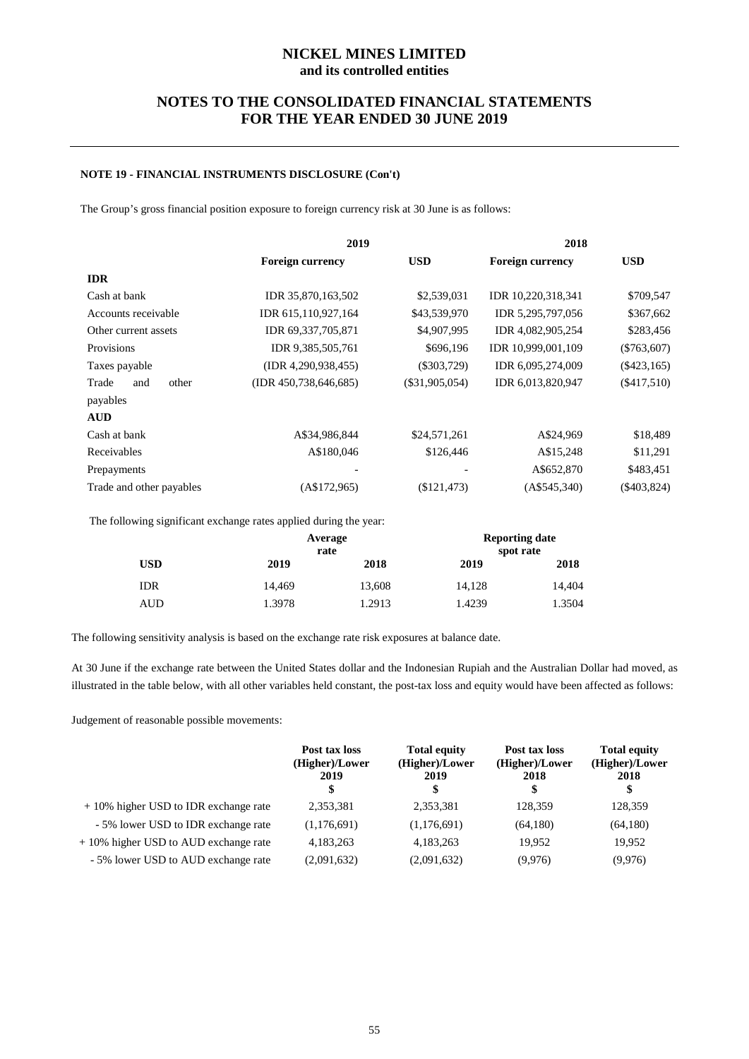# NICKEL MINES LIMITED
## and its controlled entities

## NOTES TO THE CONSOLIDATED FINANCIAL STATEMENTS FOR THE YEAR ENDED 30 JUNE 2019

### NOTE 19 - FINANCIAL INSTRUMENTS DISCLOSURE (Con't)

The Group's gross financial position exposure to foreign currency risk at 30 June is as follows:

| | 2019 | | 2018 | |
|---|---|---|---|---|
| | **Foreign currency** | **USD** | **Foreign currency** | **USD** |
| **IDR** | | | | |
| Cash at bank | IDR 35,870,163,502 | $2,539,031 | IDR 10,220,318,341 | $709,547 |
| Accounts receivable | IDR 615,110,927,164 | $43,539,970 | IDR 5,295,797,056 | $367,662 |
| Other current assets | IDR 69,337,705,871 | $4,907,995 | IDR 4,082,905,254 | $283,456 |
| Provisions | IDR 9,385,505,761 | $696,196 | IDR 10,999,001,109 | ($763,607) |
| Taxes payable | (IDR 4,290,938,455) | ($303,729) | IDR 6,095,274,009 | ($423,165) |
| Trade and other payables | (IDR 450,738,646,685) | ($31,905,054) | IDR 6,013,820,947 | ($417,510) |
| **AUD** | | | | |
| Cash at bank | A$34,986,844 | $24,571,261 | A$24,969 | $18,489 |
| Receivables | A$180,046 | $126,446 | A$15,248 | $11,291 |
| Prepayments | - | - | A$652,870 | $483,451 |
| Trade and other payables | (A$172,965) | ($121,473) | (A$545,340) | ($403,824) |

The following significant exchange rates applied during the year:

| | Average rate | | Reporting date spot rate | |
|---|---|---|---|---|
| **USD** | **2019** | **2018** | **2019** | **2018** |
| IDR | 14,469 | 13,608 | 14,128 | 14,404 |
| AUD | 1.3978 | 1.2913 | 1.4239 | 1.3504 |

The following sensitivity analysis is based on the exchange rate risk exposures at balance date.

At 30 June if the exchange rate between the United States dollar and the Indonesian Rupiah and the Australian Dollar had moved, as illustrated in the table below, with all other variables held constant, the post-tax loss and equity would have been affected as follows:

Judgement of reasonable possible movements:

| | Post tax loss (Higher)/Lower 2019 $ | Total equity (Higher)/Lower 2019 $ | Post tax loss (Higher)/Lower 2018 $ | Total equity (Higher)/Lower 2018 $ |
|---|---|---|---|---|
| + 10% higher USD to IDR exchange rate | 2,353,381 | 2,353,381 | 128,359 | 128,359 |
| - 5% lower USD to IDR exchange rate | (1,176,691) | (1,176,691) | (64,180) | (64,180) |
| + 10% higher USD to AUD exchange rate | 4,183,263 | 4,183,263 | 19,952 | 19,952 |
| - 5% lower USD to AUD exchange rate | (2,091,632) | (2,091,632) | (9,976) | (9,976) |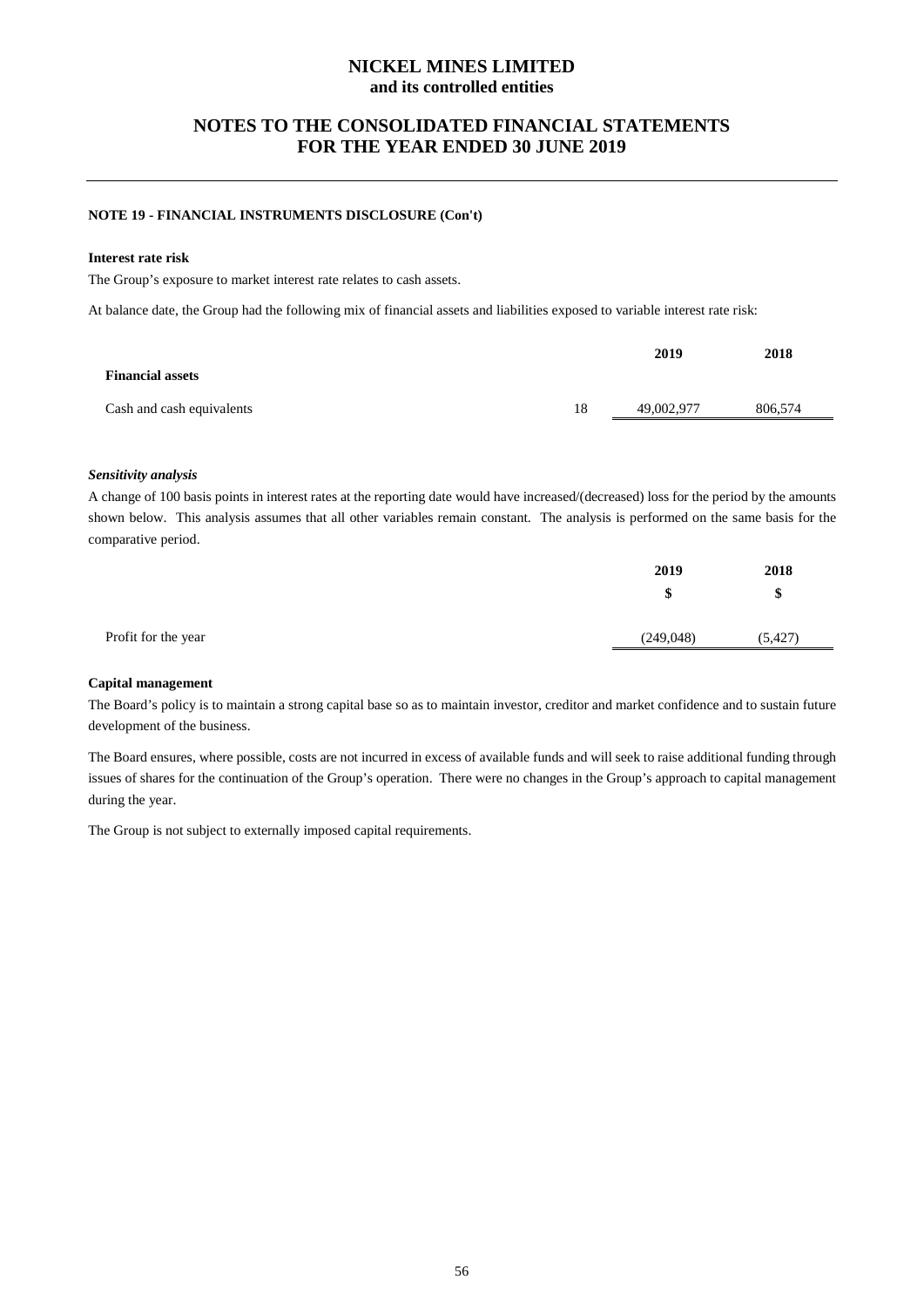**NOTE 19 - FINANCIAL INSTRUMENTS DISCLOSURE (Con't)**

**Interest rate risk**

The Group's exposure to market interest rate relates to cash assets.

At balance date, the Group had the following mix of financial assets and liabilities exposed to variable interest rate risk:

| | | 2019 | 2018 |
|---|---|---|---|
| **Financial assets** | | | |
| Cash and cash equivalents | 18 | 49,002,977 | 806,574 |

***Sensitivity analysis***

A change of 100 basis points in interest rates at the reporting date would have increased/(decreased) loss for the period by the amounts shown below. This analysis assumes that all other variables remain constant. The analysis is performed on the same basis for the comparative period.

| | 2019 | 2018 |
|---|---|---|
| | $ | $ |
| Profit for the year | (249,048) | (5,427) |

**Capital management**

The Board's policy is to maintain a strong capital base so as to maintain investor, creditor and market confidence and to sustain future development of the business.

The Board ensures, where possible, costs are not incurred in excess of available funds and will seek to raise additional funding through issues of shares for the continuation of the Group's operation. There were no changes in the Group's approach to capital management during the year.

The Group is not subject to externally imposed capital requirements.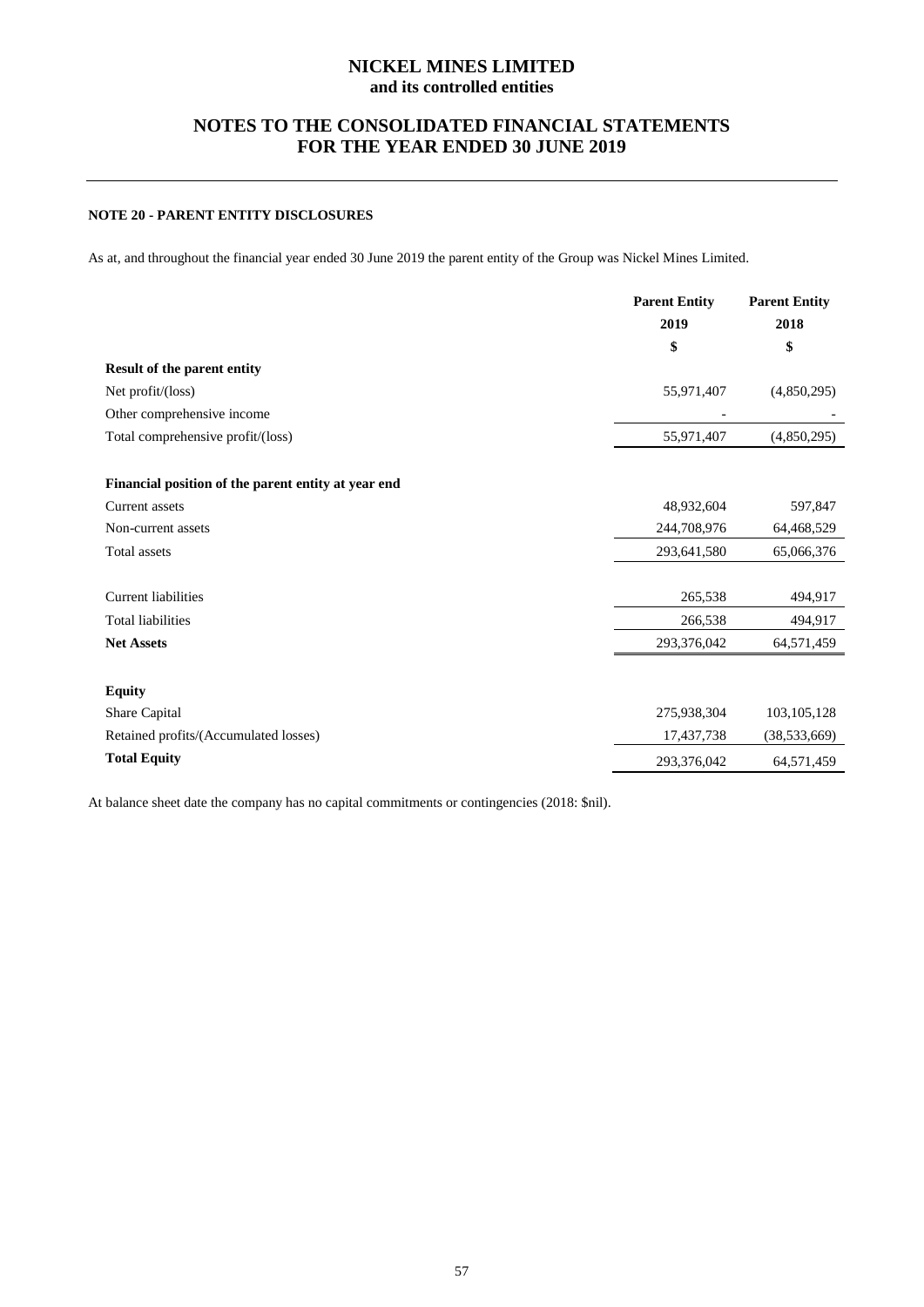# NICKEL MINES LIMITED
**and its controlled entities**

## NOTES TO THE CONSOLIDATED FINANCIAL STATEMENTS FOR THE YEAR ENDED 30 JUNE 2019

### NOTE 20 - PARENT ENTITY DISCLOSURES

As at, and throughout the financial year ended 30 June 2019 the parent entity of the Group was Nickel Mines Limited.

| | Parent Entity 2019 | Parent Entity 2018 |
|---|---|---|
| | $ | $ |
| **Result of the parent entity** | | |
| Net profit/(loss) | 55,971,407 | (4,850,295) |
| Other comprehensive income | - | - |
| Total comprehensive profit/(loss) | 55,971,407 | (4,850,295) |
| | | |
| **Financial position of the parent entity at year end** | | |
| Current assets | 48,932,604 | 597,847 |
| Non-current assets | 244,708,976 | 64,468,529 |
| Total assets | 293,641,580 | 65,066,376 |
| | | |
| Current liabilities | 265,538 | 494,917 |
| Total liabilities | 266,538 | 494,917 |
| **Net Assets** | 293,376,042 | 64,571,459 |
| | | |
| **Equity** | | |
| Share Capital | 275,938,304 | 103,105,128 |
| Retained profits/(Accumulated losses) | 17,437,738 | (38,533,669) |
| **Total Equity** | 293,376,042 | 64,571,459 |

At balance sheet date the company has no capital commitments or contingencies (2018: $nil).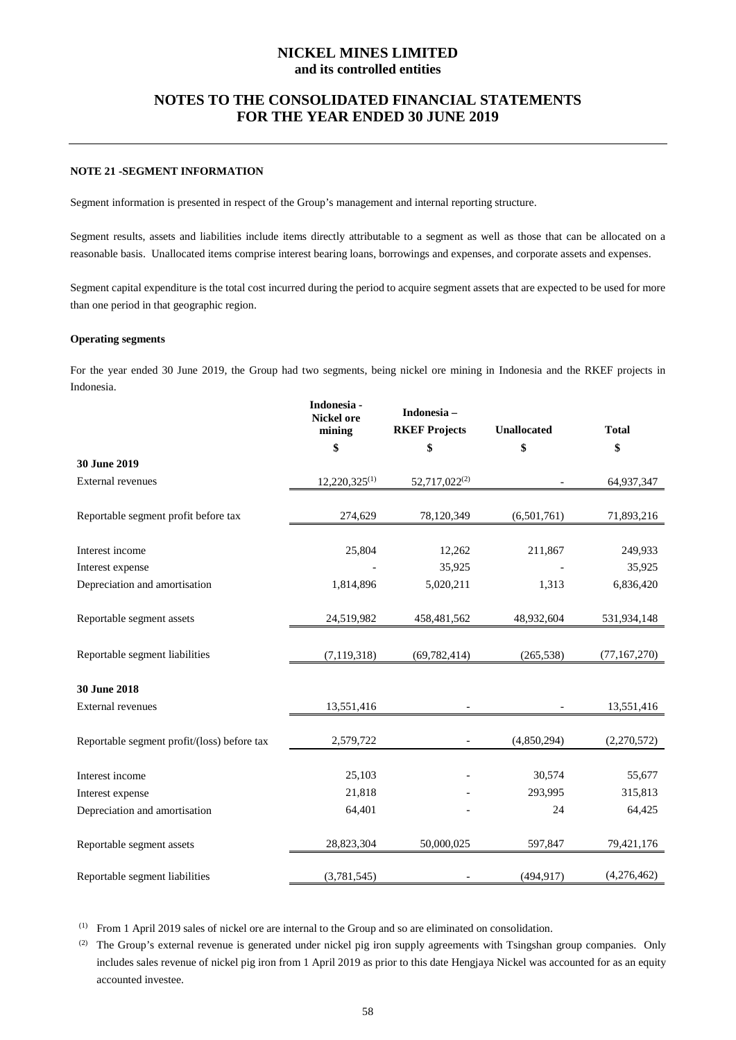# NICKEL MINES LIMITED
**and its controlled entities**

## NOTES TO THE CONSOLIDATED FINANCIAL STATEMENTS FOR THE YEAR ENDED 30 JUNE 2019

### NOTE 21 -SEGMENT INFORMATION

Segment information is presented in respect of the Group's management and internal reporting structure.

Segment results, assets and liabilities include items directly attributable to a segment as well as those that can be allocated on a reasonable basis. Unallocated items comprise interest bearing loans, borrowings and expenses, and corporate assets and expenses.

Segment capital expenditure is the total cost incurred during the period to acquire segment assets that are expected to be used for more than one period in that geographic region.

**Operating segments**

For the year ended 30 June 2019, the Group had two segments, being nickel ore mining in Indonesia and the RKEF projects in Indonesia.

| | Indonesia - Nickel ore mining | Indonesia – RKEF Projects | Unallocated | Total |
|---|---|---|---|---|
| | $ | $ | $ | $ |
| **30 June 2019** | | | | |
| External revenues | 12,220,325[(1)] | 52,717,022[(2)] | - | 64,937,347 |
| Reportable segment profit before tax | 274,629 | 78,120,349 | (6,501,761) | 71,893,216 |
| Interest income | 25,804 | 12,262 | 211,867 | 249,933 |
| Interest expense | - | 35,925 | - | 35,925 |
| Depreciation and amortisation | 1,814,896 | 5,020,211 | 1,313 | 6,836,420 |
| Reportable segment assets | 24,519,982 | 458,481,562 | 48,932,604 | 531,934,148 |
| Reportable segment liabilities | (7,119,318) | (69,782,414) | (265,538) | (77,167,270) |
| **30 June 2018** | | | | |
| External revenues | 13,551,416 | - | - | 13,551,416 |
| Reportable segment profit/(loss) before tax | 2,579,722 | - | (4,850,294) | (2,270,572) |
| Interest income | 25,103 | - | 30,574 | 55,677 |
| Interest expense | 21,818 | - | 293,995 | 315,813 |
| Depreciation and amortisation | 64,401 | - | 24 | 64,425 |
| Reportable segment assets | 28,823,304 | 50,000,025 | 597,847 | 79,421,176 |
| Reportable segment liabilities | (3,781,545) | - | (494,917) | (4,276,462) |

(1) From 1 April 2019 sales of nickel ore are internal to the Group and so are eliminated on consolidation.

(2) The Group's external revenue is generated under nickel pig iron supply agreements with Tsingshan group companies. Only includes sales revenue of nickel pig iron from 1 April 2019 as prior to this date Hengjaya Nickel was accounted for as an equity accounted investee.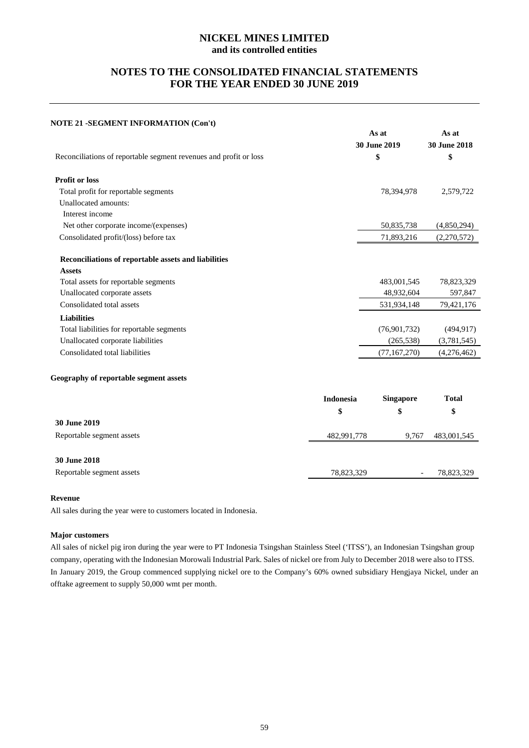# NICKEL MINES LIMITED
## and its controlled entities

## NOTES TO THE CONSOLIDATED FINANCIAL STATEMENTS FOR THE YEAR ENDED 30 JUNE 2019

### NOTE 21 -SEGMENT INFORMATION (Con't)

| Reconciliations of reportable segment revenues and profit or loss | As at 30 June 2019 $ | As at 30 June 2018 $ |
|---|---|---|
| **Profit or loss** | | |
| Total profit for reportable segments | 78,394,978 | 2,579,722 |
| Unallocated amounts: | | |
| Interest income | | |
| Net other corporate income/(expenses) | 50,835,738 | (4,850,294) |
| Consolidated profit/(loss) before tax | 71,893,216 | (2,270,572) |
| **Reconciliations of reportable assets and liabilities** | | |
| **Assets** | | |
| Total assets for reportable segments | 483,001,545 | 78,823,329 |
| Unallocated corporate assets | 48,932,604 | 597,847 |
| Consolidated total assets | 531,934,148 | 79,421,176 |
| **Liabilities** | | |
| Total liabilities for reportable segments | (76,901,732) | (494,917) |
| Unallocated corporate liabilities | (265,538) | (3,781,545) |
| Consolidated total liabilities | (77,167,270) | (4,276,462) |

#### Geography of reportable segment assets

| | Indonesia $ | Singapore $ | Total $ |
|---|---|---|---|
| **30 June 2019** | | | |
| Reportable segment assets | 482,991,778 | 9,767 | 483,001,545 |
| **30 June 2018** | | | |
| Reportable segment assets | 78,823,329 | - | 78,823,329 |

#### Revenue

All sales during the year were to customers located in Indonesia.

#### Major customers

All sales of nickel pig iron during the year were to PT Indonesia Tsingshan Stainless Steel ('ITSS'), an Indonesian Tsingshan group company, operating with the Indonesian Morowali Industrial Park. Sales of nickel ore from July to December 2018 were also to ITSS. In January 2019, the Group commenced supplying nickel ore to the Company's 60% owned subsidiary Hengjaya Nickel, under an offtake agreement to supply 50,000 wmt per month.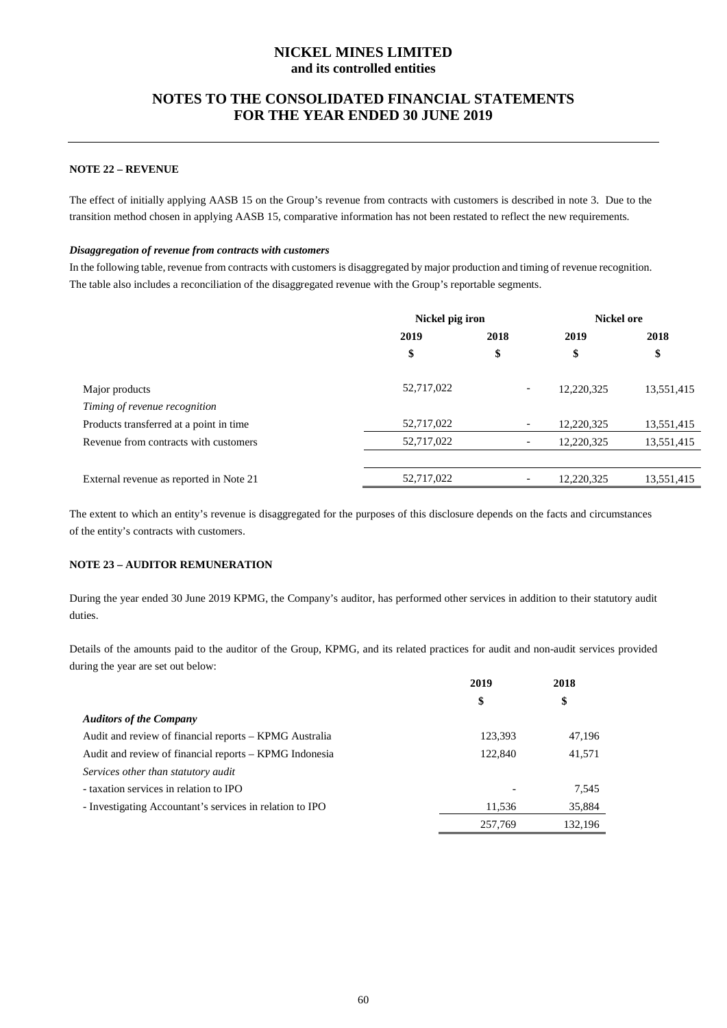# NICKEL MINES LIMITED
**and its controlled entities**

## NOTES TO THE CONSOLIDATED FINANCIAL STATEMENTS FOR THE YEAR ENDED 30 JUNE 2019

### NOTE 22 – REVENUE

The effect of initially applying AASB 15 on the Group's revenue from contracts with customers is described in note 3. Due to the transition method chosen in applying AASB 15, comparative information has not been restated to reflect the new requirements.

***Disaggregation of revenue from contracts with customers***

In the following table, revenue from contracts with customers is disaggregated by major production and timing of revenue recognition. The table also includes a reconciliation of the disaggregated revenue with the Group's reportable segments.

| | Nickel pig iron | | Nickel ore | |
|---|---|---|---|---|
| | 2019 | 2018 | 2019 | 2018 |
| | $ | $ | $ | $ |
| Major products | 52,717,022 | - | 12,220,325 | 13,551,415 |
| *Timing of revenue recognition* | | | | |
| Products transferred at a point in time | 52,717,022 | - | 12,220,325 | 13,551,415 |
| Revenue from contracts with customers | 52,717,022 | - | 12,220,325 | 13,551,415 |
| External revenue as reported in Note 21 | 52,717,022 | - | 12,220,325 | 13,551,415 |

The extent to which an entity's revenue is disaggregated for the purposes of this disclosure depends on the facts and circumstances of the entity's contracts with customers.

### NOTE 23 – AUDITOR REMUNERATION

During the year ended 30 June 2019 KPMG, the Company's auditor, has performed other services in addition to their statutory audit duties.

Details of the amounts paid to the auditor of the Group, KPMG, and its related practices for audit and non-audit services provided during the year are set out below:

| | 2019 | 2018 |
|---|---|---|
| | $ | $ |
| ***Auditors of the Company*** | | |
| Audit and review of financial reports – KPMG Australia | 123,393 | 47,196 |
| Audit and review of financial reports – KPMG Indonesia | 122,840 | 41,571 |
| *Services other than statutory audit* | | |
| - taxation services in relation to IPO | - | 7,545 |
| - Investigating Accountant's services in relation to IPO | 11,536 | 35,884 |
| | 257,769 | 132,196 |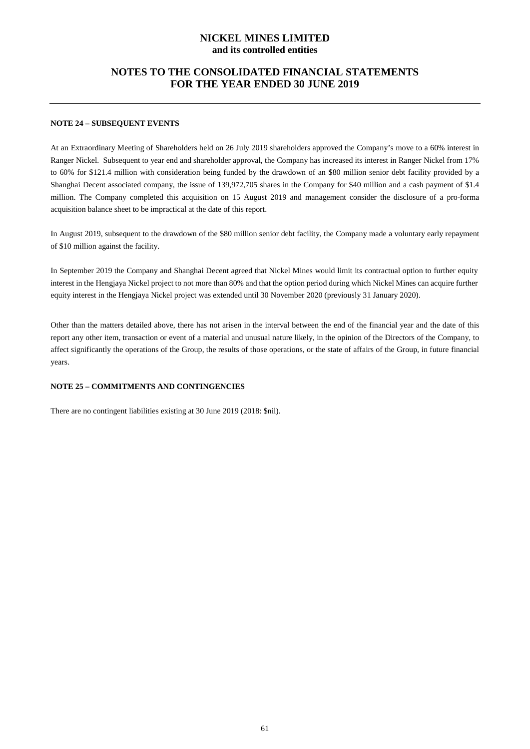#### NOTE 24 – SUBSEQUENT EVENTS

At an Extraordinary Meeting of Shareholders held on 26 July 2019 shareholders approved the Company's move to a 60% interest in Ranger Nickel. Subsequent to year end and shareholder approval, the Company has increased its interest in Ranger Nickel from 17% to 60% for $121.4 million with consideration being funded by the drawdown of an $80 million senior debt facility provided by a Shanghai Decent associated company, the issue of 139,972,705 shares in the Company for $40 million and a cash payment of $1.4 million. The Company completed this acquisition on 15 August 2019 and management consider the disclosure of a pro-forma acquisition balance sheet to be impractical at the date of this report.

In August 2019, subsequent to the drawdown of the $80 million senior debt facility, the Company made a voluntary early repayment of $10 million against the facility.

In September 2019 the Company and Shanghai Decent agreed that Nickel Mines would limit its contractual option to further equity interest in the Hengjaya Nickel project to not more than 80% and that the option period during which Nickel Mines can acquire further equity interest in the Hengjaya Nickel project was extended until 30 November 2020 (previously 31 January 2020).

Other than the matters detailed above, there has not arisen in the interval between the end of the financial year and the date of this report any other item, transaction or event of a material and unusual nature likely, in the opinion of the Directors of the Company, to affect significantly the operations of the Group, the results of those operations, or the state of affairs of the Group, in future financial years.

#### NOTE 25 – COMMITMENTS AND CONTINGENCIES

There are no contingent liabilities existing at 30 June 2019 (2018: $nil).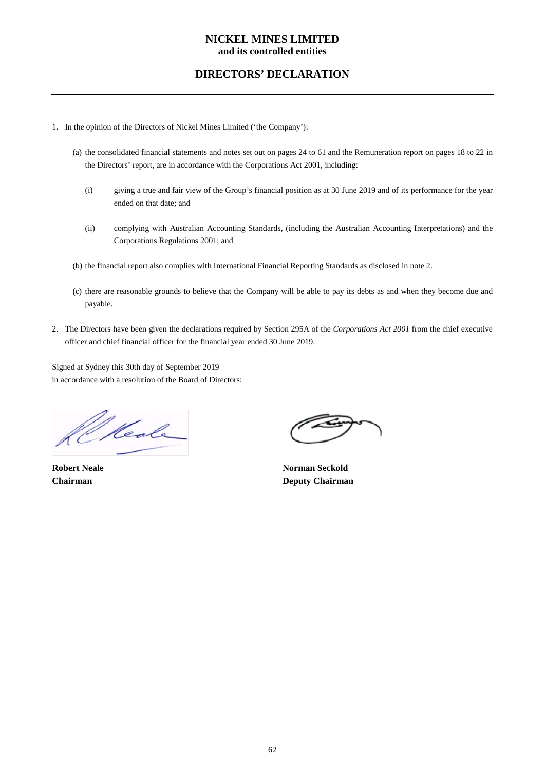**NICKEL MINES LIMITED**
**and its controlled entities**

# DIRECTORS' DECLARATION

1. In the opinion of the Directors of Nickel Mines Limited ('the Company'):

   (a) the consolidated financial statements and notes set out on pages 24 to 61 and the Remuneration report on pages 18 to 22 in the Directors' report, are in accordance with the Corporations Act 2001, including:

   (i) giving a true and fair view of the Group's financial position as at 30 June 2019 and of its performance for the year ended on that date; and

   (ii) complying with Australian Accounting Standards, (including the Australian Accounting Interpretations) and the Corporations Regulations 2001; and

   (b) the financial report also complies with International Financial Reporting Standards as disclosed in note 2.

   (c) there are reasonable grounds to believe that the Company will be able to pay its debts as and when they become due and payable.

2. The Directors have been given the declarations required by Section 295A of the *Corporations Act 2001* from the chief executive officer and chief financial officer for the financial year ended 30 June 2019.

Signed at Sydney this 30th day of September 2019
in accordance with a resolution of the Board of Directors:

**Robert Neale**
**Chairman**

**Norman Seckold**
**Deputy Chairman**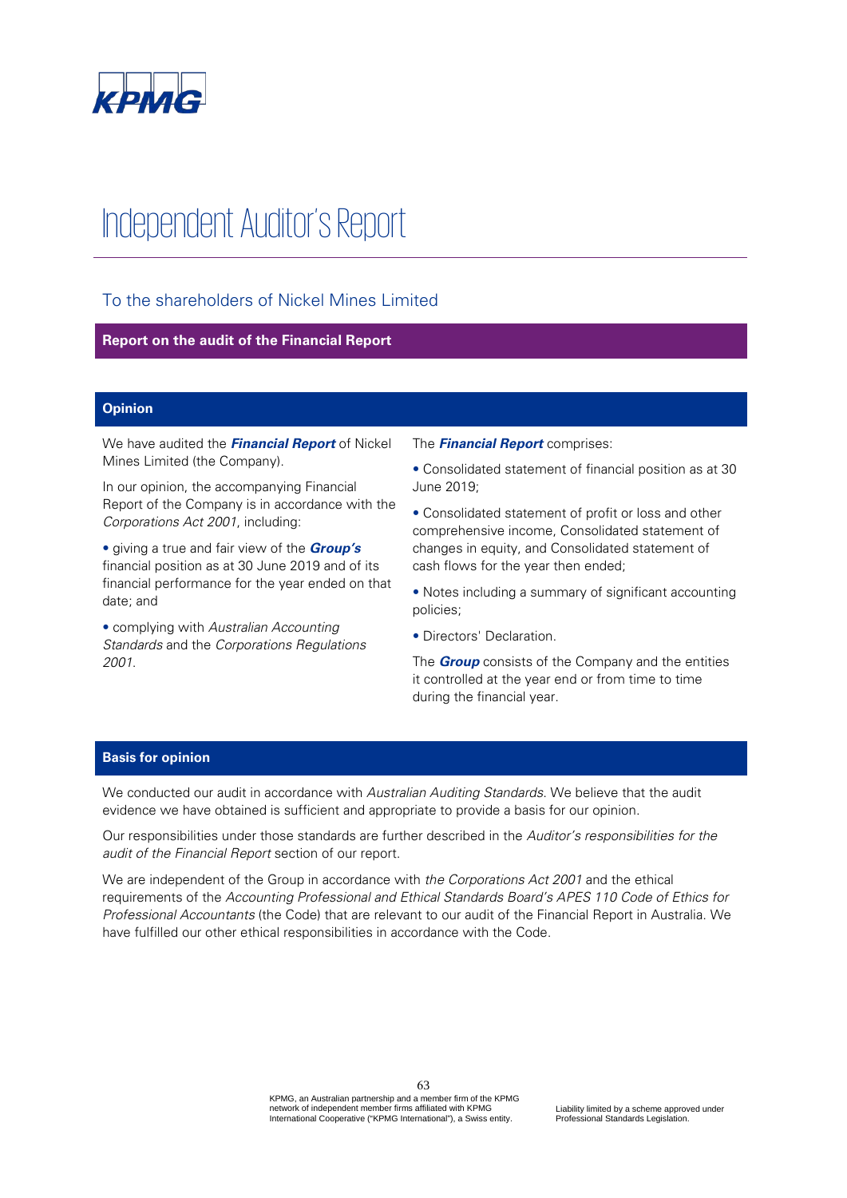# Independent Auditor's Report

## To the shareholders of Nickel Mines Limited

### Report on the audit of the Financial Report

#### Opinion

We have audited the ***Financial Report*** of Nickel Mines Limited (the Company).

In our opinion, the accompanying Financial Report of the Company is in accordance with the *Corporations Act 2001*, including:

- giving a true and fair view of the ***Group's*** financial position as at 30 June 2019 and of its financial performance for the year ended on that date; and
- complying with *Australian Accounting Standards* and the *Corporations Regulations 2001*.

The ***Financial Report*** comprises:

- Consolidated statement of financial position as at 30 June 2019;
- Consolidated statement of profit or loss and other comprehensive income, Consolidated statement of changes in equity, and Consolidated statement of cash flows for the year then ended;
- Notes including a summary of significant accounting policies;
- Directors' Declaration.

The ***Group*** consists of the Company and the entities it controlled at the year end or from time to time during the financial year.

#### Basis for opinion

We conducted our audit in accordance with *Australian Auditing Standards*. We believe that the audit evidence we have obtained is sufficient and appropriate to provide a basis for our opinion.

Our responsibilities under those standards are further described in the *Auditor's responsibilities for the audit of the Financial Report* section of our report.

We are independent of the Group in accordance with *the Corporations Act 2001* and the ethical requirements of the *Accounting Professional and Ethical Standards Board's APES 110 Code of Ethics for Professional Accountants* (the Code) that are relevant to our audit of the Financial Report in Australia. We have fulfilled our other ethical responsibilities in accordance with the Code.

KPMG, an Australian partnership and a member firm of the KPMG network of independent member firms affiliated with KPMG International Cooperative ("KPMG International"), a Swiss entity.

Liability limited by a scheme approved under Professional Standards Legislation.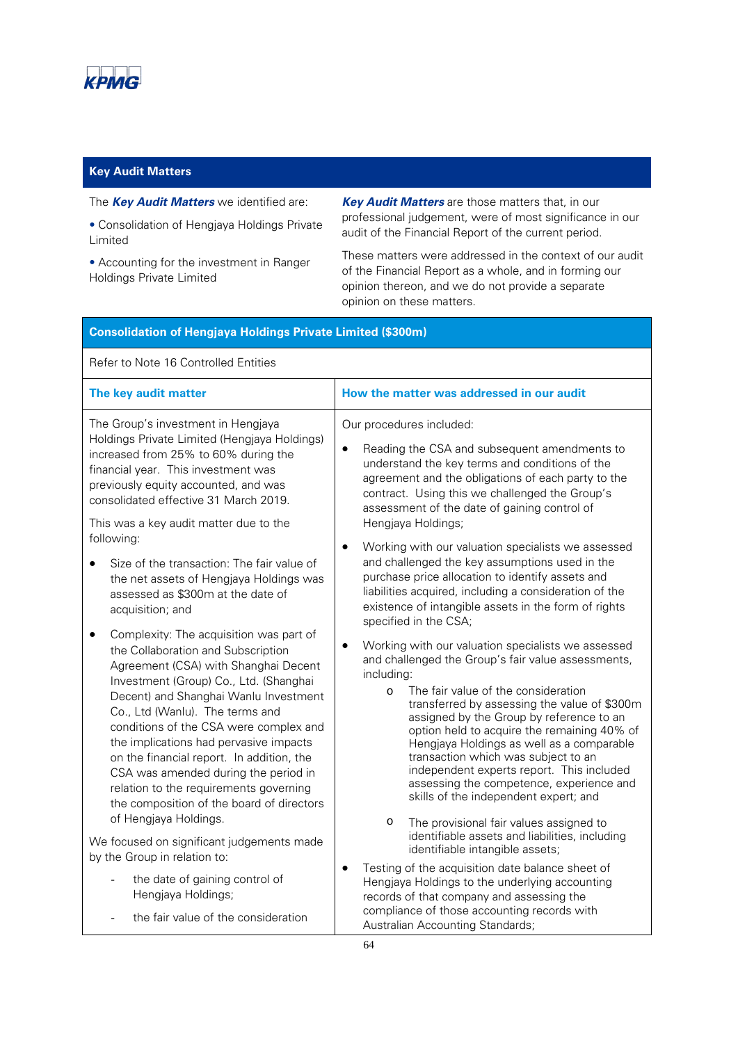KPMG

## Key Audit Matters

The ***Key Audit Matters*** we identified are:

- Consolidation of Hengjaya Holdings Private Limited
- Accounting for the investment in Ranger Holdings Private Limited

***Key Audit Matters*** are those matters that, in our professional judgement, were of most significance in our audit of the Financial Report of the current period.

These matters were addressed in the context of our audit of the Financial Report as a whole, and in forming our opinion thereon, and we do not provide a separate opinion on these matters.

### Consolidation of Hengjaya Holdings Private Limited ($300m)

Refer to Note 16 Controlled Entities

| The key audit matter | How the matter was addressed in our audit |
|---|---|
| The Group's investment in Hengjaya Holdings Private Limited (Hengjaya Holdings) increased from 25% to 60% during the financial year. This investment was previously equity accounted, and was consolidated effective 31 March 2019.<br><br>This was a key audit matter due to the following:<br><br>• Size of the transaction: The fair value of the net assets of Hengjaya Holdings was assessed as $300m at the date of acquisition; and<br><br>• Complexity: The acquisition was part of the Collaboration and Subscription Agreement (CSA) with Shanghai Decent Investment (Group) Co., Ltd. (Shanghai Decent) and Shanghai Wanlu Investment Co., Ltd (Wanlu). The terms and conditions of the CSA were complex and the implications had pervasive impacts on the financial report. In addition, the CSA was amended during the period in relation to the requirements governing the composition of the board of directors of Hengjaya Holdings.<br><br>We focused on significant judgements made by the Group in relation to:<br><br>- the date of gaining control of Hengjaya Holdings;<br>- the fair value of the consideration | Our procedures included:<br><br>• Reading the CSA and subsequent amendments to understand the key terms and conditions of the agreement and the obligations of each party to the contract. Using this we challenged the Group's assessment of the date of gaining control of Hengjaya Holdings;<br><br>• Working with our valuation specialists we assessed and challenged the key assumptions used in the purchase price allocation to identify assets and liabilities acquired, including a consideration of the existence of intangible assets in the form of rights specified in the CSA;<br><br>• Working with our valuation specialists we assessed and challenged the Group's fair value assessments, including:<br>&nbsp;&nbsp;o The fair value of the consideration transferred by assessing the value of $300m assigned by the Group by reference to an option held to acquire the remaining 40% of Hengjaya Holdings as well as a comparable transaction which was subject to an independent experts report. This included assessing the competence, experience and skills of the independent expert; and<br>&nbsp;&nbsp;o The provisional fair values assigned to identifiable assets and liabilities, including identifiable intangible assets;<br><br>• Testing of the acquisition date balance sheet of Hengjaya Holdings to the underlying accounting records of that company and assessing the compliance of those accounting records with Australian Accounting Standards; |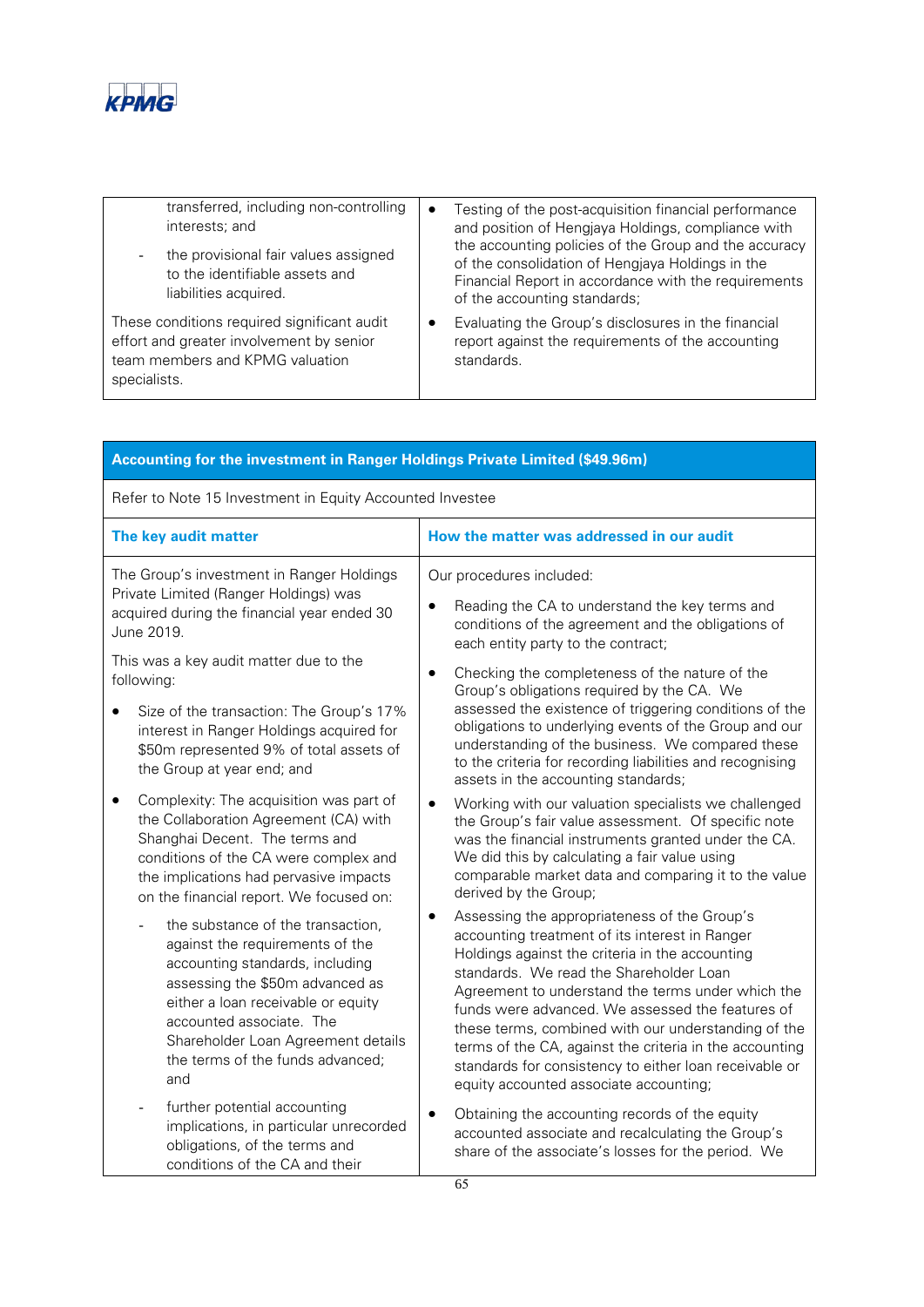| | |
|---|---|
| - transferred, including non-controlling interests; and<br>- the provisional fair values assigned to the identifiable assets and liabilities acquired.<br><br>These conditions required significant audit effort and greater involvement by senior team members and KPMG valuation specialists. | • Testing of the post-acquisition financial performance and position of Hengjaya Holdings, compliance with the accounting policies of the Group and the accuracy of the consolidation of Hengjaya Holdings in the Financial Report in accordance with the requirements of the accounting standards;<br>• Evaluating the Group's disclosures in the financial report against the requirements of the accounting standards. |

| **Accounting for the investment in Ranger Holdings Private Limited ($49.96m)** | |
|---|---|
| Refer to Note 15 Investment in Equity Accounted Investee | |
| **The key audit matter** | **How the matter was addressed in our audit** |
| The Group's investment in Ranger Holdings Private Limited (Ranger Holdings) was acquired during the financial year ended 30 June 2019.<br><br>This was a key audit matter due to the following:<br><br>• Size of the transaction: The Group's 17% interest in Ranger Holdings acquired for $50m represented 9% of total assets of the Group at year end; and<br>• Complexity: The acquisition was part of the Collaboration Agreement (CA) with Shanghai Decent. The terms and conditions of the CA were complex and the implications had pervasive impacts on the financial report. We focused on:<br>  - the substance of the transaction, against the requirements of the accounting standards, including assessing the $50m advanced as either a loan receivable or equity accounted associate. The Shareholder Loan Agreement details the terms of the funds advanced; and<br>  - further potential accounting implications, in particular unrecorded obligations, of the terms and conditions of the CA and their | Our procedures included:<br><br>• Reading the CA to understand the key terms and conditions of the agreement and the obligations of each entity party to the contract;<br>• Checking the completeness of the nature of the Group's obligations required by the CA. We assessed the existence of triggering conditions of the obligations to underlying events of the Group and our understanding of the business. We compared these to the criteria for recording liabilities and recognising assets in the accounting standards;<br>• Working with our valuation specialists we challenged the Group's fair value assessment. Of specific note was the financial instruments granted under the CA. We did this by calculating a fair value using comparable market data and comparing it to the value derived by the Group;<br>• Assessing the appropriateness of the Group's accounting treatment of its interest in Ranger Holdings against the criteria in the accounting standards. We read the Shareholder Loan Agreement to understand the terms under which the funds were advanced. We assessed the features of these terms, combined with our understanding of the terms of the CA, against the criteria in the accounting standards for consistency to either loan receivable or equity accounted associate accounting;<br>• Obtaining the accounting records of the equity accounted associate and recalculating the Group's share of the associate's losses for the period. We |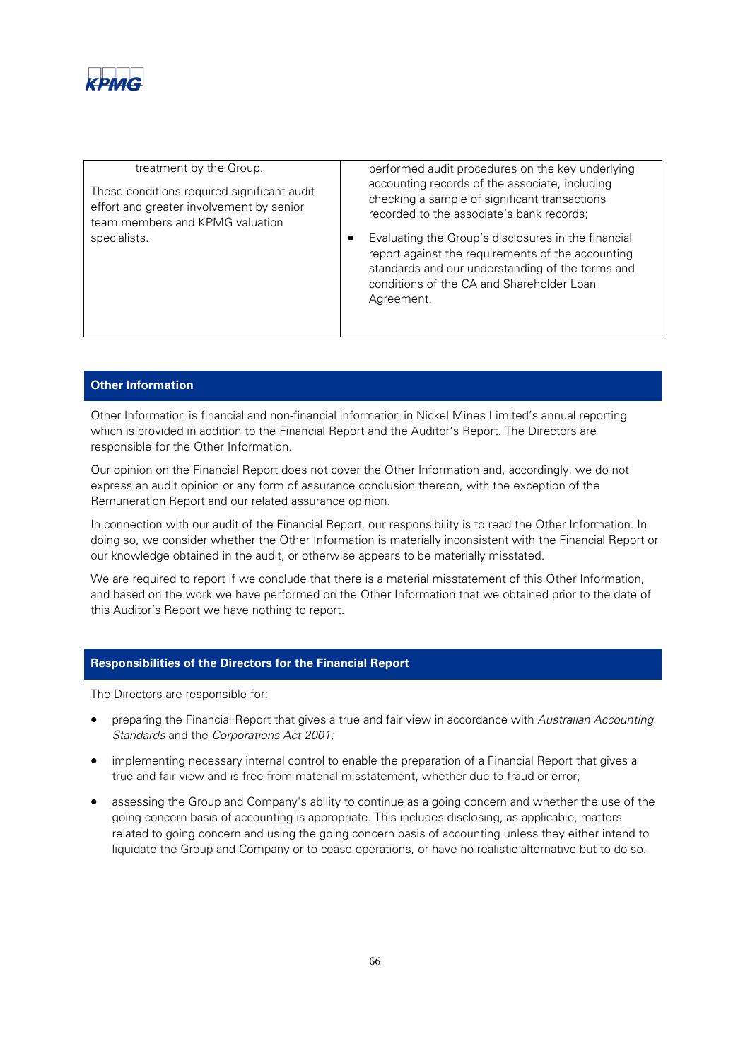| | |
|---|---|
| treatment by the Group.<br><br>These conditions required significant audit effort and greater involvement by senior team members and KPMG valuation specialists. | performed audit procedures on the key underlying accounting records of the associate, including checking a sample of significant transactions recorded to the associate's bank records;<br><br>• Evaluating the Group's disclosures in the financial report against the requirements of the accounting standards and our understanding of the terms and conditions of the CA and Shareholder Loan Agreement. |

## Other Information

Other Information is financial and non-financial information in Nickel Mines Limited's annual reporting which is provided in addition to the Financial Report and the Auditor's Report. The Directors are responsible for the Other Information.

Our opinion on the Financial Report does not cover the Other Information and, accordingly, we do not express an audit opinion or any form of assurance conclusion thereon, with the exception of the Remuneration Report and our related assurance opinion.

In connection with our audit of the Financial Report, our responsibility is to read the Other Information. In doing so, we consider whether the Other Information is materially inconsistent with the Financial Report or our knowledge obtained in the audit, or otherwise appears to be materially misstated.

We are required to report if we conclude that there is a material misstatement of this Other Information, and based on the work we have performed on the Other Information that we obtained prior to the date of this Auditor's Report we have nothing to report.

## Responsibilities of the Directors for the Financial Report

The Directors are responsible for:

- preparing the Financial Report that gives a true and fair view in accordance with *Australian Accounting Standards* and the *Corporations Act 2001;*
- implementing necessary internal control to enable the preparation of a Financial Report that gives a true and fair view and is free from material misstatement, whether due to fraud or error;
- assessing the Group and Company's ability to continue as a going concern and whether the use of the going concern basis of accounting is appropriate. This includes disclosing, as applicable, matters related to going concern and using the going concern basis of accounting unless they either intend to liquidate the Group and Company or to cease operations, or have no realistic alternative but to do so.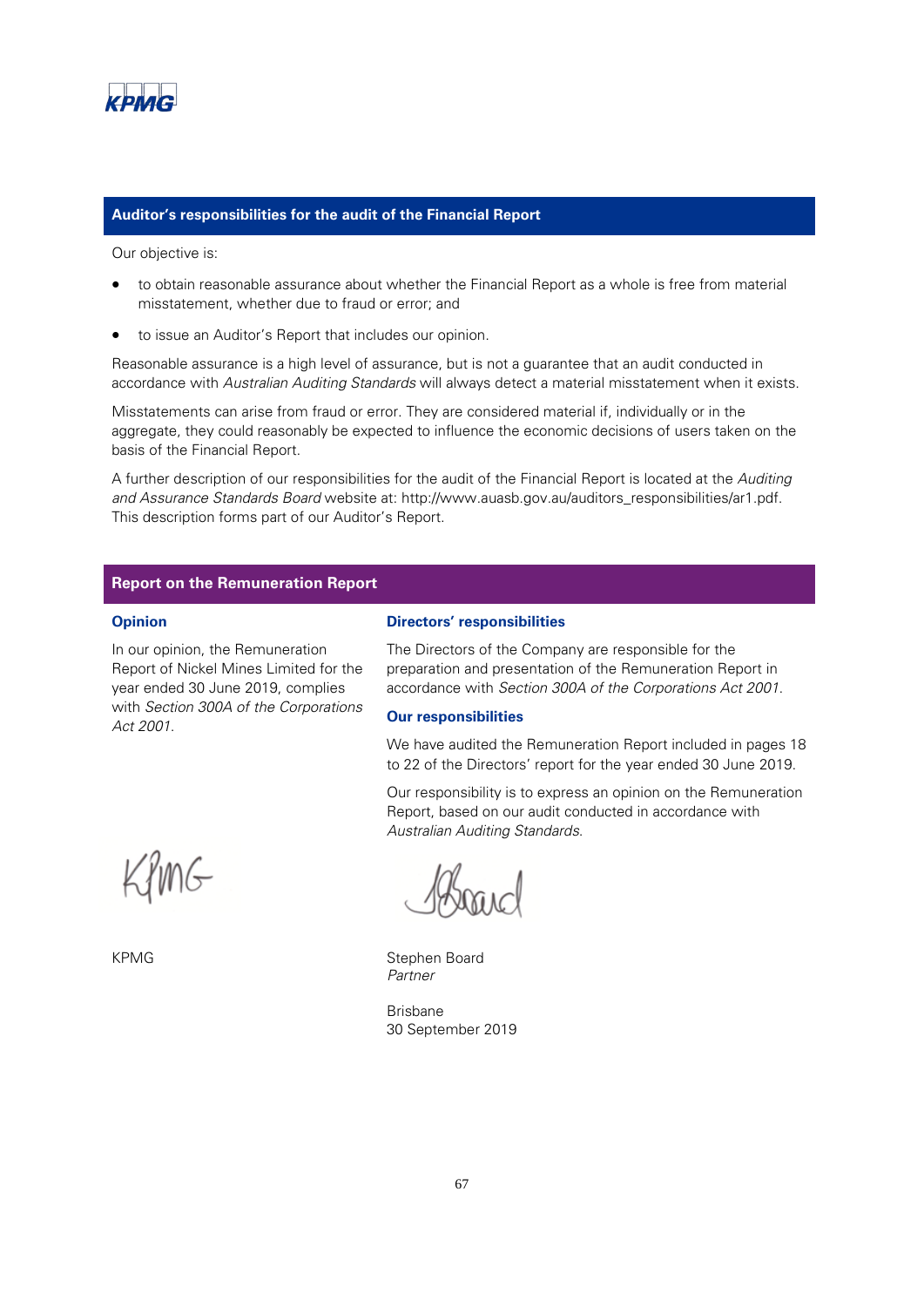## Auditor's responsibilities for the audit of the Financial Report

Our objective is:

- to obtain reasonable assurance about whether the Financial Report as a whole is free from material misstatement, whether due to fraud or error; and
- to issue an Auditor's Report that includes our opinion.

Reasonable assurance is a high level of assurance, but is not a guarantee that an audit conducted in accordance with *Australian Auditing Standards* will always detect a material misstatement when it exists.

Misstatements can arise from fraud or error. They are considered material if, individually or in the aggregate, they could reasonably be expected to influence the economic decisions of users taken on the basis of the Financial Report.

A further description of our responsibilities for the audit of the Financial Report is located at the *Auditing and Assurance Standards Board* website at: http://www.auasb.gov.au/auditors_responsibilities/ar1.pdf. This description forms part of our Auditor's Report.

## Report on the Remuneration Report

### Opinion

In our opinion, the Remuneration Report of Nickel Mines Limited for the year ended 30 June 2019, complies with *Section 300A of the Corporations Act 2001*.

### Directors' responsibilities

The Directors of the Company are responsible for the preparation and presentation of the Remuneration Report in accordance with *Section 300A of the Corporations Act 2001*.

### Our responsibilities

We have audited the Remuneration Report included in pages 18 to 22 of the Directors' report for the year ended 30 June 2019.

Our responsibility is to express an opinion on the Remuneration Report, based on our audit conducted in accordance with *Australian Auditing Standards*.

KPMG

Stephen Board
*Partner*

Brisbane
30 September 2019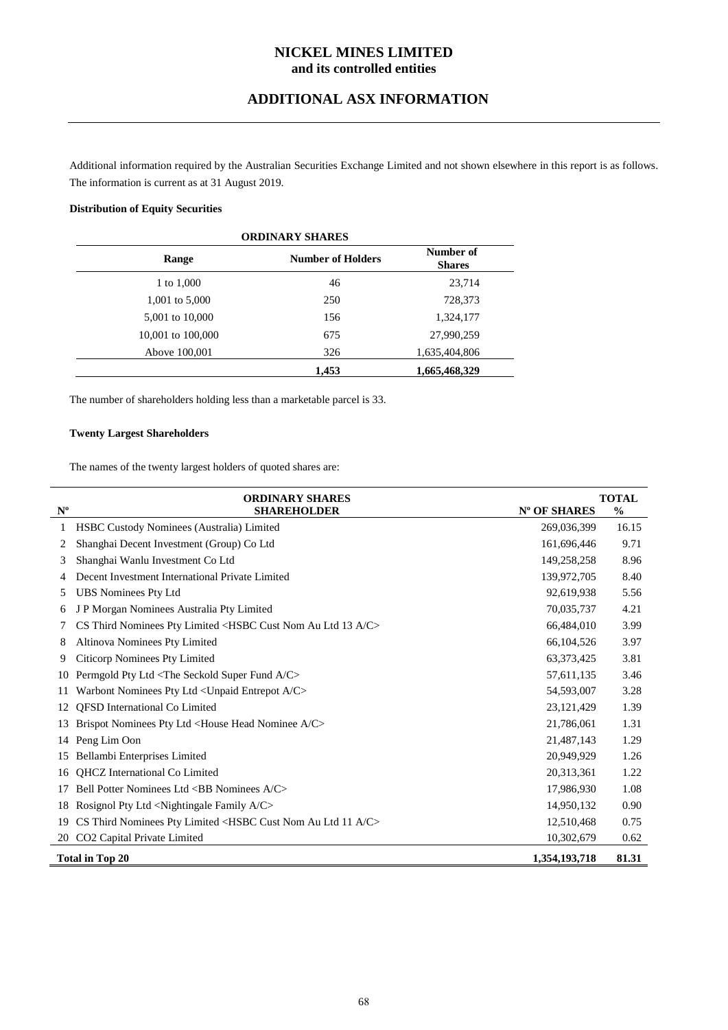# NICKEL MINES LIMITED
**and its controlled entities**

## ADDITIONAL ASX INFORMATION

Additional information required by the Australian Securities Exchange Limited and not shown elsewhere in this report is as follows. The information is current as at 31 August 2019.

**Distribution of Equity Securities**

| ORDINARY SHARES | | |
|---|---|---|
| **Range** | **Number of Holders** | **Number of Shares** |
| 1 to 1,000 | 46 | 23,714 |
| 1,001 to 5,000 | 250 | 728,373 |
| 5,001 to 10,000 | 156 | 1,324,177 |
| 10,001 to 100,000 | 675 | 27,990,259 |
| Above 100,001 | 326 | 1,635,404,806 |
| | **1,453** | **1,665,468,329** |

The number of shareholders holding less than a marketable parcel is 33.

**Twenty Largest Shareholders**

The names of the twenty largest holders of quoted shares are:

| Nº | ORDINARY SHARES SHAREHOLDER | Nº OF SHARES | TOTAL % |
|---|---|---|---|
| 1 | HSBC Custody Nominees (Australia) Limited | 269,036,399 | 16.15 |
| 2 | Shanghai Decent Investment (Group) Co Ltd | 161,696,446 | 9.71 |
| 3 | Shanghai Wanlu Investment Co Ltd | 149,258,258 | 8.96 |
| 4 | Decent Investment International Private Limited | 139,972,705 | 8.40 |
| 5 | UBS Nominees Pty Ltd | 92,619,938 | 5.56 |
| 6 | J P Morgan Nominees Australia Pty Limited | 70,035,737 | 4.21 |
| 7 | CS Third Nominees Pty Limited <HSBC Cust Nom Au Ltd 13 A/C> | 66,484,010 | 3.99 |
| 8 | Altinova Nominees Pty Limited | 66,104,526 | 3.97 |
| 9 | Citicorp Nominees Pty Limited | 63,373,425 | 3.81 |
| 10 | Permgold Pty Ltd <The Seckold Super Fund A/C> | 57,611,135 | 3.46 |
| 11 | Warbont Nominees Pty Ltd <Unpaid Entrepot A/C> | 54,593,007 | 3.28 |
| 12 | QFSD International Co Limited | 23,121,429 | 1.39 |
| 13 | Brispot Nominees Pty Ltd <House Head Nominee A/C> | 21,786,061 | 1.31 |
| 14 | Peng Lim Oon | 21,487,143 | 1.29 |
| 15 | Bellambi Enterprises Limited | 20,949,929 | 1.26 |
| 16 | QHCZ International Co Limited | 20,313,361 | 1.22 |
| 17 | Bell Potter Nominees Ltd <BB Nominees A/C> | 17,986,930 | 1.08 |
| 18 | Rosignol Pty Ltd <Nightingale Family A/C> | 14,950,132 | 0.90 |
| 19 | CS Third Nominees Pty Limited <HSBC Cust Nom Au Ltd 11 A/C> | 12,510,468 | 0.75 |
| 20 | CO2 Capital Private Limited | 10,302,679 | 0.62 |
| **Total in Top 20** | | **1,354,193,718** | **81.31** |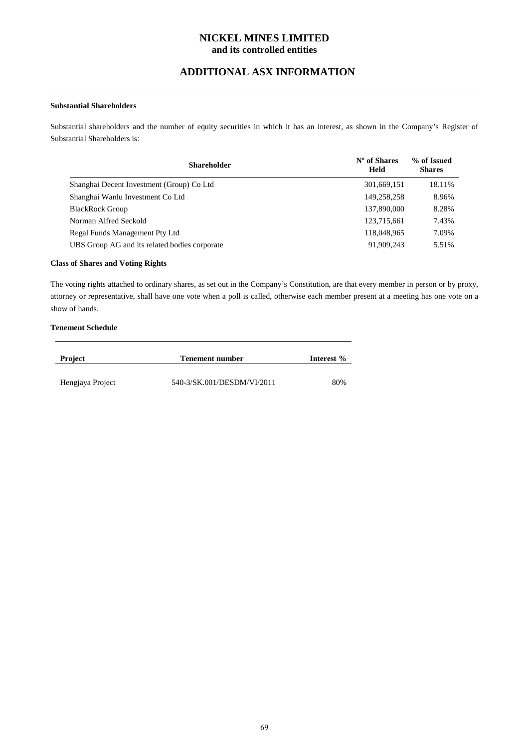# NICKEL MINES LIMITED
**and its controlled entities**

## ADDITIONAL ASX INFORMATION

### Substantial Shareholders

Substantial shareholders and the number of equity securities in which it has an interest, as shown in the Company's Register of Substantial Shareholders is:

| Shareholder | Nº of Shares Held | % of Issued Shares |
|---|---|---|
| Shanghai Decent Investment (Group) Co Ltd | 301,669,151 | 18.11% |
| Shanghai Wanlu Investment Co Ltd | 149,258,258 | 8.96% |
| BlackRock Group | 137,890,000 | 8.28% |
| Norman Alfred Seckold | 123,715,661 | 7.43% |
| Regal Funds Management Pty Ltd | 118,048,965 | 7.09% |
| UBS Group AG and its related bodies corporate | 91,909,243 | 5.51% |

### Class of Shares and Voting Rights

The voting rights attached to ordinary shares, as set out in the Company's Constitution, are that every member in person or by proxy, attorney or representative, shall have one vote when a poll is called, otherwise each member present at a meeting has one vote on a show of hands.

### Tenement Schedule

| Project | Tenement number | Interest % |
|---|---|---|
| Hengjaya Project | 540-3/SK.001/DESDM/VI/2011 | 80% |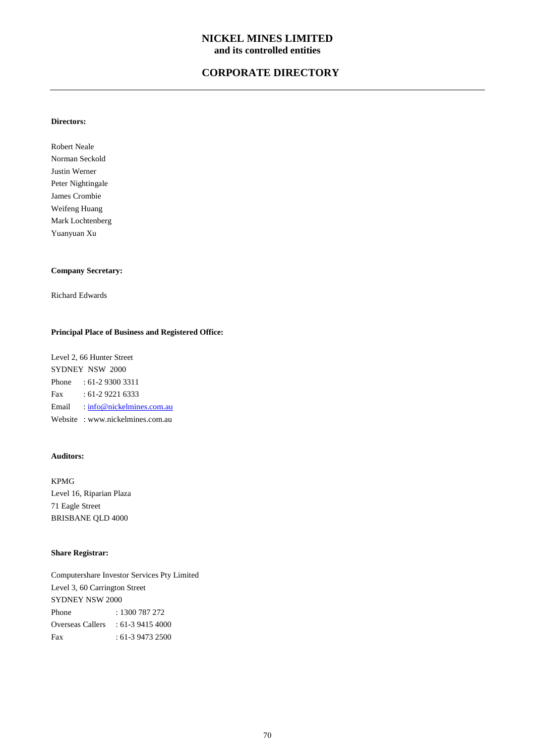# NICKEL MINES LIMITED
**and its controlled entities**

## CORPORATE DIRECTORY

**Directors:**

Robert Neale
Norman Seckold
Justin Werner
Peter Nightingale
James Crombie
Weifeng Huang
Mark Lochtenberg
Yuanyuan Xu

**Company Secretary:**

Richard Edwards

**Principal Place of Business and Registered Office:**

Level 2, 66 Hunter Street
SYDNEY NSW 2000
Phone : 61-2 9300 3311
Fax : 61-2 9221 6333
Email : info@nickelmines.com.au
Website : www.nickelmines.com.au

**Auditors:**

KPMG
Level 16, Riparian Plaza
71 Eagle Street
BRISBANE QLD 4000

**Share Registrar:**

Computershare Investor Services Pty Limited
Level 3, 60 Carrington Street
SYDNEY NSW 2000
Phone : 1300 787 272
Overseas Callers : 61-3 9415 4000
Fax : 61-3 9473 2500